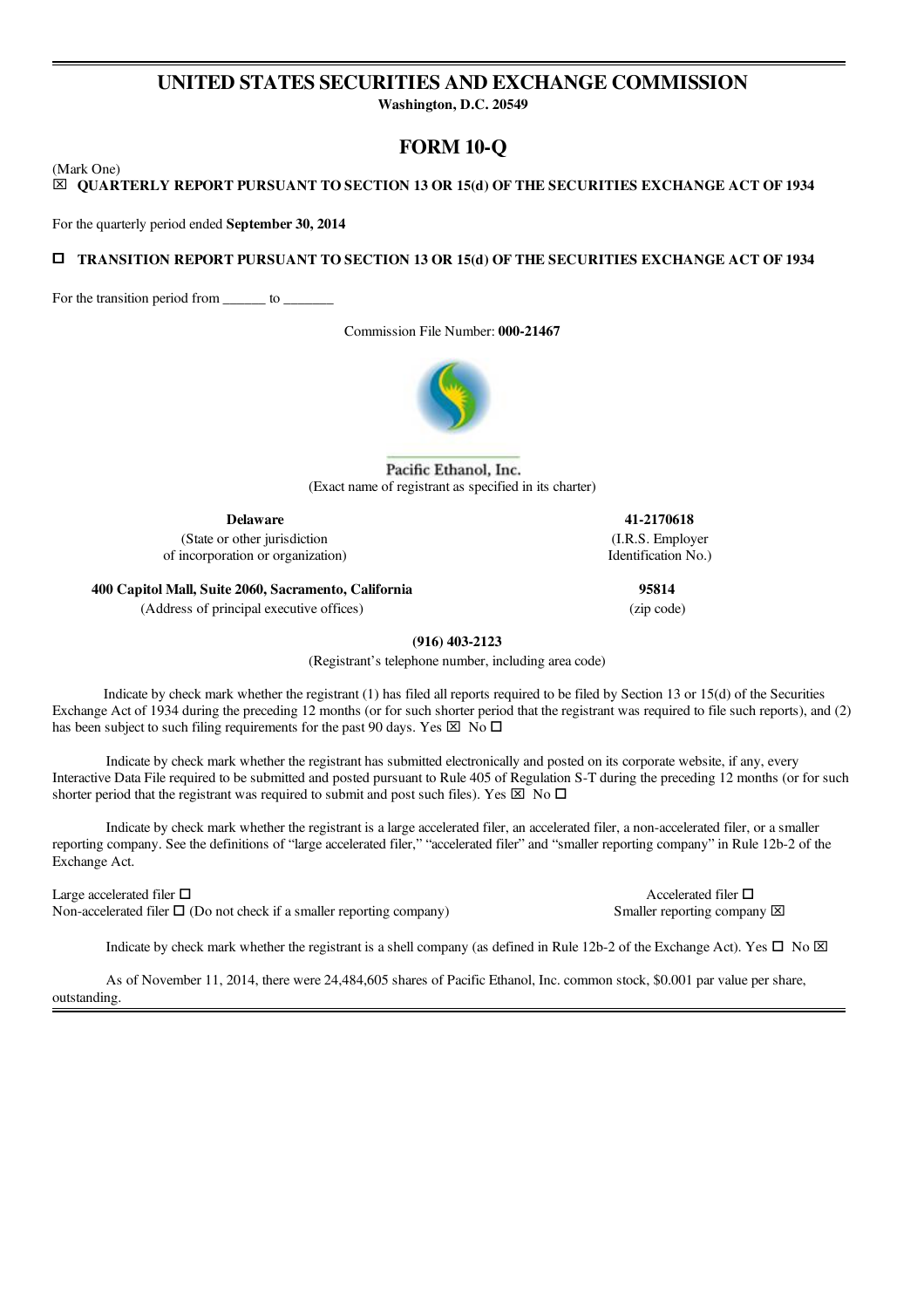# UNITED STATES SECURITIES AND EXCHANGE COMMISSION

**Washington, D.C. 20549**

# FORM 10-Q

(Mark One)

☒ **QUARTERLY REPORT PURSUANT TO SECTION 13 OR 15(d) OF THE SECURITIES EXCHANGE ACT OF 1934**

For the quarterly period ended **September 30, 2014**

☐ **TRANSITION REPORT PURSUANT TO SECTION 13 OR 15(d) OF THE SECURITIES EXCHANGE ACT OF 1934**

For the transition period from ______ to _______

Commission File Number: **000-21467**

Pacific Ethanol, Inc.

(Exact name of registrant as specified in its charter)

| **Delaware** | **41-2170618** |
|---|---|
| (State or other jurisdiction of incorporation or organization) | (I.R.S. Employer Identification No.) |
| **400 Capitol Mall, Suite 2060, Sacramento, California** | **95814** |
| (Address of principal executive offices) | (zip code) |

**(916) 403-2123**

(Registrant's telephone number, including area code)

Indicate by check mark whether the registrant (1) has filed all reports required to be filed by Section 13 or 15(d) of the Securities Exchange Act of 1934 during the preceding 12 months (or for such shorter period that the registrant was required to file such reports), and (2) has been subject to such filing requirements for the past 90 days. Yes ☒ No ☐

Indicate by check mark whether the registrant has submitted electronically and posted on its corporate website, if any, every Interactive Data File required to be submitted and posted pursuant to Rule 405 of Regulation S-T during the preceding 12 months (or for such shorter period that the registrant was required to submit and post such files). Yes ☒ No ☐

Indicate by check mark whether the registrant is a large accelerated filer, an accelerated filer, a non-accelerated filer, or a smaller reporting company. See the definitions of "large accelerated filer," "accelerated filer" and "smaller reporting company" in Rule 12b-2 of the Exchange Act.

| | |
|---|---|
| Large accelerated filer ☐ | Accelerated filer ☐ |
| Non-accelerated filer ☐ (Do not check if a smaller reporting company) | Smaller reporting company ☒ |

Indicate by check mark whether the registrant is a shell company (as defined in Rule 12b-2 of the Exchange Act). Yes ☐ No ☒

As of November 11, 2014, there were 24,484,605 shares of Pacific Ethanol, Inc. common stock, $0.001 par value per share, outstanding.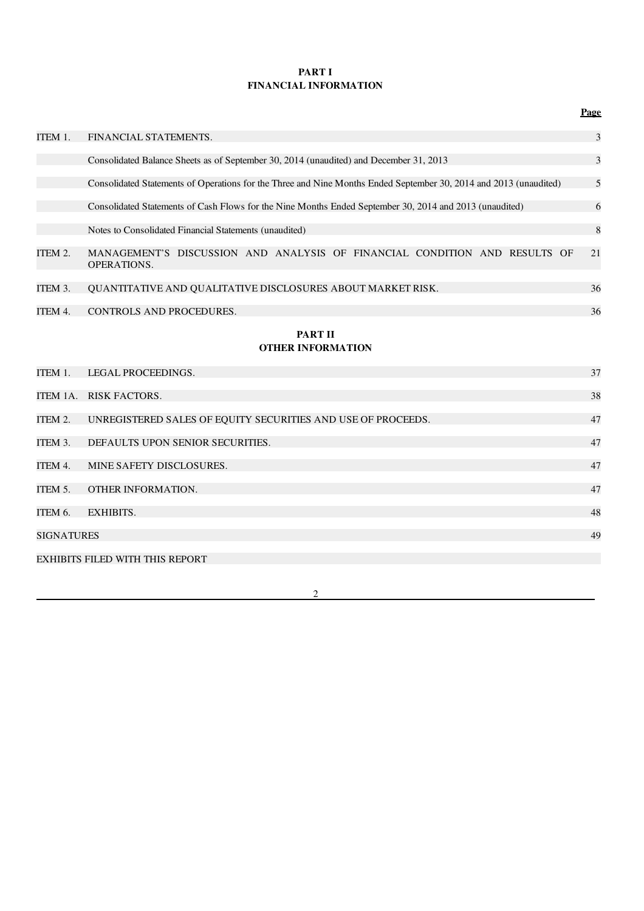## PART I
## FINANCIAL INFORMATION

| | | Page |
|---|---|---|
| ITEM 1. | FINANCIAL STATEMENTS. | 3 |
| | Consolidated Balance Sheets as of September 30, 2014 (unaudited) and December 31, 2013 | 3 |
| | Consolidated Statements of Operations for the Three and Nine Months Ended September 30, 2014 and 2013 (unaudited) | 5 |
| | Consolidated Statements of Cash Flows for the Nine Months Ended September 30, 2014 and 2013 (unaudited) | 6 |
| | Notes to Consolidated Financial Statements (unaudited) | 8 |
| ITEM 2. | MANAGEMENT'S DISCUSSION AND ANALYSIS OF FINANCIAL CONDITION AND RESULTS OF OPERATIONS. | 21 |
| ITEM 3. | QUANTITATIVE AND QUALITATIVE DISCLOSURES ABOUT MARKET RISK. | 36 |
| ITEM 4. | CONTROLS AND PROCEDURES. | 36 |

## PART II
## OTHER INFORMATION

| | | |
|---|---|---|
| ITEM 1. | LEGAL PROCEEDINGS. | 37 |
| ITEM 1A. | RISK FACTORS. | 38 |
| ITEM 2. | UNREGISTERED SALES OF EQUITY SECURITIES AND USE OF PROCEEDS. | 47 |
| ITEM 3. | DEFAULTS UPON SENIOR SECURITIES. | 47 |
| ITEM 4. | MINE SAFETY DISCLOSURES. | 47 |
| ITEM 5. | OTHER INFORMATION. | 47 |
| ITEM 6. | EXHIBITS. | 48 |
| SIGNATURES | | 49 |
| EXHIBITS FILED WITH THIS REPORT | | |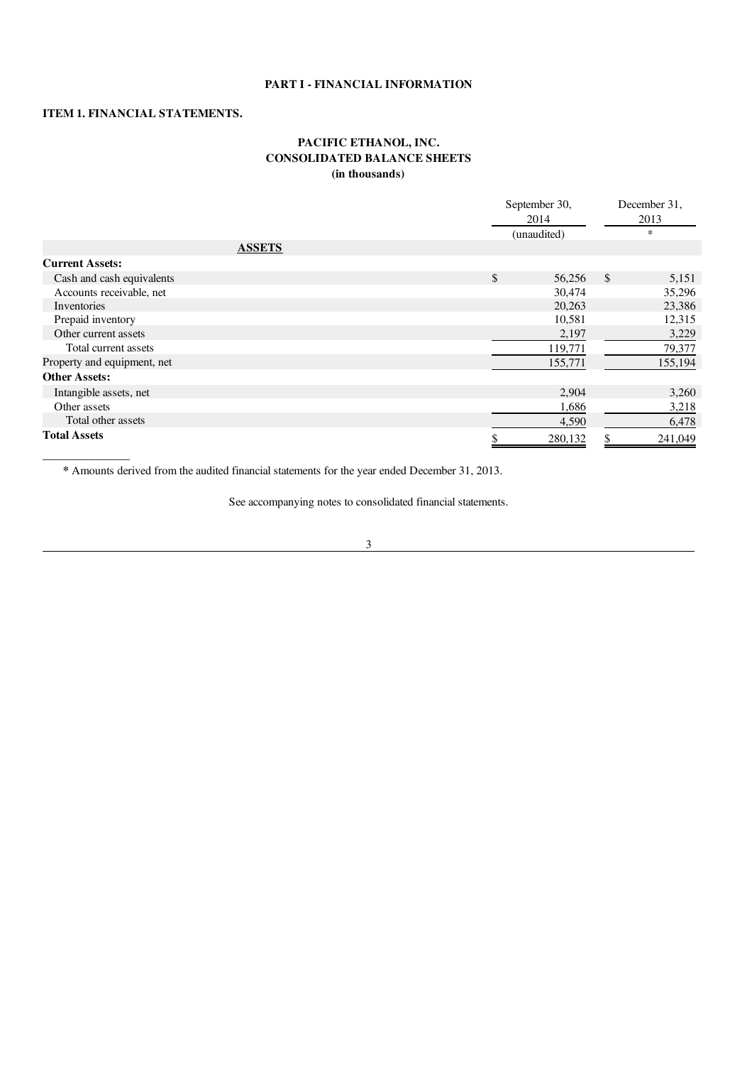# PART I - FINANCIAL INFORMATION

## ITEM 1. FINANCIAL STATEMENTS.

### PACIFIC ETHANOL, INC.
### CONSOLIDATED BALANCE SHEETS
### (in thousands)

| | September 30, 2014 | December 31, 2013 |
|---|---|---|
| | (unaudited) | * |
| **ASSETS** | | |
| **Current Assets:** | | |
| Cash and cash equivalents | $ 56,256 | $ 5,151 |
| Accounts receivable, net | 30,474 | 35,296 |
| Inventories | 20,263 | 23,386 |
| Prepaid inventory | 10,581 | 12,315 |
| Other current assets | 2,197 | 3,229 |
| Total current assets | 119,771 | 79,377 |
| Property and equipment, net | 155,771 | 155,194 |
| **Other Assets:** | | |
| Intangible assets, net | 2,904 | 3,260 |
| Other assets | 1,686 | 3,218 |
| Total other assets | 4,590 | 6,478 |
| **Total Assets** | $ 280,132 | $ 241,049 |

---

**\*** Amounts derived from the audited financial statements for the year ended December 31, 2013.

See accompanying notes to consolidated financial statements.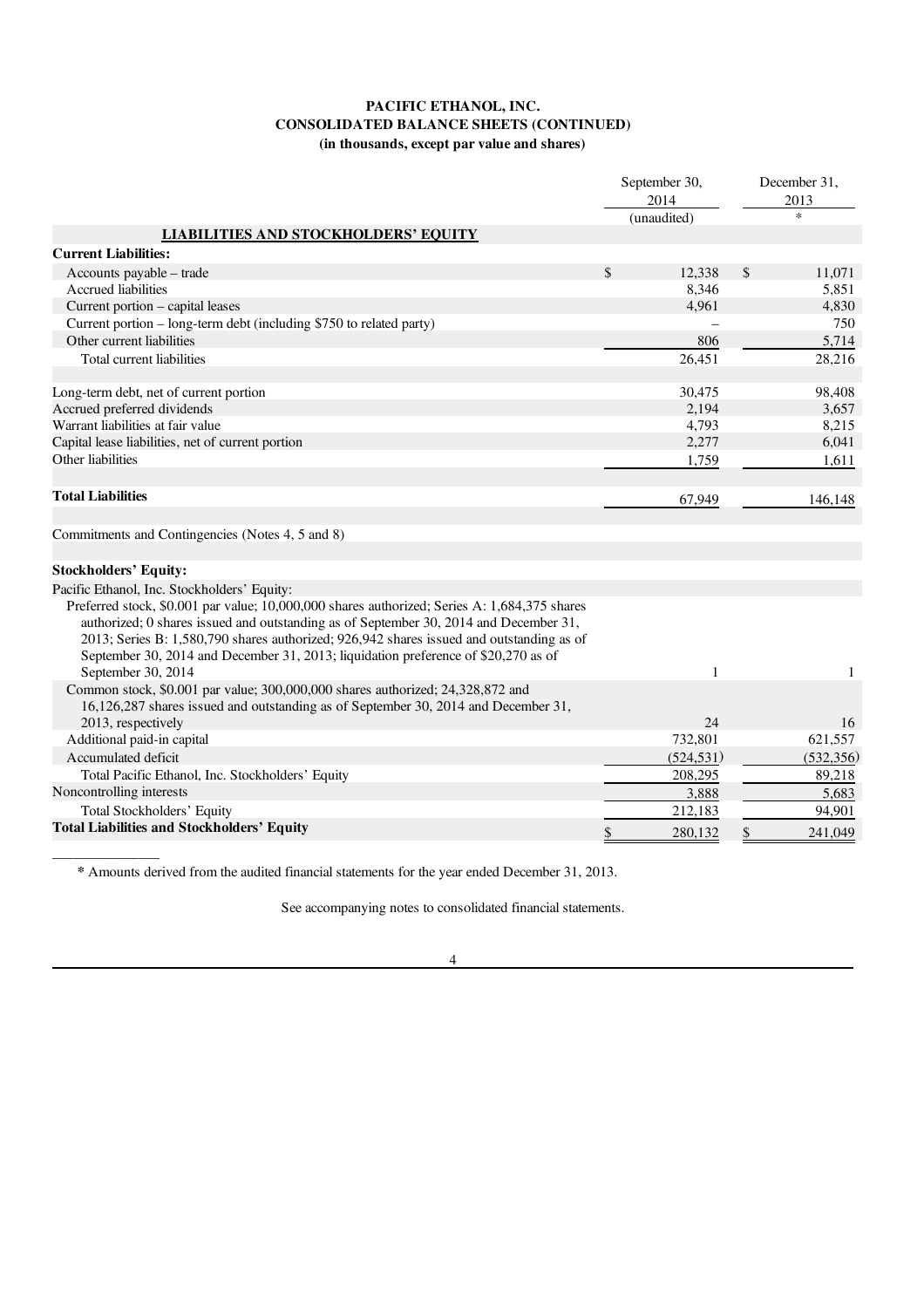# PACIFIC ETHANOL, INC.
## CONSOLIDATED BALANCE SHEETS (CONTINUED)
### (in thousands, except par value and shares)

| | September 30, 2014 (unaudited) | December 31, 2013 * |
|---|---|---|
| **LIABILITIES AND STOCKHOLDERS' EQUITY** | | |
| **Current Liabilities:** | | |
| Accounts payable – trade | $ 12,338 | $ 11,071 |
| Accrued liabilities | 8,346 | 5,851 |
| Current portion – capital leases | 4,961 | 4,830 |
| Current portion – long-term debt (including $750 to related party) | – | 750 |
| Other current liabilities | 806 | 5,714 |
| Total current liabilities | 26,451 | 28,216 |
| | | |
| Long-term debt, net of current portion | 30,475 | 98,408 |
| Accrued preferred dividends | 2,194 | 3,657 |
| Warrant liabilities at fair value | 4,793 | 8,215 |
| Capital lease liabilities, net of current portion | 2,277 | 6,041 |
| Other liabilities | 1,759 | 1,611 |
| | | |
| **Total Liabilities** | 67,949 | 146,148 |
| | | |
| Commitments and Contingencies (Notes 4, 5 and 8) | | |
| | | |
| **Stockholders' Equity:** | | |
| Pacific Ethanol, Inc. Stockholders' Equity: | | |
| Preferred stock, $0.001 par value; 10,000,000 shares authorized; Series A: 1,684,375 shares authorized; 0 shares issued and outstanding as of September 30, 2014 and December 31, 2013; Series B: 1,580,790 shares authorized; 926,942 shares issued and outstanding as of September 30, 2014 and December 31, 2013; liquidation preference of $20,270 as of September 30, 2014 | 1 | 1 |
| Common stock, $0.001 par value; 300,000,000 shares authorized; 24,328,872 and 16,126,287 shares issued and outstanding as of September 30, 2014 and December 31, 2013, respectively | 24 | 16 |
| Additional paid-in capital | 732,801 | 621,557 |
| Accumulated deficit | (524,531) | (532,356) |
| Total Pacific Ethanol, Inc. Stockholders' Equity | 208,295 | 89,218 |
| Noncontrolling interests | 3,888 | 5,683 |
| Total Stockholders' Equity | 212,183 | 94,901 |
| **Total Liabilities and Stockholders' Equity** | $ 280,132 | $ 241,049 |

---

**\*** Amounts derived from the audited financial statements for the year ended December 31, 2013.

See accompanying notes to consolidated financial statements.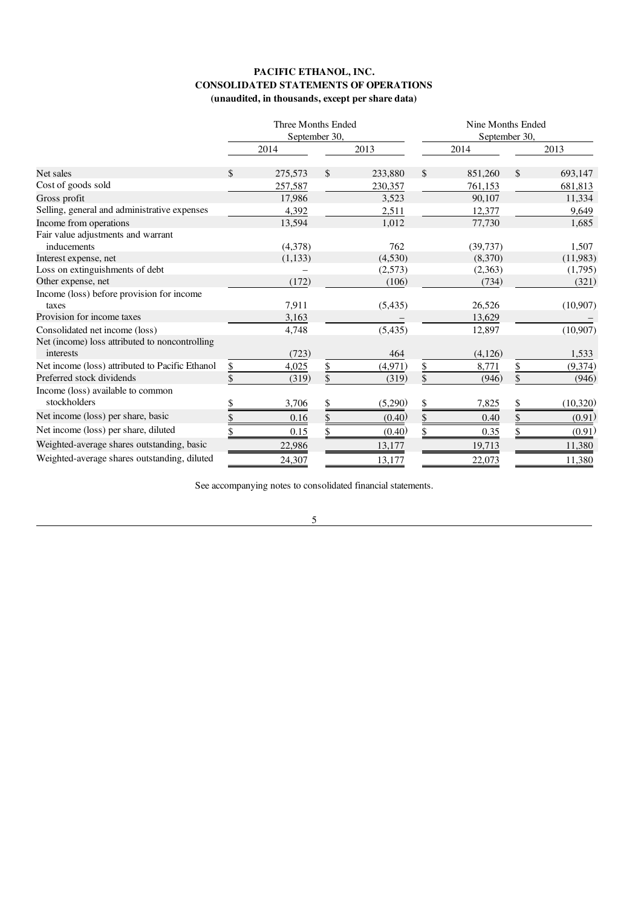**PACIFIC ETHANOL, INC.**
**CONSOLIDATED STATEMENTS OF OPERATIONS**
**(unaudited, in thousands, except per share data)**

| | Three Months Ended September 30, | | Nine Months Ended September 30, | |
|---|---|---|---|---|
| | 2014 | 2013 | 2014 | 2013 |
| Net sales | $ 275,573 | $ 233,880 | $ 851,260 | $ 693,147 |
| Cost of goods sold | 257,587 | 230,357 | 761,153 | 681,813 |
| Gross profit | 17,986 | 3,523 | 90,107 | 11,334 |
| Selling, general and administrative expenses | 4,392 | 2,511 | 12,377 | 9,649 |
| Income from operations | 13,594 | 1,012 | 77,730 | 1,685 |
| Fair value adjustments and warrant inducements | (4,378) | 762 | (39,737) | 1,507 |
| Interest expense, net | (1,133) | (4,530) | (8,370) | (11,983) |
| Loss on extinguishments of debt | – | (2,573) | (2,363) | (1,795) |
| Other expense, net | (172) | (106) | (734) | (321) |
| Income (loss) before provision for income taxes | 7,911 | (5,435) | 26,526 | (10,907) |
| Provision for income taxes | 3,163 | – | 13,629 | – |
| Consolidated net income (loss) | 4,748 | (5,435) | 12,897 | (10,907) |
| Net (income) loss attributed to noncontrolling interests | (723) | 464 | (4,126) | 1,533 |
| Net income (loss) attributed to Pacific Ethanol | $ 4,025 | $ (4,971) | $ 8,771 | $ (9,374) |
| Preferred stock dividends | $ (319) | $ (319) | $ (946) | $ (946) |
| Income (loss) available to common stockholders | $ 3,706 | $ (5,290) | $ 7,825 | $ (10,320) |
| Net income (loss) per share, basic | $ 0.16 | $ (0.40) | $ 0.40 | $ (0.91) |
| Net income (loss) per share, diluted | $ 0.15 | $ (0.40) | $ 0.35 | $ (0.91) |
| Weighted-average shares outstanding, basic | 22,986 | 13,177 | 19,713 | 11,380 |
| Weighted-average shares outstanding, diluted | 24,307 | 13,177 | 22,073 | 11,380 |

See accompanying notes to consolidated financial statements.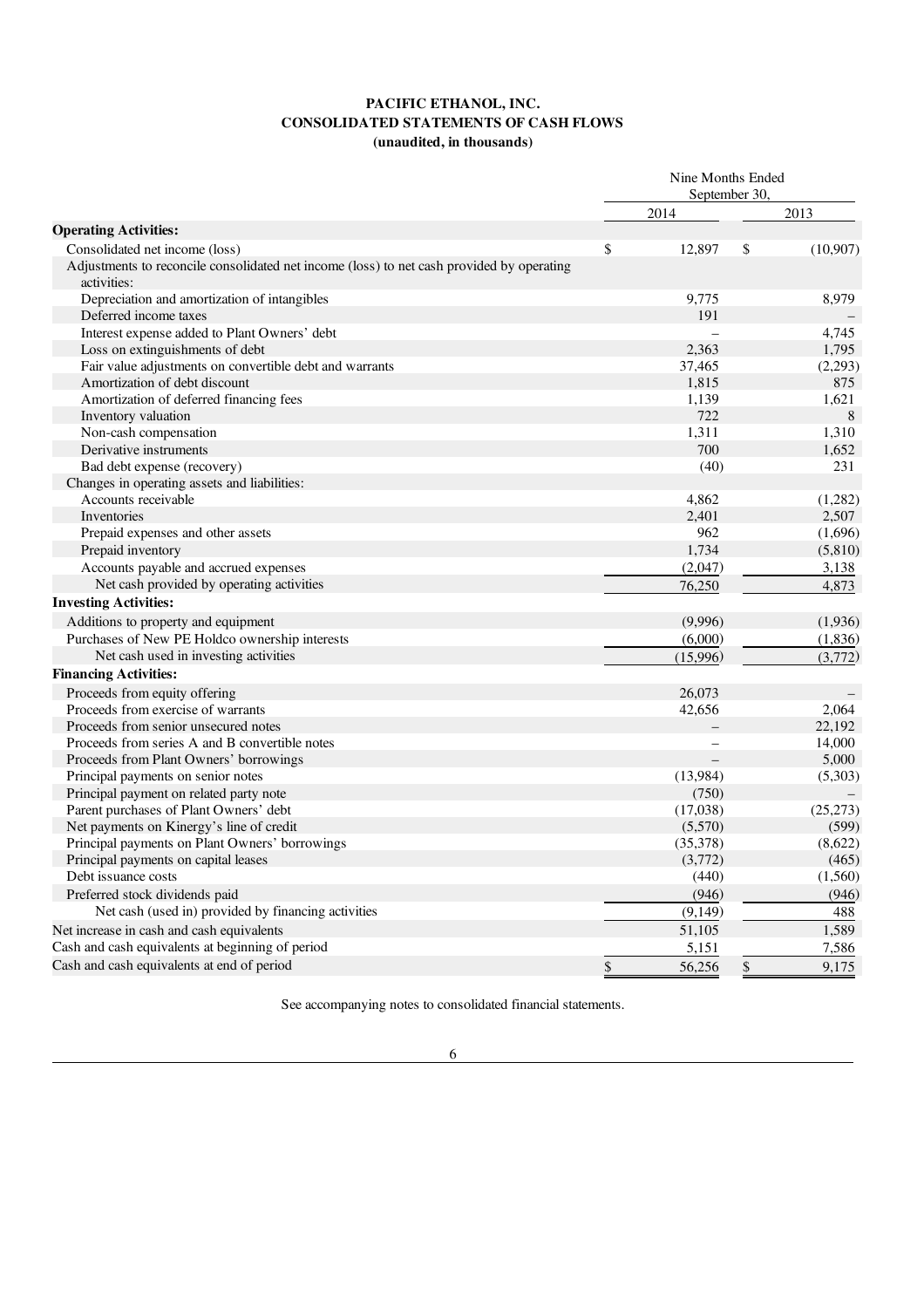**PACIFIC ETHANOL, INC.**
**CONSOLIDATED STATEMENTS OF CASH FLOWS**
**(unaudited, in thousands)**

| | Nine Months Ended September 30, | |
|---|---|---|
| | 2014 | 2013 |
| **Operating Activities:** | | |
| Consolidated net income (loss) | $ 12,897 | $ (10,907) |
| Adjustments to reconcile consolidated net income (loss) to net cash provided by operating activities: | | |
| Depreciation and amortization of intangibles | 9,775 | 8,979 |
| Deferred income taxes | 191 | – |
| Interest expense added to Plant Owners' debt | – | 4,745 |
| Loss on extinguishments of debt | 2,363 | 1,795 |
| Fair value adjustments on convertible debt and warrants | 37,465 | (2,293) |
| Amortization of debt discount | 1,815 | 875 |
| Amortization of deferred financing fees | 1,139 | 1,621 |
| Inventory valuation | 722 | 8 |
| Non-cash compensation | 1,311 | 1,310 |
| Derivative instruments | 700 | 1,652 |
| Bad debt expense (recovery) | (40) | 231 |
| Changes in operating assets and liabilities: | | |
| Accounts receivable | 4,862 | (1,282) |
| Inventories | 2,401 | 2,507 |
| Prepaid expenses and other assets | 962 | (1,696) |
| Prepaid inventory | 1,734 | (5,810) |
| Accounts payable and accrued expenses | (2,047) | 3,138 |
| Net cash provided by operating activities | 76,250 | 4,873 |
| **Investing Activities:** | | |
| Additions to property and equipment | (9,996) | (1,936) |
| Purchases of New PE Holdco ownership interests | (6,000) | (1,836) |
| Net cash used in investing activities | (15,996) | (3,772) |
| **Financing Activities:** | | |
| Proceeds from equity offering | 26,073 | – |
| Proceeds from exercise of warrants | 42,656 | 2,064 |
| Proceeds from senior unsecured notes | – | 22,192 |
| Proceeds from series A and B convertible notes | – | 14,000 |
| Proceeds from Plant Owners' borrowings | – | 5,000 |
| Principal payments on senior notes | (13,984) | (5,303) |
| Principal payment on related party note | (750) | – |
| Parent purchases of Plant Owners' debt | (17,038) | (25,273) |
| Net payments on Kinergy's line of credit | (5,570) | (599) |
| Principal payments on Plant Owners' borrowings | (35,378) | (8,622) |
| Principal payments on capital leases | (3,772) | (465) |
| Debt issuance costs | (440) | (1,560) |
| Preferred stock dividends paid | (946) | (946) |
| Net cash (used in) provided by financing activities | (9,149) | 488 |
| Net increase in cash and cash equivalents | 51,105 | 1,589 |
| Cash and cash equivalents at beginning of period | 5,151 | 7,586 |
| Cash and cash equivalents at end of period | $ 56,256 | $ 9,175 |

See accompanying notes to consolidated financial statements.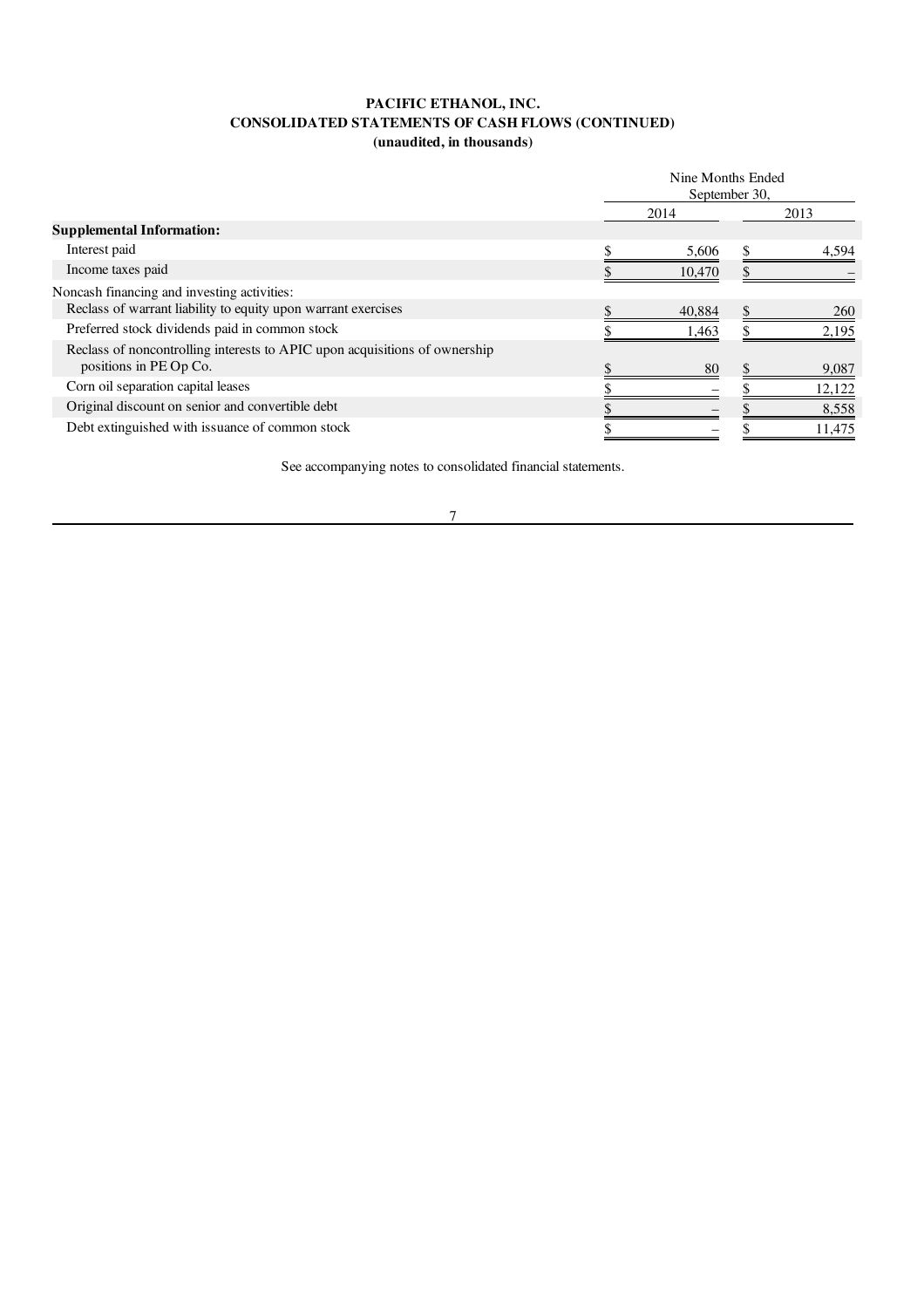**PACIFIC ETHANOL, INC.**
**CONSOLIDATED STATEMENTS OF CASH FLOWS (CONTINUED)**
**(unaudited, in thousands)**

| | Nine Months Ended September 30, | |
|---|---|---|
| | 2014 | 2013 |
| **Supplemental Information:** | | |
| Interest paid | $ 5,606 | $ 4,594 |
| Income taxes paid | $ 10,470 | $ – |
| Noncash financing and investing activities: | | |
| Reclass of warrant liability to equity upon warrant exercises | $ 40,884 | $ 260 |
| Preferred stock dividends paid in common stock | $ 1,463 | $ 2,195 |
| Reclass of noncontrolling interests to APIC upon acquisitions of ownership positions in PE Op Co. | $ 80 | $ 9,087 |
| Corn oil separation capital leases | $ – | $ 12,122 |
| Original discount on senior and convertible debt | $ – | $ 8,558 |
| Debt extinguished with issuance of common stock | $ – | $ 11,475 |

See accompanying notes to consolidated financial statements.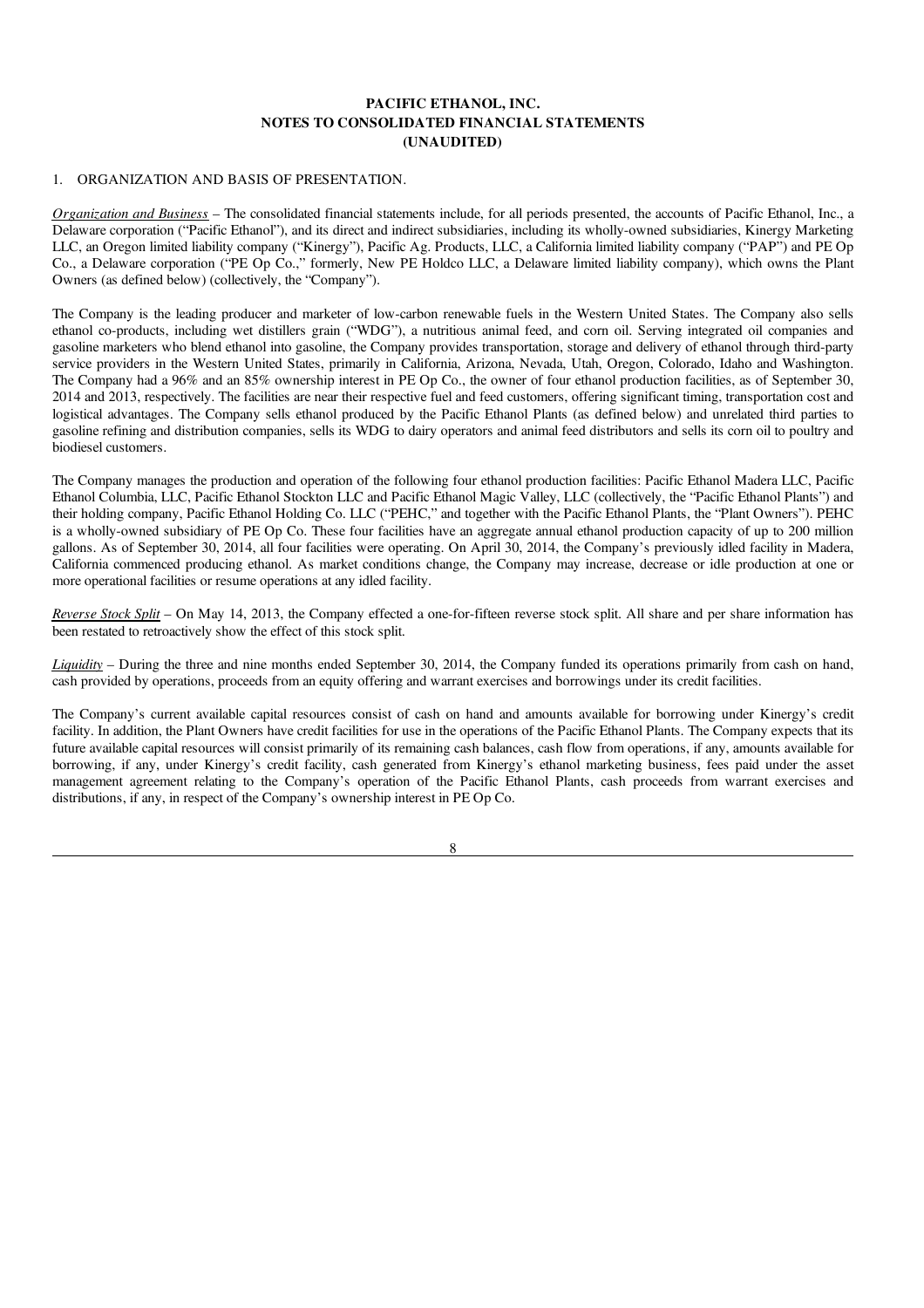# PACIFIC ETHANOL, INC.
## NOTES TO CONSOLIDATED FINANCIAL STATEMENTS
## (UNAUDITED)

1. ORGANIZATION AND BASIS OF PRESENTATION.

*Organization and Business* – The consolidated financial statements include, for all periods presented, the accounts of Pacific Ethanol, Inc., a Delaware corporation ("Pacific Ethanol"), and its direct and indirect subsidiaries, including its wholly-owned subsidiaries, Kinergy Marketing LLC, an Oregon limited liability company ("Kinergy"), Pacific Ag. Products, LLC, a California limited liability company ("PAP") and PE Op Co., a Delaware corporation ("PE Op Co.," formerly, New PE Holdco LLC, a Delaware limited liability company), which owns the Plant Owners (as defined below) (collectively, the "Company").

The Company is the leading producer and marketer of low-carbon renewable fuels in the Western United States. The Company also sells ethanol co-products, including wet distillers grain ("WDG"), a nutritious animal feed, and corn oil. Serving integrated oil companies and gasoline marketers who blend ethanol into gasoline, the Company provides transportation, storage and delivery of ethanol through third-party service providers in the Western United States, primarily in California, Arizona, Nevada, Utah, Oregon, Colorado, Idaho and Washington. The Company had a 96% and an 85% ownership interest in PE Op Co., the owner of four ethanol production facilities, as of September 30, 2014 and 2013, respectively. The facilities are near their respective fuel and feed customers, offering significant timing, transportation cost and logistical advantages. The Company sells ethanol produced by the Pacific Ethanol Plants (as defined below) and unrelated third parties to gasoline refining and distribution companies, sells its WDG to dairy operators and animal feed distributors and sells its corn oil to poultry and biodiesel customers.

The Company manages the production and operation of the following four ethanol production facilities: Pacific Ethanol Madera LLC, Pacific Ethanol Columbia, LLC, Pacific Ethanol Stockton LLC and Pacific Ethanol Magic Valley, LLC (collectively, the "Pacific Ethanol Plants") and their holding company, Pacific Ethanol Holding Co. LLC ("PEHC," and together with the Pacific Ethanol Plants, the "Plant Owners"). PEHC is a wholly-owned subsidiary of PE Op Co. These four facilities have an aggregate annual ethanol production capacity of up to 200 million gallons. As of September 30, 2014, all four facilities were operating. On April 30, 2014, the Company's previously idled facility in Madera, California commenced producing ethanol. As market conditions change, the Company may increase, decrease or idle production at one or more operational facilities or resume operations at any idled facility.

*Reverse Stock Split* – On May 14, 2013, the Company effected a one-for-fifteen reverse stock split. All share and per share information has been restated to retroactively show the effect of this stock split.

*Liquidity* – During the three and nine months ended September 30, 2014, the Company funded its operations primarily from cash on hand, cash provided by operations, proceeds from an equity offering and warrant exercises and borrowings under its credit facilities.

The Company's current available capital resources consist of cash on hand and amounts available for borrowing under Kinergy's credit facility. In addition, the Plant Owners have credit facilities for use in the operations of the Pacific Ethanol Plants. The Company expects that its future available capital resources will consist primarily of its remaining cash balances, cash flow from operations, if any, amounts available for borrowing, if any, under Kinergy's credit facility, cash generated from Kinergy's ethanol marketing business, fees paid under the asset management agreement relating to the Company's operation of the Pacific Ethanol Plants, cash proceeds from warrant exercises and distributions, if any, in respect of the Company's ownership interest in PE Op Co.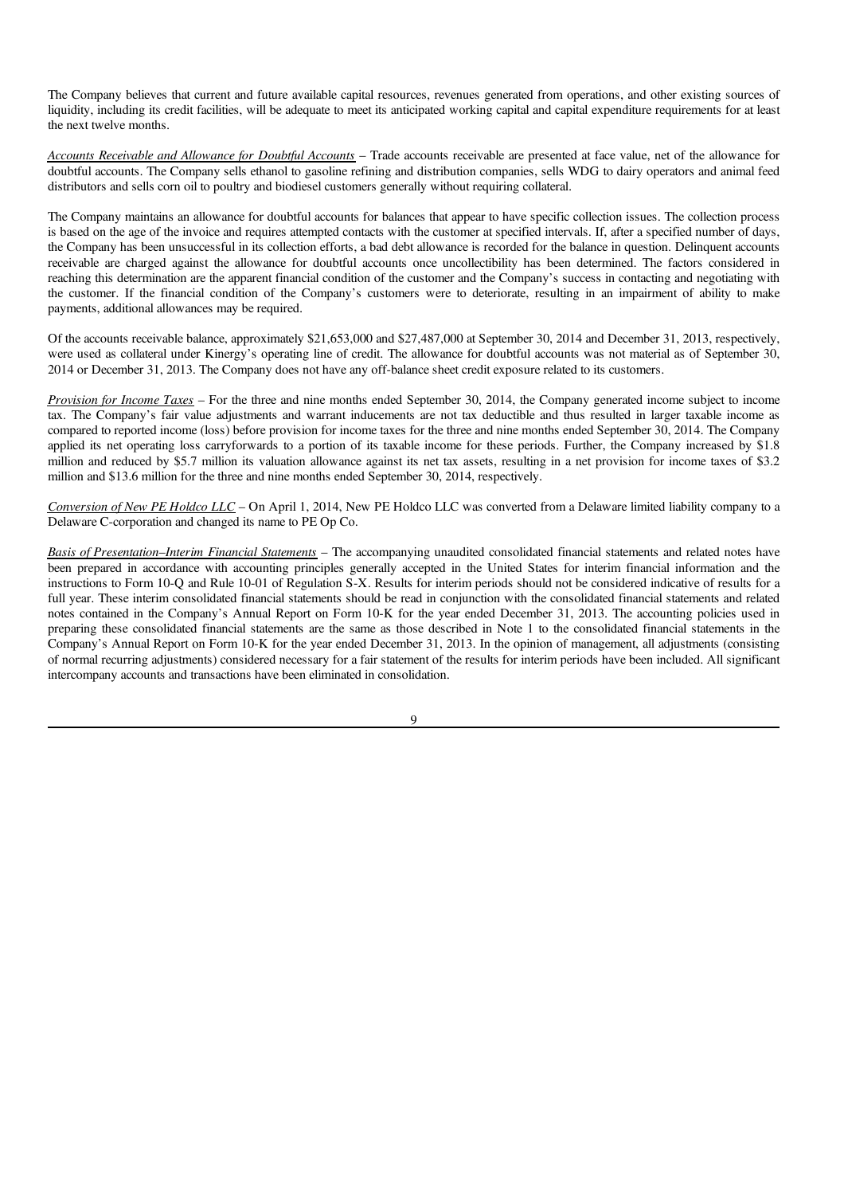The Company believes that current and future available capital resources, revenues generated from operations, and other existing sources of liquidity, including its credit facilities, will be adequate to meet its anticipated working capital and capital expenditure requirements for at least the next twelve months.

*Accounts Receivable and Allowance for Doubtful Accounts* – Trade accounts receivable are presented at face value, net of the allowance for doubtful accounts. The Company sells ethanol to gasoline refining and distribution companies, sells WDG to dairy operators and animal feed distributors and sells corn oil to poultry and biodiesel customers generally without requiring collateral.

The Company maintains an allowance for doubtful accounts for balances that appear to have specific collection issues. The collection process is based on the age of the invoice and requires attempted contacts with the customer at specified intervals. If, after a specified number of days, the Company has been unsuccessful in its collection efforts, a bad debt allowance is recorded for the balance in question. Delinquent accounts receivable are charged against the allowance for doubtful accounts once uncollectibility has been determined. The factors considered in reaching this determination are the apparent financial condition of the customer and the Company's success in contacting and negotiating with the customer. If the financial condition of the Company's customers were to deteriorate, resulting in an impairment of ability to make payments, additional allowances may be required.

Of the accounts receivable balance, approximately $21,653,000 and $27,487,000 at September 30, 2014 and December 31, 2013, respectively, were used as collateral under Kinergy's operating line of credit. The allowance for doubtful accounts was not material as of September 30, 2014 or December 31, 2013. The Company does not have any off-balance sheet credit exposure related to its customers.

*Provision for Income Taxes* – For the three and nine months ended September 30, 2014, the Company generated income subject to income tax. The Company's fair value adjustments and warrant inducements are not tax deductible and thus resulted in larger taxable income as compared to reported income (loss) before provision for income taxes for the three and nine months ended September 30, 2014. The Company applied its net operating loss carryforwards to a portion of its taxable income for these periods. Further, the Company increased by $1.8 million and reduced by $5.7 million its valuation allowance against its net tax assets, resulting in a net provision for income taxes of $3.2 million and $13.6 million for the three and nine months ended September 30, 2014, respectively.

*Conversion of New PE Holdco LLC* – On April 1, 2014, New PE Holdco LLC was converted from a Delaware limited liability company to a Delaware C-corporation and changed its name to PE Op Co.

*Basis of Presentation–Interim Financial Statements* – The accompanying unaudited consolidated financial statements and related notes have been prepared in accordance with accounting principles generally accepted in the United States for interim financial information and the instructions to Form 10-Q and Rule 10-01 of Regulation S-X. Results for interim periods should not be considered indicative of results for a full year. These interim consolidated financial statements should be read in conjunction with the consolidated financial statements and related notes contained in the Company's Annual Report on Form 10-K for the year ended December 31, 2013. The accounting policies used in preparing these consolidated financial statements are the same as those described in Note 1 to the consolidated financial statements in the Company's Annual Report on Form 10-K for the year ended December 31, 2013. In the opinion of management, all adjustments (consisting of normal recurring adjustments) considered necessary for a fair statement of the results for interim periods have been included. All significant intercompany accounts and transactions have been eliminated in consolidation.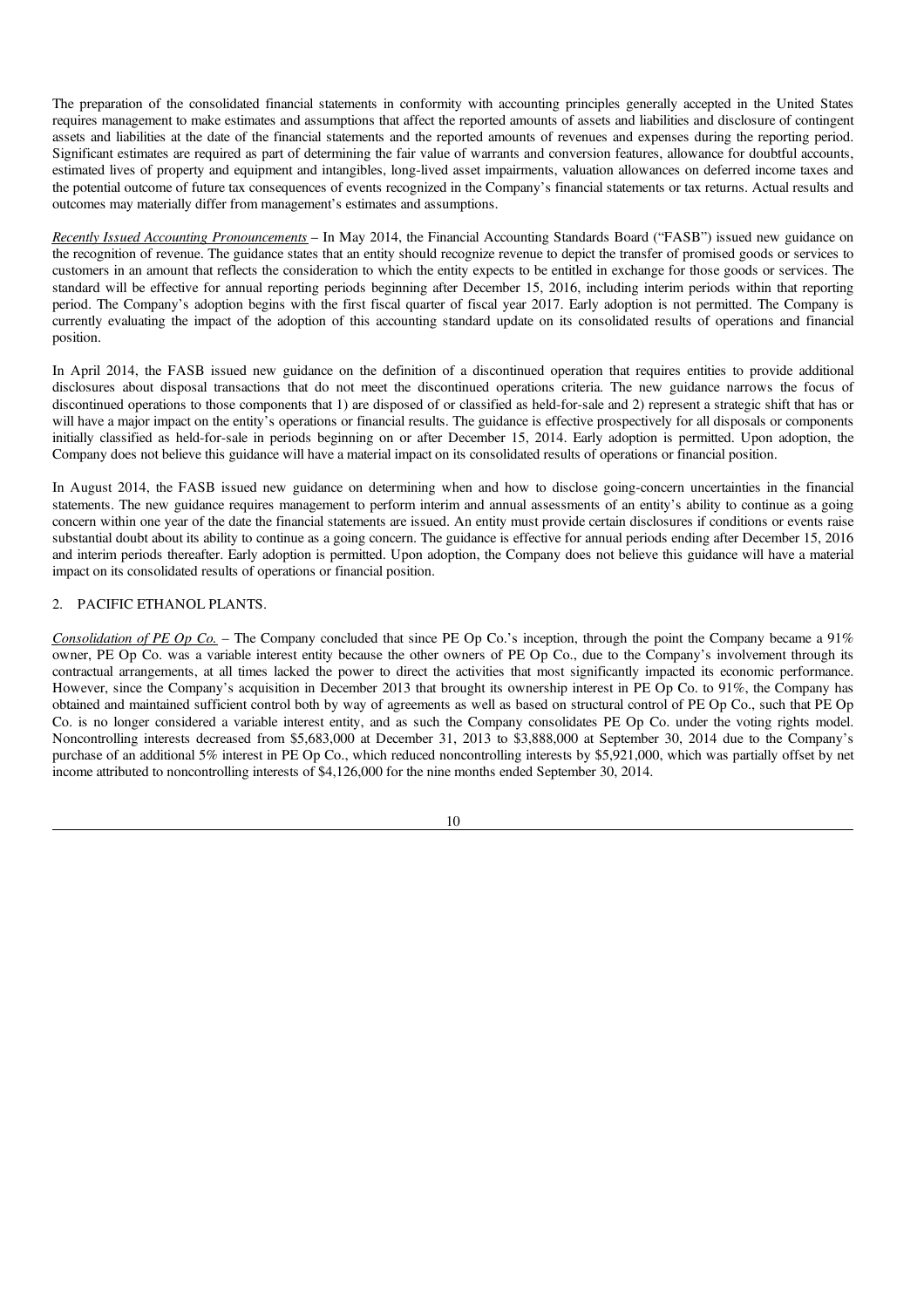The preparation of the consolidated financial statements in conformity with accounting principles generally accepted in the United States requires management to make estimates and assumptions that affect the reported amounts of assets and liabilities and disclosure of contingent assets and liabilities at the date of the financial statements and the reported amounts of revenues and expenses during the reporting period. Significant estimates are required as part of determining the fair value of warrants and conversion features, allowance for doubtful accounts, estimated lives of property and equipment and intangibles, long-lived asset impairments, valuation allowances on deferred income taxes and the potential outcome of future tax consequences of events recognized in the Company's financial statements or tax returns. Actual results and outcomes may materially differ from management's estimates and assumptions.

*Recently Issued Accounting Pronouncements* – In May 2014, the Financial Accounting Standards Board ("FASB") issued new guidance on the recognition of revenue. The guidance states that an entity should recognize revenue to depict the transfer of promised goods or services to customers in an amount that reflects the consideration to which the entity expects to be entitled in exchange for those goods or services. The standard will be effective for annual reporting periods beginning after December 15, 2016, including interim periods within that reporting period. The Company's adoption begins with the first fiscal quarter of fiscal year 2017. Early adoption is not permitted. The Company is currently evaluating the impact of the adoption of this accounting standard update on its consolidated results of operations and financial position.

In April 2014, the FASB issued new guidance on the definition of a discontinued operation that requires entities to provide additional disclosures about disposal transactions that do not meet the discontinued operations criteria. The new guidance narrows the focus of discontinued operations to those components that 1) are disposed of or classified as held-for-sale and 2) represent a strategic shift that has or will have a major impact on the entity's operations or financial results. The guidance is effective prospectively for all disposals or components initially classified as held-for-sale in periods beginning on or after December 15, 2014. Early adoption is permitted. Upon adoption, the Company does not believe this guidance will have a material impact on its consolidated results of operations or financial position.

In August 2014, the FASB issued new guidance on determining when and how to disclose going-concern uncertainties in the financial statements. The new guidance requires management to perform interim and annual assessments of an entity's ability to continue as a going concern within one year of the date the financial statements are issued. An entity must provide certain disclosures if conditions or events raise substantial doubt about its ability to continue as a going concern. The guidance is effective for annual periods ending after December 15, 2016 and interim periods thereafter. Early adoption is permitted. Upon adoption, the Company does not believe this guidance will have a material impact on its consolidated results of operations or financial position.

2. PACIFIC ETHANOL PLANTS.

*Consolidation of PE Op Co.* – The Company concluded that since PE Op Co.'s inception, through the point the Company became a 91% owner, PE Op Co. was a variable interest entity because the other owners of PE Op Co., due to the Company's involvement through its contractual arrangements, at all times lacked the power to direct the activities that most significantly impacted its economic performance. However, since the Company's acquisition in December 2013 that brought its ownership interest in PE Op Co. to 91%, the Company has obtained and maintained sufficient control both by way of agreements as well as based on structural control of PE Op Co., such that PE Op Co. is no longer considered a variable interest entity, and as such the Company consolidates PE Op Co. under the voting rights model. Noncontrolling interests decreased from $5,683,000 at December 31, 2013 to $3,888,000 at September 30, 2014 due to the Company's purchase of an additional 5% interest in PE Op Co., which reduced noncontrolling interests by $5,921,000, which was partially offset by net income attributed to noncontrolling interests of $4,126,000 for the nine months ended September 30, 2014.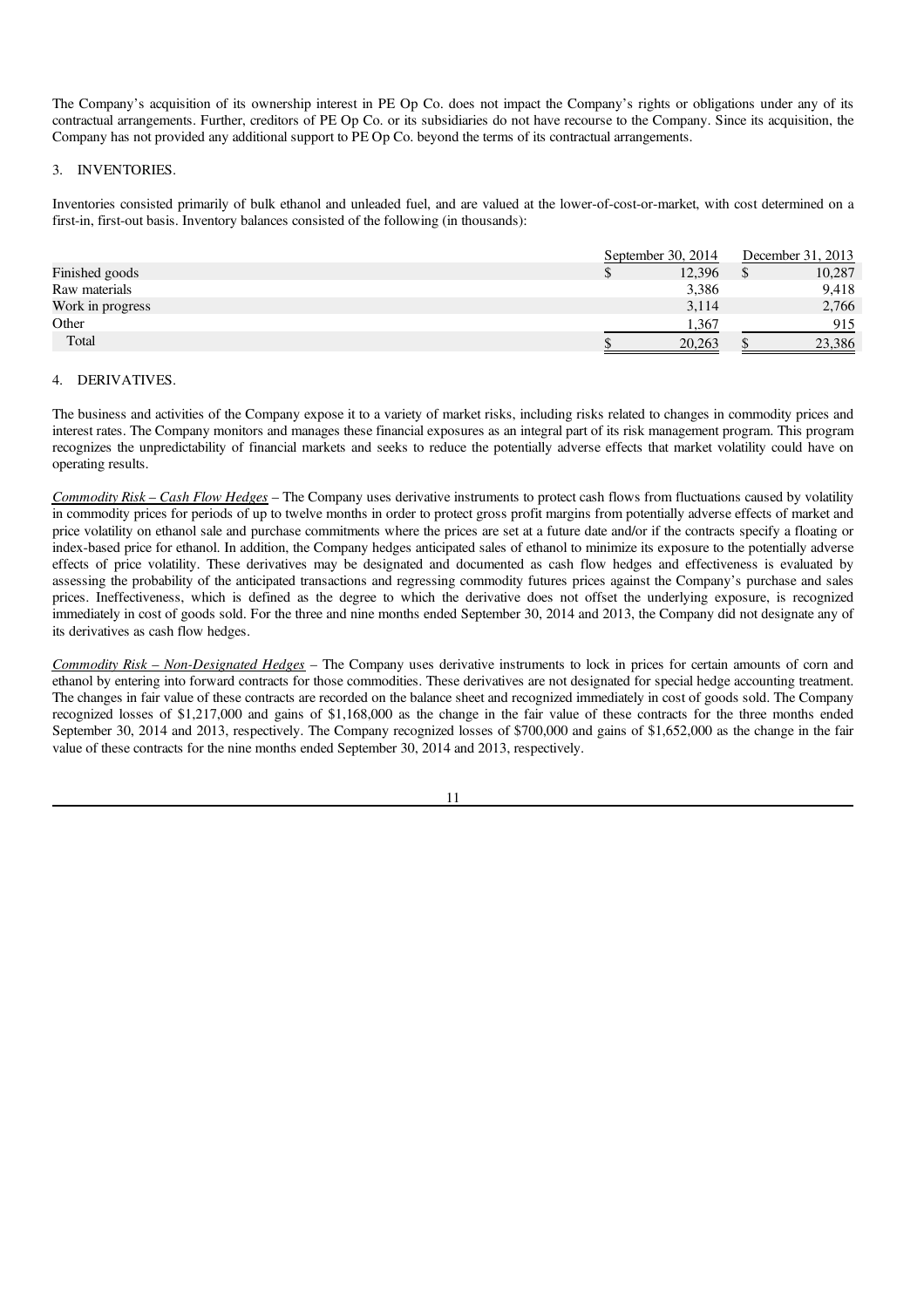The Company's acquisition of its ownership interest in PE Op Co. does not impact the Company's rights or obligations under any of its contractual arrangements. Further, creditors of PE Op Co. or its subsidiaries do not have recourse to the Company. Since its acquisition, the Company has not provided any additional support to PE Op Co. beyond the terms of its contractual arrangements.

## 3. INVENTORIES.

Inventories consisted primarily of bulk ethanol and unleaded fuel, and are valued at the lower-of-cost-or-market, with cost determined on a first-in, first-out basis. Inventory balances consisted of the following (in thousands):

| | September 30, 2014 | December 31, 2013 |
|---|---|---|
| Finished goods | $ 12,396 | $ 10,287 |
| Raw materials | 3,386 | 9,418 |
| Work in progress | 3,114 | 2,766 |
| Other | 1,367 | 915 |
| Total | $ 20,263 | $ 23,386 |

## 4. DERIVATIVES.

The business and activities of the Company expose it to a variety of market risks, including risks related to changes in commodity prices and interest rates. The Company monitors and manages these financial exposures as an integral part of its risk management program. This program recognizes the unpredictability of financial markets and seeks to reduce the potentially adverse effects that market volatility could have on operating results.

*Commodity Risk – Cash Flow Hedges* – The Company uses derivative instruments to protect cash flows from fluctuations caused by volatility in commodity prices for periods of up to twelve months in order to protect gross profit margins from potentially adverse effects of market and price volatility on ethanol sale and purchase commitments where the prices are set at a future date and/or if the contracts specify a floating or index-based price for ethanol. In addition, the Company hedges anticipated sales of ethanol to minimize its exposure to the potentially adverse effects of price volatility. These derivatives may be designated and documented as cash flow hedges and effectiveness is evaluated by assessing the probability of the anticipated transactions and regressing commodity futures prices against the Company's purchase and sales prices. Ineffectiveness, which is defined as the degree to which the derivative does not offset the underlying exposure, is recognized immediately in cost of goods sold. For the three and nine months ended September 30, 2014 and 2013, the Company did not designate any of its derivatives as cash flow hedges.

*Commodity Risk – Non-Designated Hedges* – The Company uses derivative instruments to lock in prices for certain amounts of corn and ethanol by entering into forward contracts for those commodities. These derivatives are not designated for special hedge accounting treatment. The changes in fair value of these contracts are recorded on the balance sheet and recognized immediately in cost of goods sold. The Company recognized losses of $1,217,000 and gains of $1,168,000 as the change in the fair value of these contracts for the three months ended September 30, 2014 and 2013, respectively. The Company recognized losses of $700,000 and gains of $1,652,000 as the change in the fair value of these contracts for the nine months ended September 30, 2014 and 2013, respectively.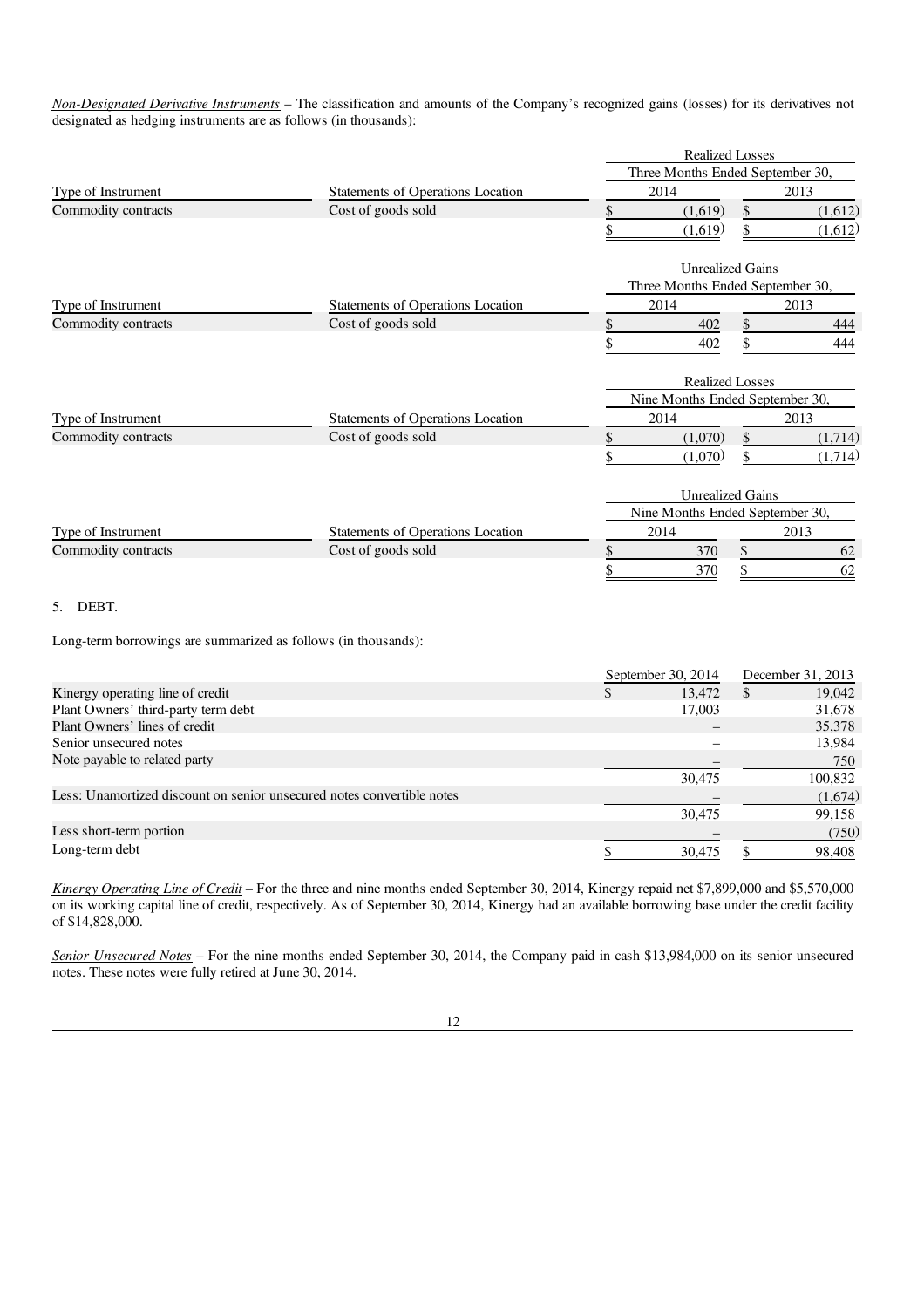*Non-Designated Derivative Instruments* – The classification and amounts of the Company's recognized gains (losses) for its derivatives not designated as hedging instruments are as follows (in thousands):

| | | Realized Losses | |
|---|---|---|---|
| | | Three Months Ended September 30, | |
| Type of Instrument | Statements of Operations Location | 2014 | 2013 |
| Commodity contracts | Cost of goods sold | $ (1,619) | $ (1,612) |
| | | $ (1,619) | $ (1,612) |

| | | Unrealized Gains | |
|---|---|---|---|
| | | Three Months Ended September 30, | |
| Type of Instrument | Statements of Operations Location | 2014 | 2013 |
| Commodity contracts | Cost of goods sold | $ 402 | $ 444 |
| | | $ 402 | $ 444 |

| | | Realized Losses | |
|---|---|---|---|
| | | Nine Months Ended September 30, | |
| Type of Instrument | Statements of Operations Location | 2014 | 2013 |
| Commodity contracts | Cost of goods sold | $ (1,070) | $ (1,714) |
| | | $ (1,070) | $ (1,714) |

| | | Unrealized Gains | |
|---|---|---|---|
| | | Nine Months Ended September 30, | |
| Type of Instrument | Statements of Operations Location | 2014 | 2013 |
| Commodity contracts | Cost of goods sold | $ 370 | $ 62 |
| | | $ 370 | $ 62 |

5. DEBT.

Long-term borrowings are summarized as follows (in thousands):

| | September 30, 2014 | December 31, 2013 |
|---|---|---|
| Kinergy operating line of credit | $ 13,472 | $ 19,042 |
| Plant Owners' third-party term debt | 17,003 | 31,678 |
| Plant Owners' lines of credit | – | 35,378 |
| Senior unsecured notes | – | 13,984 |
| Note payable to related party | – | 750 |
| | 30,475 | 100,832 |
| Less: Unamortized discount on senior unsecured notes convertible notes | – | (1,674) |
| | 30,475 | 99,158 |
| Less short-term portion | – | (750) |
| Long-term debt | $ 30,475 | $ 98,408 |

*Kinergy Operating Line of Credit* – For the three and nine months ended September 30, 2014, Kinergy repaid net $7,899,000 and $5,570,000 on its working capital line of credit, respectively. As of September 30, 2014, Kinergy had an available borrowing base under the credit facility of $14,828,000.

*Senior Unsecured Notes* – For the nine months ended September 30, 2014, the Company paid in cash $13,984,000 on its senior unsecured notes. These notes were fully retired at June 30, 2014.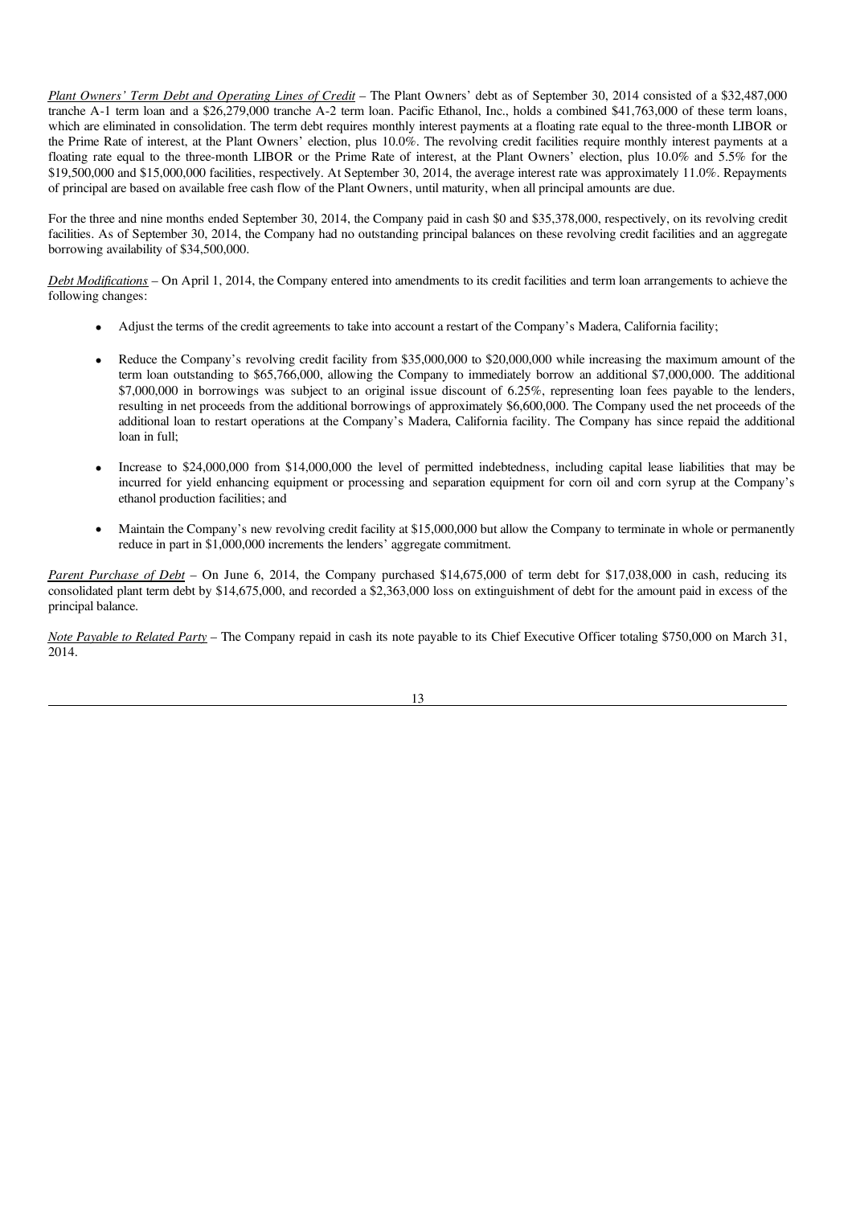*Plant Owners' Term Debt and Operating Lines of Credit* – The Plant Owners' debt as of September 30, 2014 consisted of a $32,487,000 tranche A-1 term loan and a $26,279,000 tranche A-2 term loan. Pacific Ethanol, Inc., holds a combined $41,763,000 of these term loans, which are eliminated in consolidation. The term debt requires monthly interest payments at a floating rate equal to the three-month LIBOR or the Prime Rate of interest, at the Plant Owners' election, plus 10.0%. The revolving credit facilities require monthly interest payments at a floating rate equal to the three-month LIBOR or the Prime Rate of interest, at the Plant Owners' election, plus 10.0% and 5.5% for the $19,500,000 and $15,000,000 facilities, respectively. At September 30, 2014, the average interest rate was approximately 11.0%. Repayments of principal are based on available free cash flow of the Plant Owners, until maturity, when all principal amounts are due.

For the three and nine months ended September 30, 2014, the Company paid in cash $0 and $35,378,000, respectively, on its revolving credit facilities. As of September 30, 2014, the Company had no outstanding principal balances on these revolving credit facilities and an aggregate borrowing availability of $34,500,000.

*Debt Modifications* – On April 1, 2014, the Company entered into amendments to its credit facilities and term loan arrangements to achieve the following changes:

- Adjust the terms of the credit agreements to take into account a restart of the Company's Madera, California facility;
- Reduce the Company's revolving credit facility from $35,000,000 to $20,000,000 while increasing the maximum amount of the term loan outstanding to $65,766,000, allowing the Company to immediately borrow an additional $7,000,000. The additional $7,000,000 in borrowings was subject to an original issue discount of 6.25%, representing loan fees payable to the lenders, resulting in net proceeds from the additional borrowings of approximately $6,600,000. The Company used the net proceeds of the additional loan to restart operations at the Company's Madera, California facility. The Company has since repaid the additional loan in full;
- Increase to $24,000,000 from $14,000,000 the level of permitted indebtedness, including capital lease liabilities that may be incurred for yield enhancing equipment or processing and separation equipment for corn oil and corn syrup at the Company's ethanol production facilities; and
- Maintain the Company's new revolving credit facility at $15,000,000 but allow the Company to terminate in whole or permanently reduce in part in $1,000,000 increments the lenders' aggregate commitment.

*Parent Purchase of Debt* – On June 6, 2014, the Company purchased $14,675,000 of term debt for $17,038,000 in cash, reducing its consolidated plant term debt by $14,675,000, and recorded a $2,363,000 loss on extinguishment of debt for the amount paid in excess of the principal balance.

*Note Payable to Related Party* – The Company repaid in cash its note payable to its Chief Executive Officer totaling $750,000 on March 31, 2014.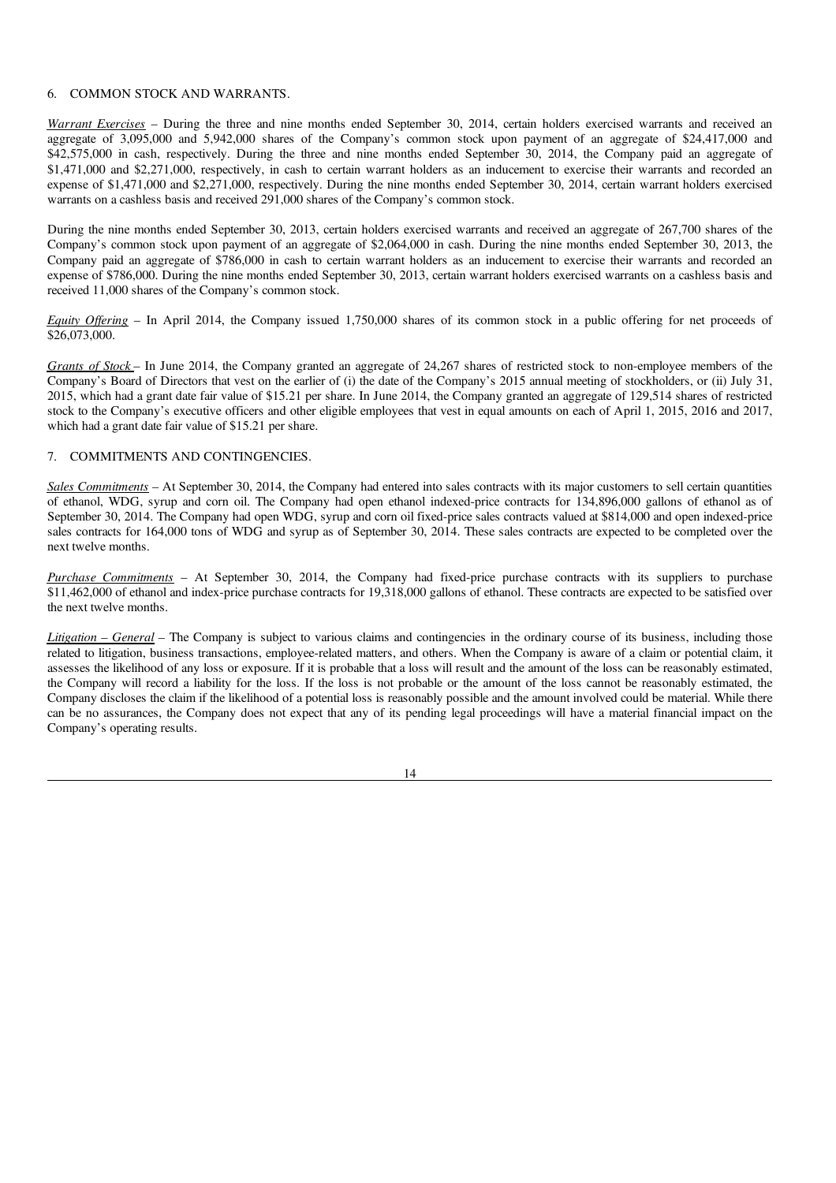6. COMMON STOCK AND WARRANTS.

*Warrant Exercises* – During the three and nine months ended September 30, 2014, certain holders exercised warrants and received an aggregate of 3,095,000 and 5,942,000 shares of the Company's common stock upon payment of an aggregate of $24,417,000 and $42,575,000 in cash, respectively. During the three and nine months ended September 30, 2014, the Company paid an aggregate of $1,471,000 and $2,271,000, respectively, in cash to certain warrant holders as an inducement to exercise their warrants and recorded an expense of $1,471,000 and $2,271,000, respectively. During the nine months ended September 30, 2014, certain warrant holders exercised warrants on a cashless basis and received 291,000 shares of the Company's common stock.

During the nine months ended September 30, 2013, certain holders exercised warrants and received an aggregate of 267,700 shares of the Company's common stock upon payment of an aggregate of $2,064,000 in cash. During the nine months ended September 30, 2013, the Company paid an aggregate of $786,000 in cash to certain warrant holders as an inducement to exercise their warrants and recorded an expense of $786,000. During the nine months ended September 30, 2013, certain warrant holders exercised warrants on a cashless basis and received 11,000 shares of the Company's common stock.

*Equity Offering* – In April 2014, the Company issued 1,750,000 shares of its common stock in a public offering for net proceeds of $26,073,000.

*Grants of Stock* – In June 2014, the Company granted an aggregate of 24,267 shares of restricted stock to non-employee members of the Company's Board of Directors that vest on the earlier of (i) the date of the Company's 2015 annual meeting of stockholders, or (ii) July 31, 2015, which had a grant date fair value of $15.21 per share. In June 2014, the Company granted an aggregate of 129,514 shares of restricted stock to the Company's executive officers and other eligible employees that vest in equal amounts on each of April 1, 2015, 2016 and 2017, which had a grant date fair value of $15.21 per share.

7. COMMITMENTS AND CONTINGENCIES.

*Sales Commitments* – At September 30, 2014, the Company had entered into sales contracts with its major customers to sell certain quantities of ethanol, WDG, syrup and corn oil. The Company had open ethanol indexed-price contracts for 134,896,000 gallons of ethanol as of September 30, 2014. The Company had open WDG, syrup and corn oil fixed-price sales contracts valued at $814,000 and open indexed-price sales contracts for 164,000 tons of WDG and syrup as of September 30, 2014. These sales contracts are expected to be completed over the next twelve months.

*Purchase Commitments* – At September 30, 2014, the Company had fixed-price purchase contracts with its suppliers to purchase $11,462,000 of ethanol and index-price purchase contracts for 19,318,000 gallons of ethanol. These contracts are expected to be satisfied over the next twelve months.

*Litigation – General* – The Company is subject to various claims and contingencies in the ordinary course of its business, including those related to litigation, business transactions, employee-related matters, and others. When the Company is aware of a claim or potential claim, it assesses the likelihood of any loss or exposure. If it is probable that a loss will result and the amount of the loss can be reasonably estimated, the Company will record a liability for the loss. If the loss is not probable or the amount of the loss cannot be reasonably estimated, the Company discloses the claim if the likelihood of a potential loss is reasonably possible and the amount involved could be material. While there can be no assurances, the Company does not expect that any of its pending legal proceedings will have a material financial impact on the Company's operating results.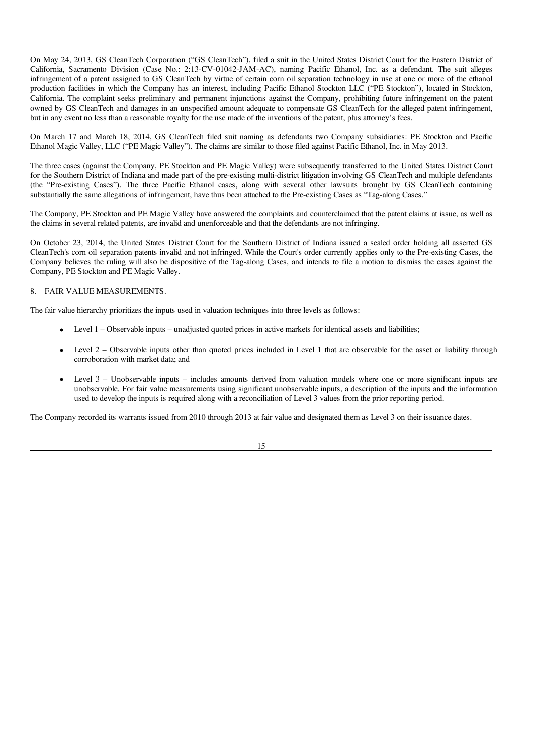On May 24, 2013, GS CleanTech Corporation ("GS CleanTech"), filed a suit in the United States District Court for the Eastern District of California, Sacramento Division (Case No.: 2:13-CV-01042-JAM-AC), naming Pacific Ethanol, Inc. as a defendant. The suit alleges infringement of a patent assigned to GS CleanTech by virtue of certain corn oil separation technology in use at one or more of the ethanol production facilities in which the Company has an interest, including Pacific Ethanol Stockton LLC ("PE Stockton"), located in Stockton, California. The complaint seeks preliminary and permanent injunctions against the Company, prohibiting future infringement on the patent owned by GS CleanTech and damages in an unspecified amount adequate to compensate GS CleanTech for the alleged patent infringement, but in any event no less than a reasonable royalty for the use made of the inventions of the patent, plus attorney's fees.

On March 17 and March 18, 2014, GS CleanTech filed suit naming as defendants two Company subsidiaries: PE Stockton and Pacific Ethanol Magic Valley, LLC ("PE Magic Valley"). The claims are similar to those filed against Pacific Ethanol, Inc. in May 2013.

The three cases (against the Company, PE Stockton and PE Magic Valley) were subsequently transferred to the United States District Court for the Southern District of Indiana and made part of the pre-existing multi-district litigation involving GS CleanTech and multiple defendants (the "Pre-existing Cases"). The three Pacific Ethanol cases, along with several other lawsuits brought by GS CleanTech containing substantially the same allegations of infringement, have thus been attached to the Pre-existing Cases as "Tag-along Cases."

The Company, PE Stockton and PE Magic Valley have answered the complaints and counterclaimed that the patent claims at issue, as well as the claims in several related patents, are invalid and unenforceable and that the defendants are not infringing.

On October 23, 2014, the United States District Court for the Southern District of Indiana issued a sealed order holding all asserted GS CleanTech's corn oil separation patents invalid and not infringed. While the Court's order currently applies only to the Pre-existing Cases, the Company believes the ruling will also be dispositive of the Tag-along Cases, and intends to file a motion to dismiss the cases against the Company, PE Stockton and PE Magic Valley.

## 8. FAIR VALUE MEASUREMENTS.

The fair value hierarchy prioritizes the inputs used in valuation techniques into three levels as follows:

- Level 1 – Observable inputs – unadjusted quoted prices in active markets for identical assets and liabilities;
- Level 2 – Observable inputs other than quoted prices included in Level 1 that are observable for the asset or liability through corroboration with market data; and
- Level 3 – Unobservable inputs – includes amounts derived from valuation models where one or more significant inputs are unobservable. For fair value measurements using significant unobservable inputs, a description of the inputs and the information used to develop the inputs is required along with a reconciliation of Level 3 values from the prior reporting period.

The Company recorded its warrants issued from 2010 through 2013 at fair value and designated them as Level 3 on their issuance dates.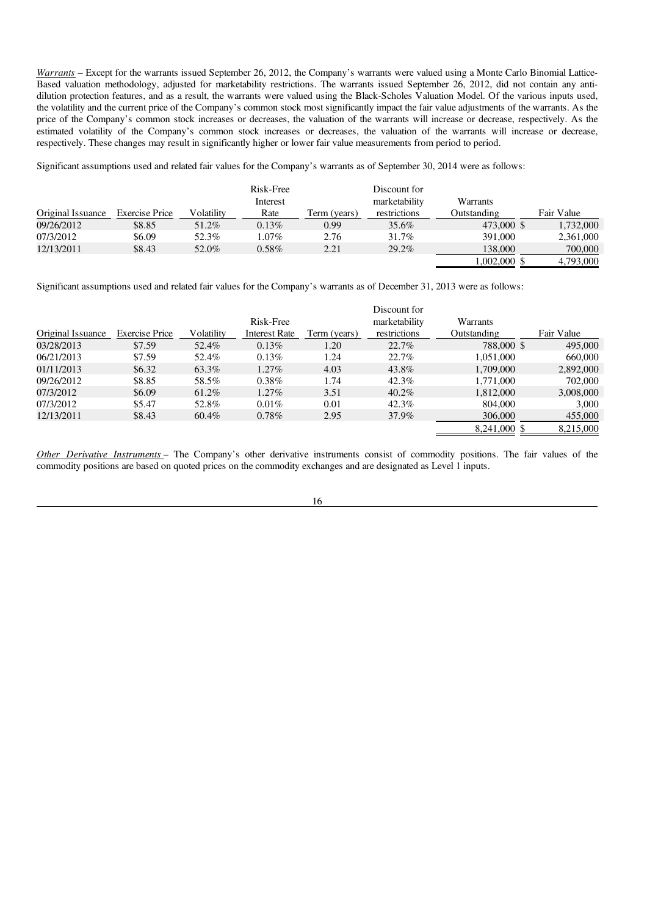*Warrants* – Except for the warrants issued September 26, 2012, the Company's warrants were valued using a Monte Carlo Binomial Lattice-Based valuation methodology, adjusted for marketability restrictions. The warrants issued September 26, 2012, did not contain any anti-dilution protection features, and as a result, the warrants were valued using the Black-Scholes Valuation Model. Of the various inputs used, the volatility and the current price of the Company's common stock most significantly impact the fair value adjustments of the warrants. As the price of the Company's common stock increases or decreases, the valuation of the warrants will increase or decrease, respectively. As the estimated volatility of the Company's common stock increases or decreases, the valuation of the warrants will increase or decrease, respectively. These changes may result in significantly higher or lower fair value measurements from period to period.

Significant assumptions used and related fair values for the Company's warrants as of September 30, 2014 were as follows:

| Original Issuance | Exercise Price | Volatility | Risk-Free Interest Rate | Term (years) | Discount for marketability restrictions | Warrants Outstanding | Fair Value |
|---|---|---|---|---|---|---|---|
| 09/26/2012 | $8.85 | 51.2% | 0.13% | 0.99 | 35.6% | 473,000 | $ 1,732,000 |
| 07/3/2012 | $6.09 | 52.3% | 1.07% | 2.76 | 31.7% | 391,000 | 2,361,000 |
| 12/13/2011 | $8.43 | 52.0% | 0.58% | 2.21 | 29.2% | 138,000 | 700,000 |
| | | | | | | 1,002,000 | $ 4,793,000 |

Significant assumptions used and related fair values for the Company's warrants as of December 31, 2013 were as follows:

| Original Issuance | Exercise Price | Volatility | Risk-Free Interest Rate | Term (years) | Discount for marketability restrictions | Warrants Outstanding | Fair Value |
|---|---|---|---|---|---|---|---|
| 03/28/2013 | $7.59 | 52.4% | 0.13% | 1.20 | 22.7% | 788,000 | $ 495,000 |
| 06/21/2013 | $7.59 | 52.4% | 0.13% | 1.24 | 22.7% | 1,051,000 | 660,000 |
| 01/11/2013 | $6.32 | 63.3% | 1.27% | 4.03 | 43.8% | 1,709,000 | 2,892,000 |
| 09/26/2012 | $8.85 | 58.5% | 0.38% | 1.74 | 42.3% | 1,771,000 | 702,000 |
| 07/3/2012 | $6.09 | 61.2% | 1.27% | 3.51 | 40.2% | 1,812,000 | 3,008,000 |
| 07/3/2012 | $5.47 | 52.8% | 0.01% | 0.01 | 42.3% | 804,000 | 3,000 |
| 12/13/2011 | $8.43 | 60.4% | 0.78% | 2.95 | 37.9% | 306,000 | 455,000 |
| | | | | | | 8,241,000 | $ 8,215,000 |

*Other Derivative Instruments* – The Company's other derivative instruments consist of commodity positions. The fair values of the commodity positions are based on quoted prices on the commodity exchanges and are designated as Level 1 inputs.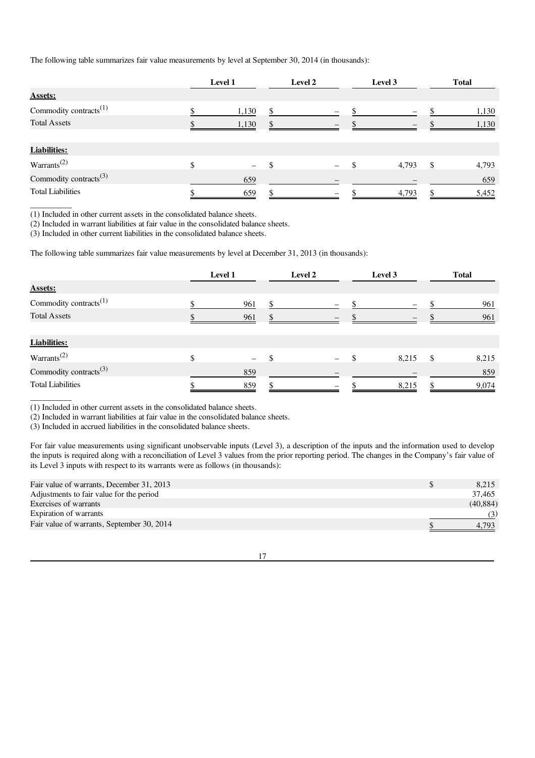The following table summarizes fair value measurements by level at September 30, 2014 (in thousands):

| | Level 1 | Level 2 | Level 3 | Total |
|---|---|---|---|---|
| **Assets:** | | | | |
| Commodity contracts[1] | $ 1,130 | $ – | $ – | $ 1,130 |
| Total Assets | $ 1,130 | $ – | $ – | $ 1,130 |
| **Liabilities:** | | | | |
| Warrants[2] | $ – | $ – | $ 4,793 | $ 4,793 |
| Commodity contracts[3] | 659 | – | – | 659 |
| Total Liabilities | $ 659 | $ – | $ 4,793 | $ 5,452 |

(1) Included in other current assets in the consolidated balance sheets.
(2) Included in warrant liabilities at fair value in the consolidated balance sheets.
(3) Included in other current liabilities in the consolidated balance sheets.

The following table summarizes fair value measurements by level at December 31, 2013 (in thousands):

| | Level 1 | Level 2 | Level 3 | Total |
|---|---|---|---|---|
| **Assets:** | | | | |
| Commodity contracts[1] | $ 961 | $ – | $ – | $ 961 |
| Total Assets | $ 961 | $ – | $ – | $ 961 |
| **Liabilities:** | | | | |
| Warrants[2] | $ – | $ – | $ 8,215 | $ 8,215 |
| Commodity contracts[3] | 859 | – | – | 859 |
| Total Liabilities | $ 859 | $ – | $ 8,215 | $ 9,074 |

(1) Included in other current assets in the consolidated balance sheets.
(2) Included in warrant liabilities at fair value in the consolidated balance sheets.
(3) Included in accrued liabilities in the consolidated balance sheets.

For fair value measurements using significant unobservable inputs (Level 3), a description of the inputs and the information used to develop the inputs is required along with a reconciliation of Level 3 values from the prior reporting period. The changes in the Company's fair value of its Level 3 inputs with respect to its warrants were as follows (in thousands):

| | |
|---|---|
| Fair value of warrants, December 31, 2013 | $ 8,215 |
| Adjustments to fair value for the period | 37,465 |
| Exercises of warrants | (40,884) |
| Expiration of warrants | (3) |
| Fair value of warrants, September 30, 2014 | $ 4,793 |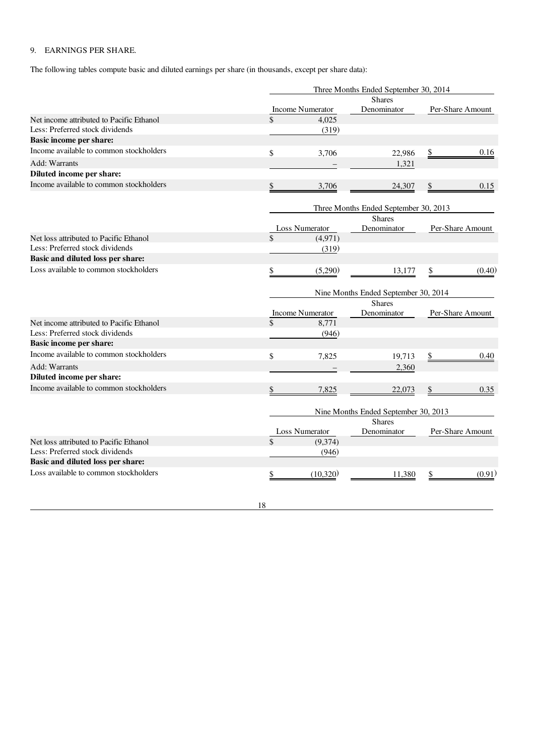9. EARNINGS PER SHARE.

The following tables compute basic and diluted earnings per share (in thousands, except per share data):

| | Three Months Ended September 30, 2014 | | |
|---|---|---|---|
| | Income Numerator | Shares Denominator | Per-Share Amount |
| Net income attributed to Pacific Ethanol | $ 4,025 | | |
| Less: Preferred stock dividends | (319) | | |
| **Basic income per share:** | | | |
| Income available to common stockholders | $ 3,706 | 22,986 | $ 0.16 |
| Add: Warrants | – | 1,321 | |
| **Diluted income per share:** | | | |
| Income available to common stockholders | $ 3,706 | 24,307 | $ 0.15 |

| | Three Months Ended September 30, 2013 | | |
|---|---|---|---|
| | Loss Numerator | Shares Denominator | Per-Share Amount |
| Net loss attributed to Pacific Ethanol | $ (4,971) | | |
| Less: Preferred stock dividends | (319) | | |
| **Basic and diluted loss per share:** | | | |
| Loss available to common stockholders | $ (5,290) | 13,177 | $ (0.40) |

| | Nine Months Ended September 30, 2014 | | |
|---|---|---|---|
| | Income Numerator | Shares Denominator | Per-Share Amount |
| Net income attributed to Pacific Ethanol | $ 8,771 | | |
| Less: Preferred stock dividends | (946) | | |
| **Basic income per share:** | | | |
| Income available to common stockholders | $ 7,825 | 19,713 | $ 0.40 |
| Add: Warrants | – | 2,360 | |
| **Diluted income per share:** | | | |
| Income available to common stockholders | $ 7,825 | 22,073 | $ 0.35 |

| | Nine Months Ended September 30, 2013 | | |
|---|---|---|---|
| | Loss Numerator | Shares Denominator | Per-Share Amount |
| Net loss attributed to Pacific Ethanol | $ (9,374) | | |
| Less: Preferred stock dividends | (946) | | |
| **Basic and diluted loss per share:** | | | |
| Loss available to common stockholders | $ (10,320) | 11,380 | $ (0.91) |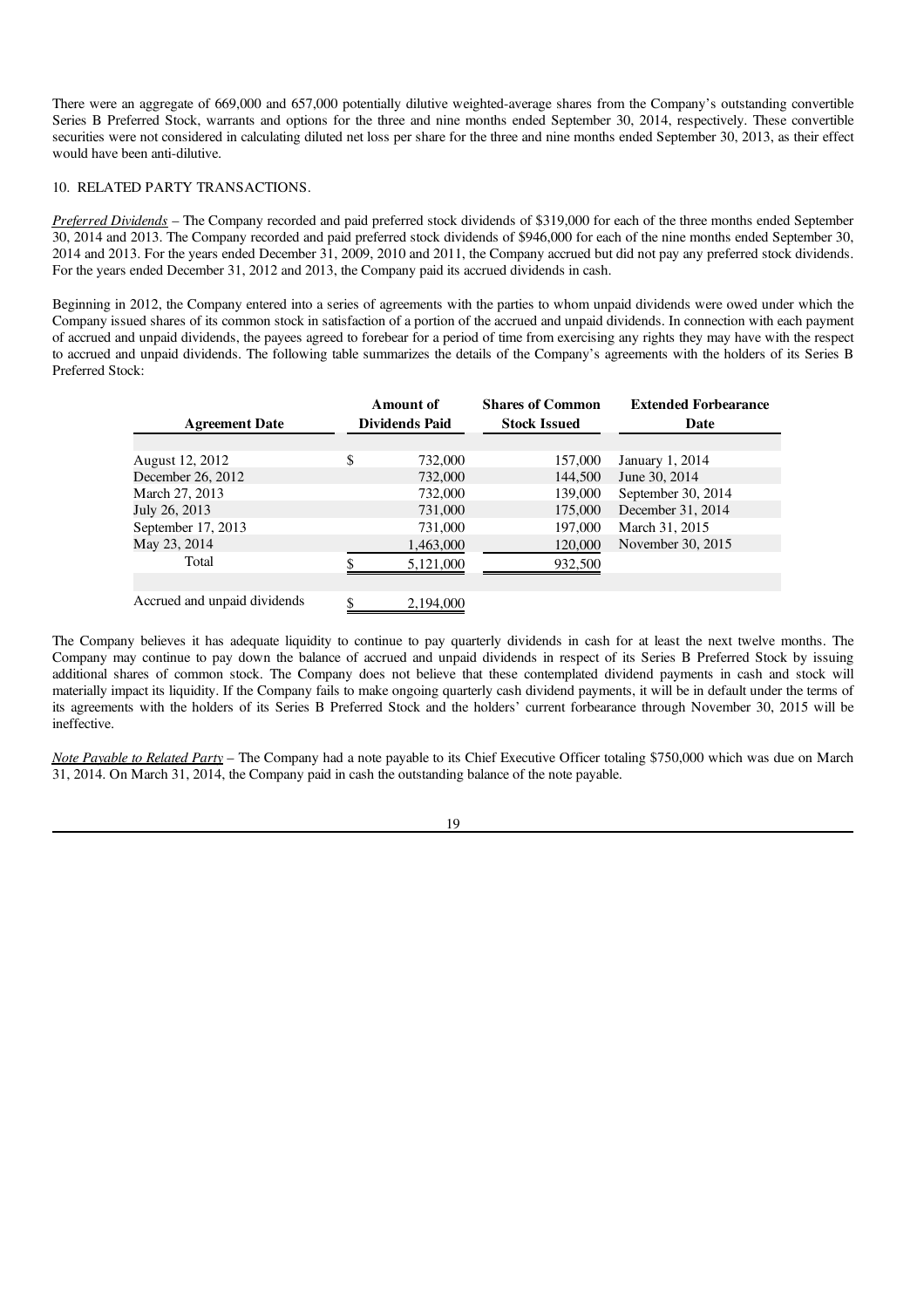There were an aggregate of 669,000 and 657,000 potentially dilutive weighted-average shares from the Company's outstanding convertible Series B Preferred Stock, warrants and options for the three and nine months ended September 30, 2014, respectively. These convertible securities were not considered in calculating diluted net loss per share for the three and nine months ended September 30, 2013, as their effect would have been anti-dilutive.

## 10. RELATED PARTY TRANSACTIONS.

*Preferred Dividends* – The Company recorded and paid preferred stock dividends of $319,000 for each of the three months ended September 30, 2014 and 2013. The Company recorded and paid preferred stock dividends of $946,000 for each of the nine months ended September 30, 2014 and 2013. For the years ended December 31, 2009, 2010 and 2011, the Company accrued but did not pay any preferred stock dividends. For the years ended December 31, 2012 and 2013, the Company paid its accrued dividends in cash.

Beginning in 2012, the Company entered into a series of agreements with the parties to whom unpaid dividends were owed under which the Company issued shares of its common stock in satisfaction of a portion of the accrued and unpaid dividends. In connection with each payment of accrued and unpaid dividends, the payees agreed to forebear for a period of time from exercising any rights they may have with the respect to accrued and unpaid dividends. The following table summarizes the details of the Company's agreements with the holders of its Series B Preferred Stock:

| Agreement Date | Amount of Dividends Paid | Shares of Common Stock Issued | Extended Forbearance Date |
|---|---|---|---|
| August 12, 2012 | $ 732,000 | 157,000 | January 1, 2014 |
| December 26, 2012 | 732,000 | 144,500 | June 30, 2014 |
| March 27, 2013 | 732,000 | 139,000 | September 30, 2014 |
| July 26, 2013 | 731,000 | 175,000 | December 31, 2014 |
| September 17, 2013 | 731,000 | 197,000 | March 31, 2015 |
| May 23, 2014 | 1,463,000 | 120,000 | November 30, 2015 |
| Total | $ 5,121,000 | 932,500 | |
| | | | |
| Accrued and unpaid dividends | $ 2,194,000 | | |

The Company believes it has adequate liquidity to continue to pay quarterly dividends in cash for at least the next twelve months. The Company may continue to pay down the balance of accrued and unpaid dividends in respect of its Series B Preferred Stock by issuing additional shares of common stock. The Company does not believe that these contemplated dividend payments in cash and stock will materially impact its liquidity. If the Company fails to make ongoing quarterly cash dividend payments, it will be in default under the terms of its agreements with the holders of its Series B Preferred Stock and the holders' current forbearance through November 30, 2015 will be ineffective.

*Note Payable to Related Party* – The Company had a note payable to its Chief Executive Officer totaling $750,000 which was due on March 31, 2014. On March 31, 2014, the Company paid in cash the outstanding balance of the note payable.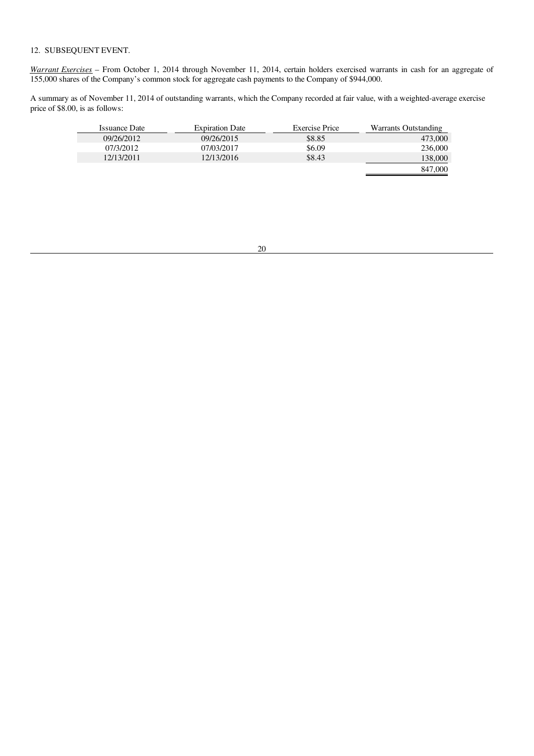12. SUBSEQUENT EVENT.

*Warrant Exercises* – From October 1, 2014 through November 11, 2014, certain holders exercised warrants in cash for an aggregate of 155,000 shares of the Company's common stock for aggregate cash payments to the Company of $944,000.

A summary as of November 11, 2014 of outstanding warrants, which the Company recorded at fair value, with a weighted-average exercise price of $8.00, is as follows:

| Issuance Date | Expiration Date | Exercise Price | Warrants Outstanding |
|---|---|---|---|
| 09/26/2012 | 09/26/2015 | $8.85 | 473,000 |
| 07/3/2012 | 07/03/2017 | $6.09 | 236,000 |
| 12/13/2011 | 12/13/2016 | $8.43 | 138,000 |
| | | | 847,000 |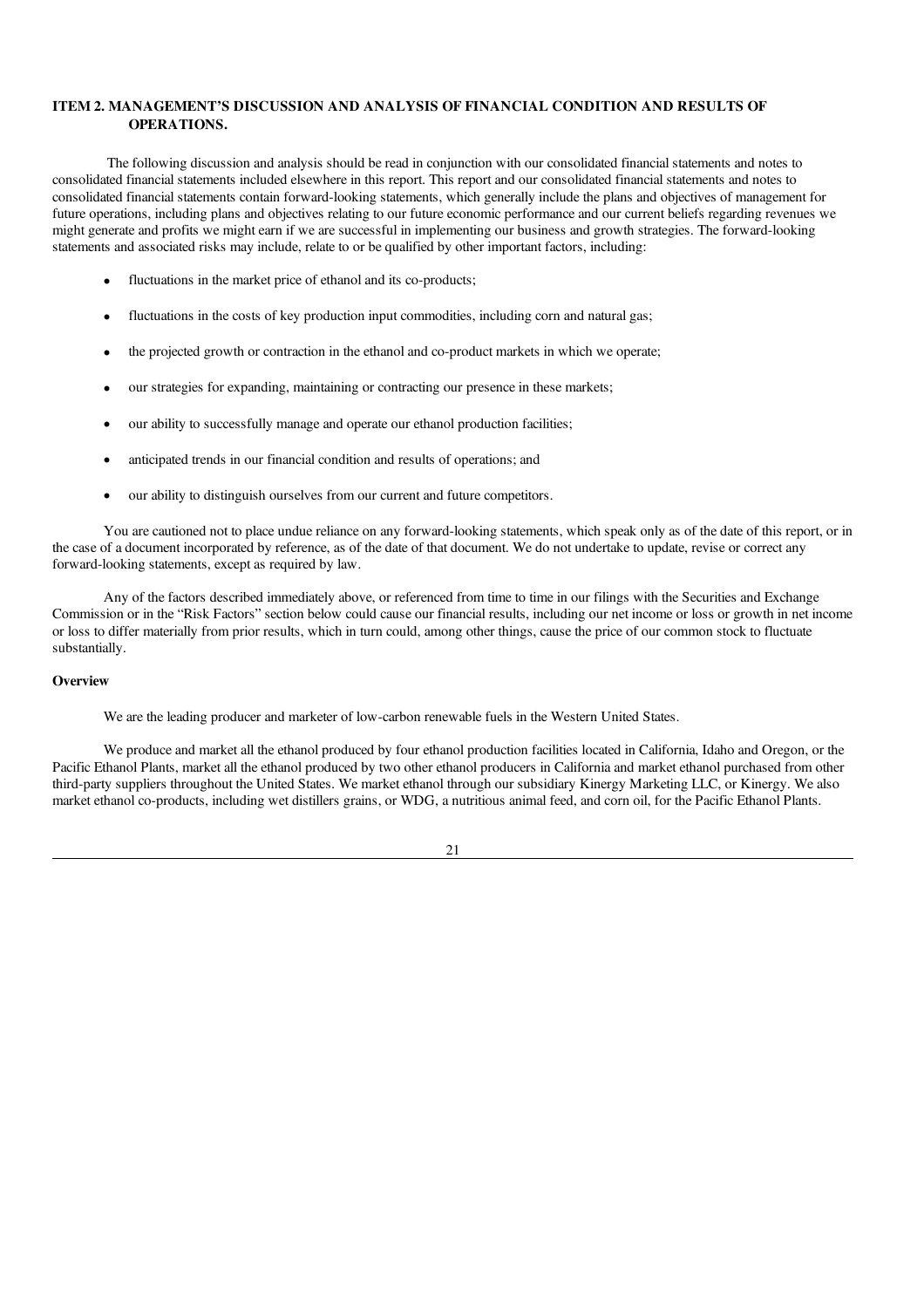## ITEM 2. MANAGEMENT'S DISCUSSION AND ANALYSIS OF FINANCIAL CONDITION AND RESULTS OF OPERATIONS.

The following discussion and analysis should be read in conjunction with our consolidated financial statements and notes to consolidated financial statements included elsewhere in this report. This report and our consolidated financial statements and notes to consolidated financial statements contain forward-looking statements, which generally include the plans and objectives of management for future operations, including plans and objectives relating to our future economic performance and our current beliefs regarding revenues we might generate and profits we might earn if we are successful in implementing our business and growth strategies. The forward-looking statements and associated risks may include, relate to or be qualified by other important factors, including:

- fluctuations in the market price of ethanol and its co-products;
- fluctuations in the costs of key production input commodities, including corn and natural gas;
- the projected growth or contraction in the ethanol and co-product markets in which we operate;
- our strategies for expanding, maintaining or contracting our presence in these markets;
- our ability to successfully manage and operate our ethanol production facilities;
- anticipated trends in our financial condition and results of operations; and
- our ability to distinguish ourselves from our current and future competitors.

You are cautioned not to place undue reliance on any forward-looking statements, which speak only as of the date of this report, or in the case of a document incorporated by reference, as of the date of that document. We do not undertake to update, revise or correct any forward-looking statements, except as required by law.

Any of the factors described immediately above, or referenced from time to time in our filings with the Securities and Exchange Commission or in the "Risk Factors" section below could cause our financial results, including our net income or loss or growth in net income or loss to differ materially from prior results, which in turn could, among other things, cause the price of our common stock to fluctuate substantially.

**Overview**

We are the leading producer and marketer of low-carbon renewable fuels in the Western United States.

We produce and market all the ethanol produced by four ethanol production facilities located in California, Idaho and Oregon, or the Pacific Ethanol Plants, market all the ethanol produced by two other ethanol producers in California and market ethanol purchased from other third-party suppliers throughout the United States. We market ethanol through our subsidiary Kinergy Marketing LLC, or Kinergy. We also market ethanol co-products, including wet distillers grains, or WDG, a nutritious animal feed, and corn oil, for the Pacific Ethanol Plants.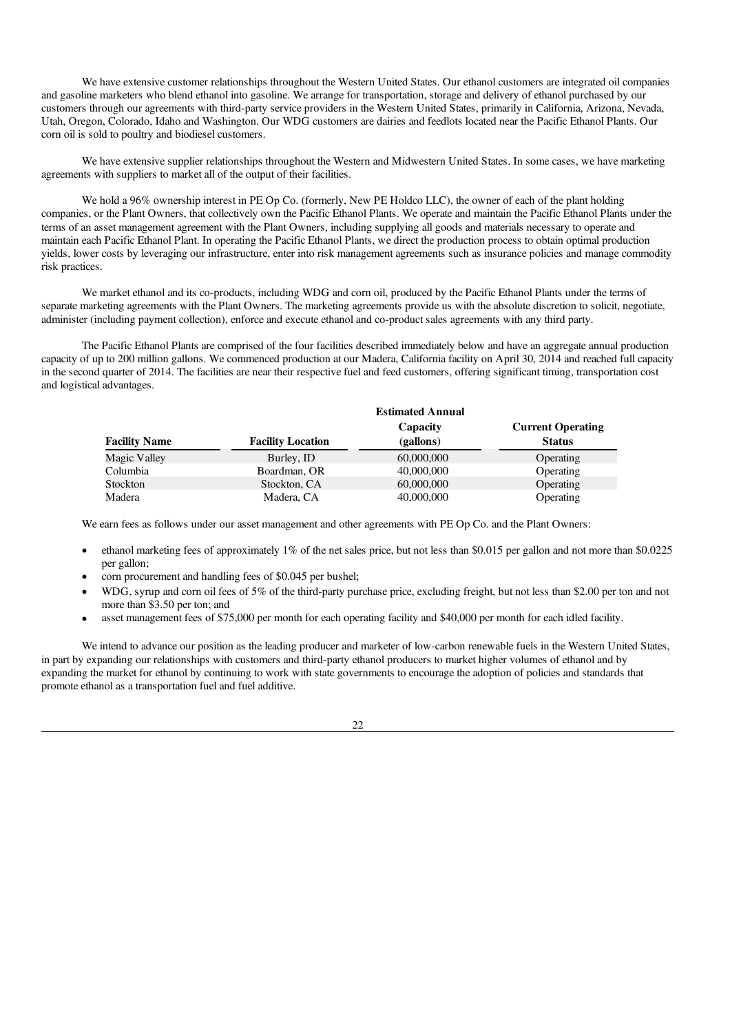We have extensive customer relationships throughout the Western United States. Our ethanol customers are integrated oil companies and gasoline marketers who blend ethanol into gasoline. We arrange for transportation, storage and delivery of ethanol purchased by our customers through our agreements with third-party service providers in the Western United States, primarily in California, Arizona, Nevada, Utah, Oregon, Colorado, Idaho and Washington. Our WDG customers are dairies and feedlots located near the Pacific Ethanol Plants. Our corn oil is sold to poultry and biodiesel customers.

We have extensive supplier relationships throughout the Western and Midwestern United States. In some cases, we have marketing agreements with suppliers to market all of the output of their facilities.

We hold a 96% ownership interest in PE Op Co. (formerly, New PE Holdco LLC), the owner of each of the plant holding companies, or the Plant Owners, that collectively own the Pacific Ethanol Plants. We operate and maintain the Pacific Ethanol Plants under the terms of an asset management agreement with the Plant Owners, including supplying all goods and materials necessary to operate and maintain each Pacific Ethanol Plant. In operating the Pacific Ethanol Plants, we direct the production process to obtain optimal production yields, lower costs by leveraging our infrastructure, enter into risk management agreements such as insurance policies and manage commodity risk practices.

We market ethanol and its co-products, including WDG and corn oil, produced by the Pacific Ethanol Plants under the terms of separate marketing agreements with the Plant Owners. The marketing agreements provide us with the absolute discretion to solicit, negotiate, administer (including payment collection), enforce and execute ethanol and co-product sales agreements with any third party.

The Pacific Ethanol Plants are comprised of the four facilities described immediately below and have an aggregate annual production capacity of up to 200 million gallons. We commenced production at our Madera, California facility on April 30, 2014 and reached full capacity in the second quarter of 2014. The facilities are near their respective fuel and feed customers, offering significant timing, transportation cost and logistical advantages.

| Facility Name | Facility Location | Estimated Annual Capacity (gallons) | Current Operating Status |
|---|---|---|---|
| Magic Valley | Burley, ID | 60,000,000 | Operating |
| Columbia | Boardman, OR | 40,000,000 | Operating |
| Stockton | Stockton, CA | 60,000,000 | Operating |
| Madera | Madera, CA | 40,000,000 | Operating |

We earn fees as follows under our asset management and other agreements with PE Op Co. and the Plant Owners:

- ethanol marketing fees of approximately 1% of the net sales price, but not less than $0.015 per gallon and not more than $0.0225 per gallon;
- corn procurement and handling fees of $0.045 per bushel;
- WDG, syrup and corn oil fees of 5% of the third-party purchase price, excluding freight, but not less than $2.00 per ton and not more than $3.50 per ton; and
- asset management fees of $75,000 per month for each operating facility and $40,000 per month for each idled facility.

We intend to advance our position as the leading producer and marketer of low-carbon renewable fuels in the Western United States, in part by expanding our relationships with customers and third-party ethanol producers to market higher volumes of ethanol and by expanding the market for ethanol by continuing to work with state governments to encourage the adoption of policies and standards that promote ethanol as a transportation fuel and fuel additive.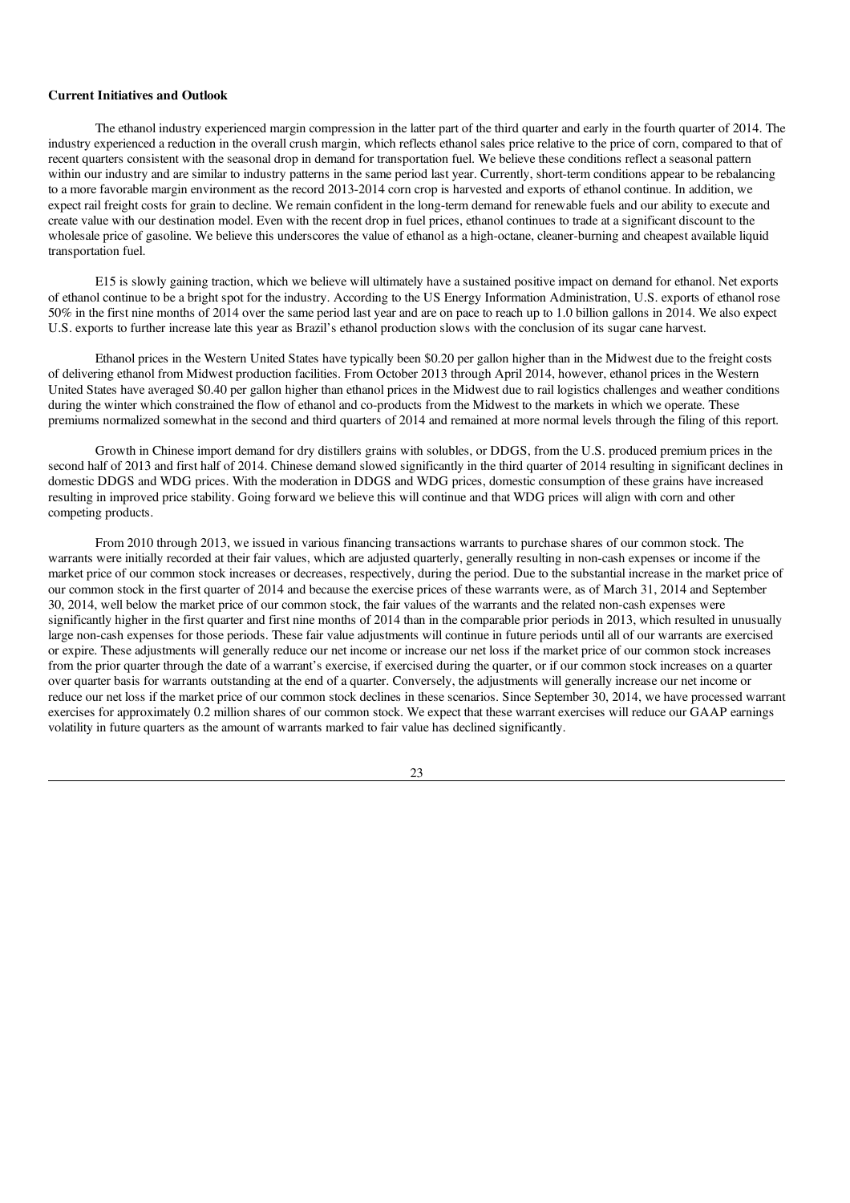**Current Initiatives and Outlook**

The ethanol industry experienced margin compression in the latter part of the third quarter and early in the fourth quarter of 2014. The industry experienced a reduction in the overall crush margin, which reflects ethanol sales price relative to the price of corn, compared to that of recent quarters consistent with the seasonal drop in demand for transportation fuel. We believe these conditions reflect a seasonal pattern within our industry and are similar to industry patterns in the same period last year. Currently, short-term conditions appear to be rebalancing to a more favorable margin environment as the record 2013-2014 corn crop is harvested and exports of ethanol continue. In addition, we expect rail freight costs for grain to decline. We remain confident in the long-term demand for renewable fuels and our ability to execute and create value with our destination model. Even with the recent drop in fuel prices, ethanol continues to trade at a significant discount to the wholesale price of gasoline. We believe this underscores the value of ethanol as a high-octane, cleaner-burning and cheapest available liquid transportation fuel.

E15 is slowly gaining traction, which we believe will ultimately have a sustained positive impact on demand for ethanol. Net exports of ethanol continue to be a bright spot for the industry. According to the US Energy Information Administration, U.S. exports of ethanol rose 50% in the first nine months of 2014 over the same period last year and are on pace to reach up to 1.0 billion gallons in 2014. We also expect U.S. exports to further increase late this year as Brazil's ethanol production slows with the conclusion of its sugar cane harvest.

Ethanol prices in the Western United States have typically been $0.20 per gallon higher than in the Midwest due to the freight costs of delivering ethanol from Midwest production facilities. From October 2013 through April 2014, however, ethanol prices in the Western United States have averaged $0.40 per gallon higher than ethanol prices in the Midwest due to rail logistics challenges and weather conditions during the winter which constrained the flow of ethanol and co-products from the Midwest to the markets in which we operate. These premiums normalized somewhat in the second and third quarters of 2014 and remained at more normal levels through the filing of this report.

Growth in Chinese import demand for dry distillers grains with solubles, or DDGS, from the U.S. produced premium prices in the second half of 2013 and first half of 2014. Chinese demand slowed significantly in the third quarter of 2014 resulting in significant declines in domestic DDGS and WDG prices. With the moderation in DDGS and WDG prices, domestic consumption of these grains have increased resulting in improved price stability. Going forward we believe this will continue and that WDG prices will align with corn and other competing products.

From 2010 through 2013, we issued in various financing transactions warrants to purchase shares of our common stock. The warrants were initially recorded at their fair values, which are adjusted quarterly, generally resulting in non-cash expenses or income if the market price of our common stock increases or decreases, respectively, during the period. Due to the substantial increase in the market price of our common stock in the first quarter of 2014 and because the exercise prices of these warrants were, as of March 31, 2014 and September 30, 2014, well below the market price of our common stock, the fair values of the warrants and the related non-cash expenses were significantly higher in the first quarter and first nine months of 2014 than in the comparable prior periods in 2013, which resulted in unusually large non-cash expenses for those periods. These fair value adjustments will continue in future periods until all of our warrants are exercised or expire. These adjustments will generally reduce our net income or increase our net loss if the market price of our common stock increases from the prior quarter through the date of a warrant's exercise, if exercised during the quarter, or if our common stock increases on a quarter over quarter basis for warrants outstanding at the end of a quarter. Conversely, the adjustments will generally increase our net income or reduce our net loss if the market price of our common stock declines in these scenarios. Since September 30, 2014, we have processed warrant exercises for approximately 0.2 million shares of our common stock. We expect that these warrant exercises will reduce our GAAP earnings volatility in future quarters as the amount of warrants marked to fair value has declined significantly.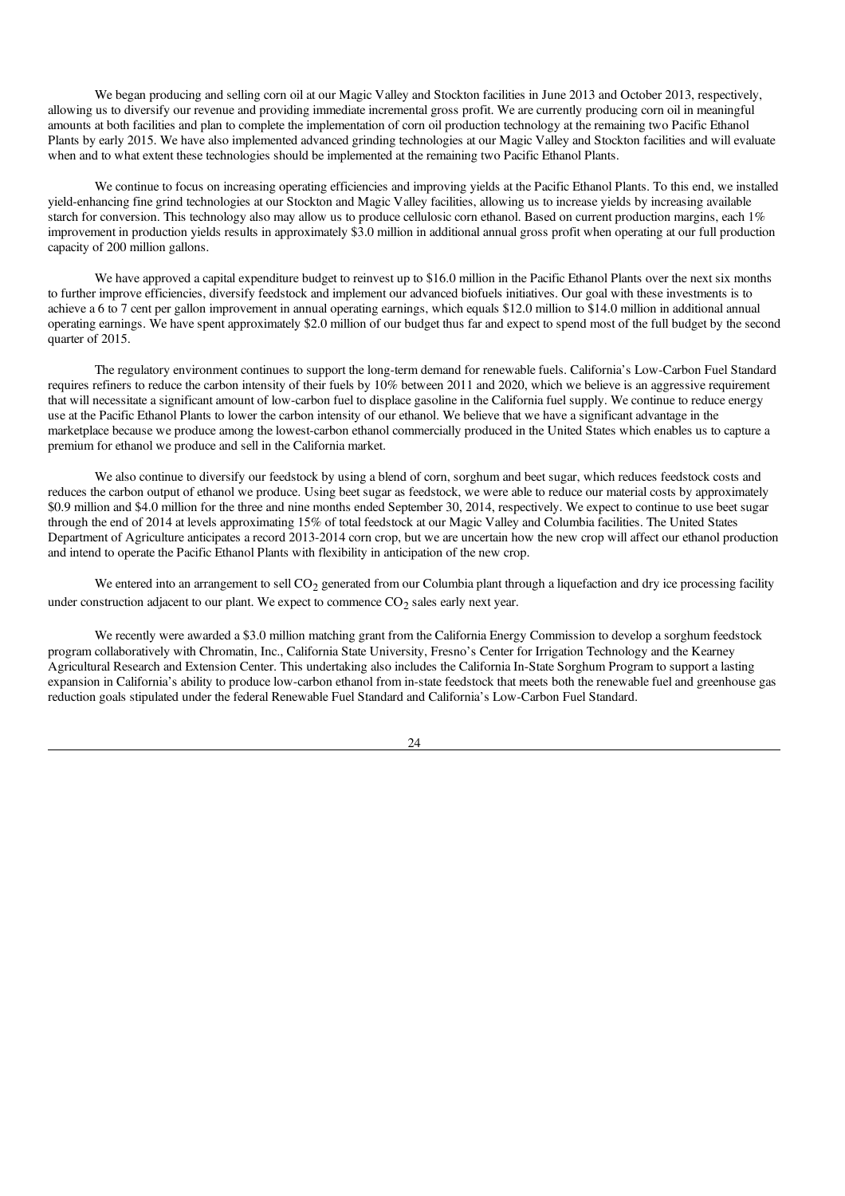We began producing and selling corn oil at our Magic Valley and Stockton facilities in June 2013 and October 2013, respectively, allowing us to diversify our revenue and providing immediate incremental gross profit. We are currently producing corn oil in meaningful amounts at both facilities and plan to complete the implementation of corn oil production technology at the remaining two Pacific Ethanol Plants by early 2015. We have also implemented advanced grinding technologies at our Magic Valley and Stockton facilities and will evaluate when and to what extent these technologies should be implemented at the remaining two Pacific Ethanol Plants.

We continue to focus on increasing operating efficiencies and improving yields at the Pacific Ethanol Plants. To this end, we installed yield-enhancing fine grind technologies at our Stockton and Magic Valley facilities, allowing us to increase yields by increasing available starch for conversion. This technology also may allow us to produce cellulosic corn ethanol. Based on current production margins, each 1% improvement in production yields results in approximately $3.0 million in additional annual gross profit when operating at our full production capacity of 200 million gallons.

We have approved a capital expenditure budget to reinvest up to $16.0 million in the Pacific Ethanol Plants over the next six months to further improve efficiencies, diversify feedstock and implement our advanced biofuels initiatives. Our goal with these investments is to achieve a 6 to 7 cent per gallon improvement in annual operating earnings, which equals $12.0 million to $14.0 million in additional annual operating earnings. We have spent approximately $2.0 million of our budget thus far and expect to spend most of the full budget by the second quarter of 2015.

The regulatory environment continues to support the long-term demand for renewable fuels. California's Low-Carbon Fuel Standard requires refiners to reduce the carbon intensity of their fuels by 10% between 2011 and 2020, which we believe is an aggressive requirement that will necessitate a significant amount of low-carbon fuel to displace gasoline in the California fuel supply. We continue to reduce energy use at the Pacific Ethanol Plants to lower the carbon intensity of our ethanol. We believe that we have a significant advantage in the marketplace because we produce among the lowest-carbon ethanol commercially produced in the United States which enables us to capture a premium for ethanol we produce and sell in the California market.

We also continue to diversify our feedstock by using a blend of corn, sorghum and beet sugar, which reduces feedstock costs and reduces the carbon output of ethanol we produce. Using beet sugar as feedstock, we were able to reduce our material costs by approximately $0.9 million and $4.0 million for the three and nine months ended September 30, 2014, respectively. We expect to continue to use beet sugar through the end of 2014 at levels approximating 15% of total feedstock at our Magic Valley and Columbia facilities. The United States Department of Agriculture anticipates a record 2013-2014 corn crop, but we are uncertain how the new crop will affect our ethanol production and intend to operate the Pacific Ethanol Plants with flexibility in anticipation of the new crop.

We entered into an arrangement to sell $CO_2$ generated from our Columbia plant through a liquefaction and dry ice processing facility under construction adjacent to our plant. We expect to commence $CO_2$ sales early next year.

We recently were awarded a $3.0 million matching grant from the California Energy Commission to develop a sorghum feedstock program collaboratively with Chromatin, Inc., California State University, Fresno's Center for Irrigation Technology and the Kearney Agricultural Research and Extension Center. This undertaking also includes the California In-State Sorghum Program to support a lasting expansion in California's ability to produce low-carbon ethanol from in-state feedstock that meets both the renewable fuel and greenhouse gas reduction goals stipulated under the federal Renewable Fuel Standard and California's Low-Carbon Fuel Standard.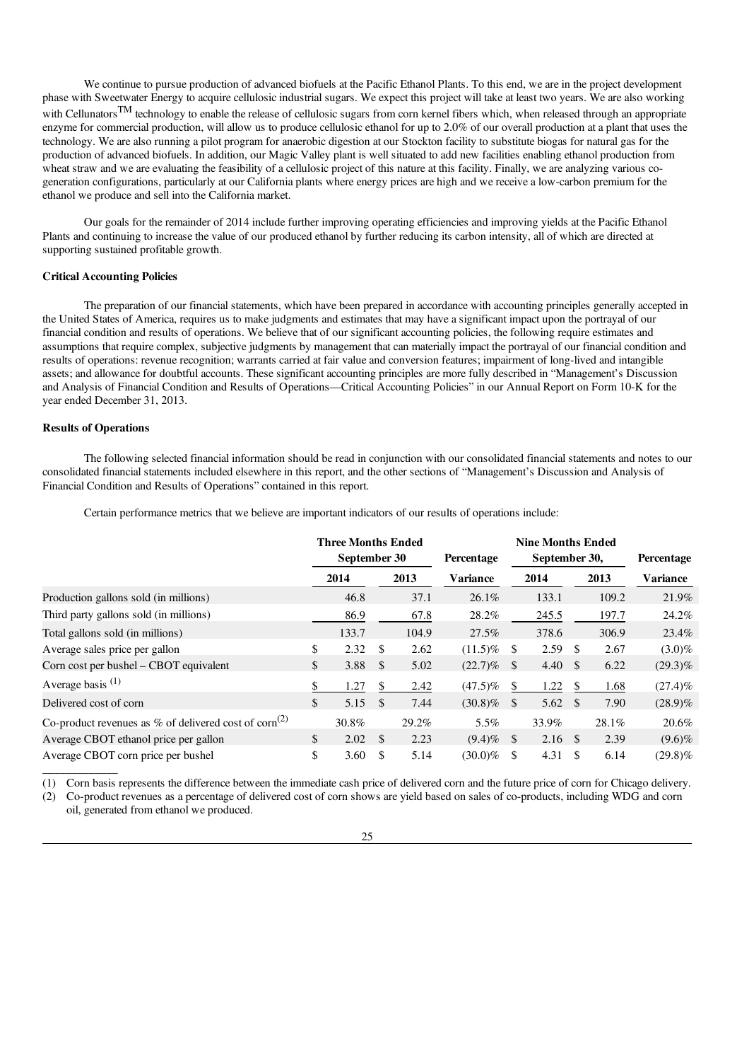We continue to pursue production of advanced biofuels at the Pacific Ethanol Plants. To this end, we are in the project development phase with Sweetwater Energy to acquire cellulosic industrial sugars. We expect this project will take at least two years. We are also working with Cellunators$^{TM}$ technology to enable the release of cellulosic sugars from corn kernel fibers which, when released through an appropriate enzyme for commercial production, will allow us to produce cellulosic ethanol for up to 2.0% of our overall production at a plant that uses the technology. We are also running a pilot program for anaerobic digestion at our Stockton facility to substitute biogas for natural gas for the production of advanced biofuels. In addition, our Magic Valley plant is well situated to add new facilities enabling ethanol production from wheat straw and we are evaluating the feasibility of a cellulosic project of this nature at this facility. Finally, we are analyzing various co-generation configurations, particularly at our California plants where energy prices are high and we receive a low-carbon premium for the ethanol we produce and sell into the California market.

Our goals for the remainder of 2014 include further improving operating efficiencies and improving yields at the Pacific Ethanol Plants and continuing to increase the value of our produced ethanol by further reducing its carbon intensity, all of which are directed at supporting sustained profitable growth.

**Critical Accounting Policies**

The preparation of our financial statements, which have been prepared in accordance with accounting principles generally accepted in the United States of America, requires us to make judgments and estimates that may have a significant impact upon the portrayal of our financial condition and results of operations. We believe that of our significant accounting policies, the following require estimates and assumptions that require complex, subjective judgments by management that can materially impact the portrayal of our financial condition and results of operations: revenue recognition; warrants carried at fair value and conversion features; impairment of long-lived and intangible assets; and allowance for doubtful accounts. These significant accounting principles are more fully described in "Management's Discussion and Analysis of Financial Condition and Results of Operations—Critical Accounting Policies" in our Annual Report on Form 10-K for the year ended December 31, 2013.

**Results of Operations**

The following selected financial information should be read in conjunction with our consolidated financial statements and notes to our consolidated financial statements included elsewhere in this report, and the other sections of "Management's Discussion and Analysis of Financial Condition and Results of Operations" contained in this report.

Certain performance metrics that we believe are important indicators of our results of operations include:

| | Three Months Ended September 30 | | Percentage | Nine Months Ended September 30, | | Percentage |
|---|---|---|---|---|---|---|
| | 2014 | 2013 | Variance | 2014 | 2013 | Variance |
| Production gallons sold (in millions) | 46.8 | 37.1 | 26.1% | 133.1 | 109.2 | 21.9% |
| Third party gallons sold (in millions) | 86.9 | 67.8 | 28.2% | 245.5 | 197.7 | 24.2% |
| Total gallons sold (in millions) | 133.7 | 104.9 | 27.5% | 378.6 | 306.9 | 23.4% |
| Average sales price per gallon | $ 2.32 | $ 2.62 | (11.5)% | $ 2.59 | $ 2.67 | (3.0)% |
| Corn cost per bushel – CBOT equivalent | $ 3.88 | $ 5.02 | (22.7)% | $ 4.40 | $ 6.22 | (29.3)% |
| Average basis [(1)] | $ 1.27 | $ 2.42 | (47.5)% | $ 1.22 | $ 1.68 | (27.4)% |
| Delivered cost of corn | $ 5.15 | $ 7.44 | (30.8)% | $ 5.62 | $ 7.90 | (28.9)% |
| Co-product revenues as % of delivered cost of corn[(2)] | 30.8% | 29.2% | 5.5% | 33.9% | 28.1% | 20.6% |
| Average CBOT ethanol price per gallon | $ 2.02 | $ 2.23 | (9.4)% | $ 2.16 | $ 2.39 | (9.6)% |
| Average CBOT corn price per bushel | $ 3.60 | $ 5.14 | (30.0)% | $ 4.31 | $ 6.14 | (29.8)% |

(1) Corn basis represents the difference between the immediate cash price of delivered corn and the future price of corn for Chicago delivery.

(2) Co-product revenues as a percentage of delivered cost of corn shows are yield based on sales of co-products, including WDG and corn oil, generated from ethanol we produced.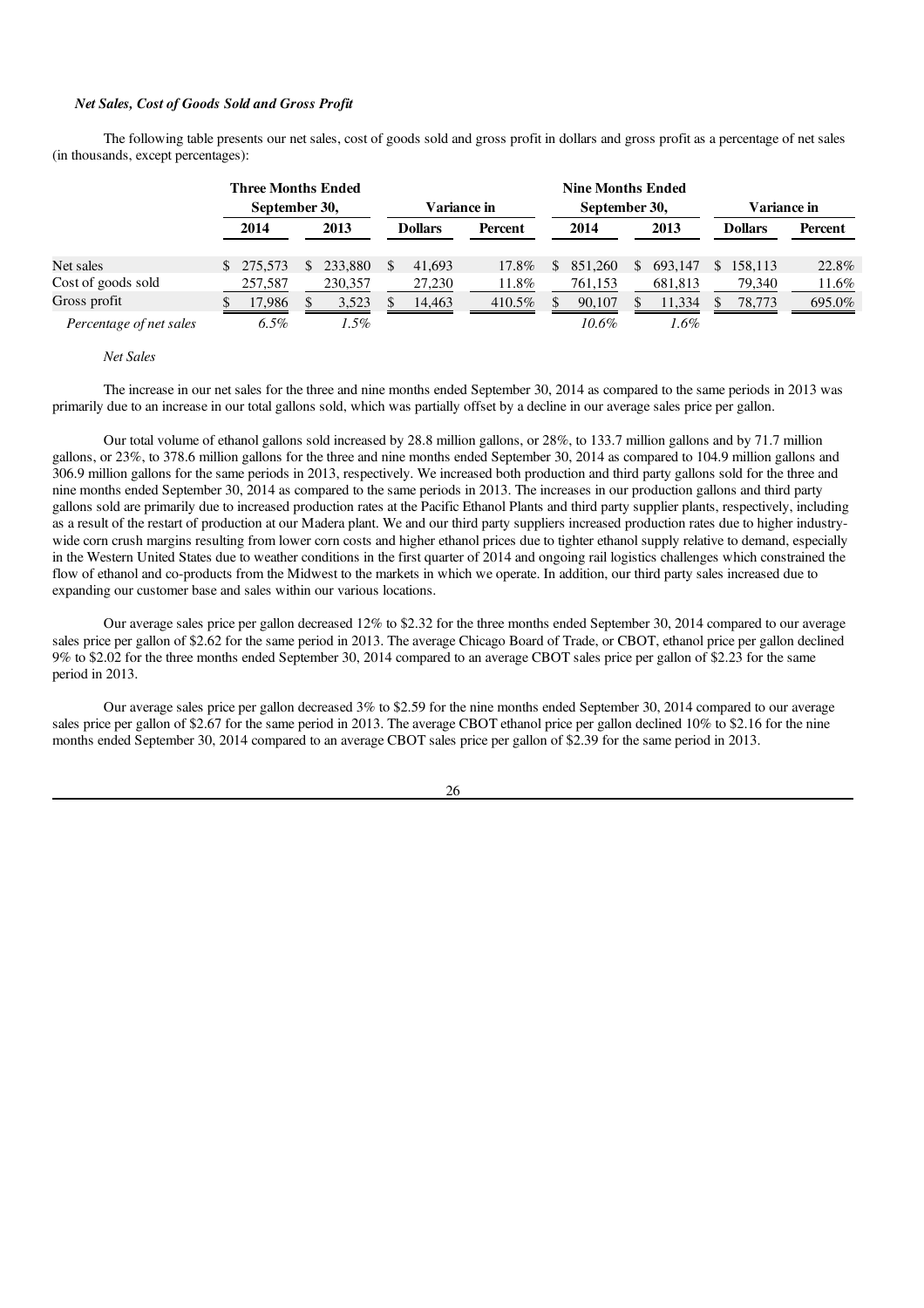### *Net Sales, Cost of Goods Sold and Gross Profit*

The following table presents our net sales, cost of goods sold and gross profit in dollars and gross profit as a percentage of net sales (in thousands, except percentages):

| | Three Months Ended September 30, | | Variance in | | Nine Months Ended September 30, | | Variance in | |
|---|---|---|---|---|---|---|---|---|
| | 2014 | 2013 | Dollars | Percent | 2014 | 2013 | Dollars | Percent |
| Net sales | $ 275,573 | $ 233,880 | $ 41,693 | 17.8% | $ 851,260 | $ 693,147 | $ 158,113 | 22.8% |
| Cost of goods sold | 257,587 | 230,357 | 27,230 | 11.8% | 761,153 | 681,813 | 79,340 | 11.6% |
| Gross profit | $ 17,986 | $ 3,523 | $ 14,463 | 410.5% | $ 90,107 | $ 11,334 | $ 78,773 | 695.0% |
| *Percentage of net sales* | *6.5%* | *1.5%* | | | *10.6%* | *1.6%* | | |

*Net Sales*

The increase in our net sales for the three and nine months ended September 30, 2014 as compared to the same periods in 2013 was primarily due to an increase in our total gallons sold, which was partially offset by a decline in our average sales price per gallon.

Our total volume of ethanol gallons sold increased by 28.8 million gallons, or 28%, to 133.7 million gallons and by 71.7 million gallons, or 23%, to 378.6 million gallons for the three and nine months ended September 30, 2014 as compared to 104.9 million gallons and 306.9 million gallons for the same periods in 2013, respectively. We increased both production and third party gallons sold for the three and nine months ended September 30, 2014 as compared to the same periods in 2013. The increases in our production gallons and third party gallons sold are primarily due to increased production rates at the Pacific Ethanol Plants and third party supplier plants, respectively, including as a result of the restart of production at our Madera plant. We and our third party suppliers increased production rates due to higher industry-wide corn crush margins resulting from lower corn costs and higher ethanol prices due to tighter ethanol supply relative to demand, especially in the Western United States due to weather conditions in the first quarter of 2014 and ongoing rail logistics challenges which constrained the flow of ethanol and co-products from the Midwest to the markets in which we operate. In addition, our third party sales increased due to expanding our customer base and sales within our various locations.

Our average sales price per gallon decreased 12% to $2.32 for the three months ended September 30, 2014 compared to our average sales price per gallon of $2.62 for the same period in 2013. The average Chicago Board of Trade, or CBOT, ethanol price per gallon declined 9% to $2.02 for the three months ended September 30, 2014 compared to an average CBOT sales price per gallon of $2.23 for the same period in 2013.

Our average sales price per gallon decreased 3% to $2.59 for the nine months ended September 30, 2014 compared to our average sales price per gallon of $2.67 for the same period in 2013. The average CBOT ethanol price per gallon declined 10% to $2.16 for the nine months ended September 30, 2014 compared to an average CBOT sales price per gallon of $2.39 for the same period in 2013.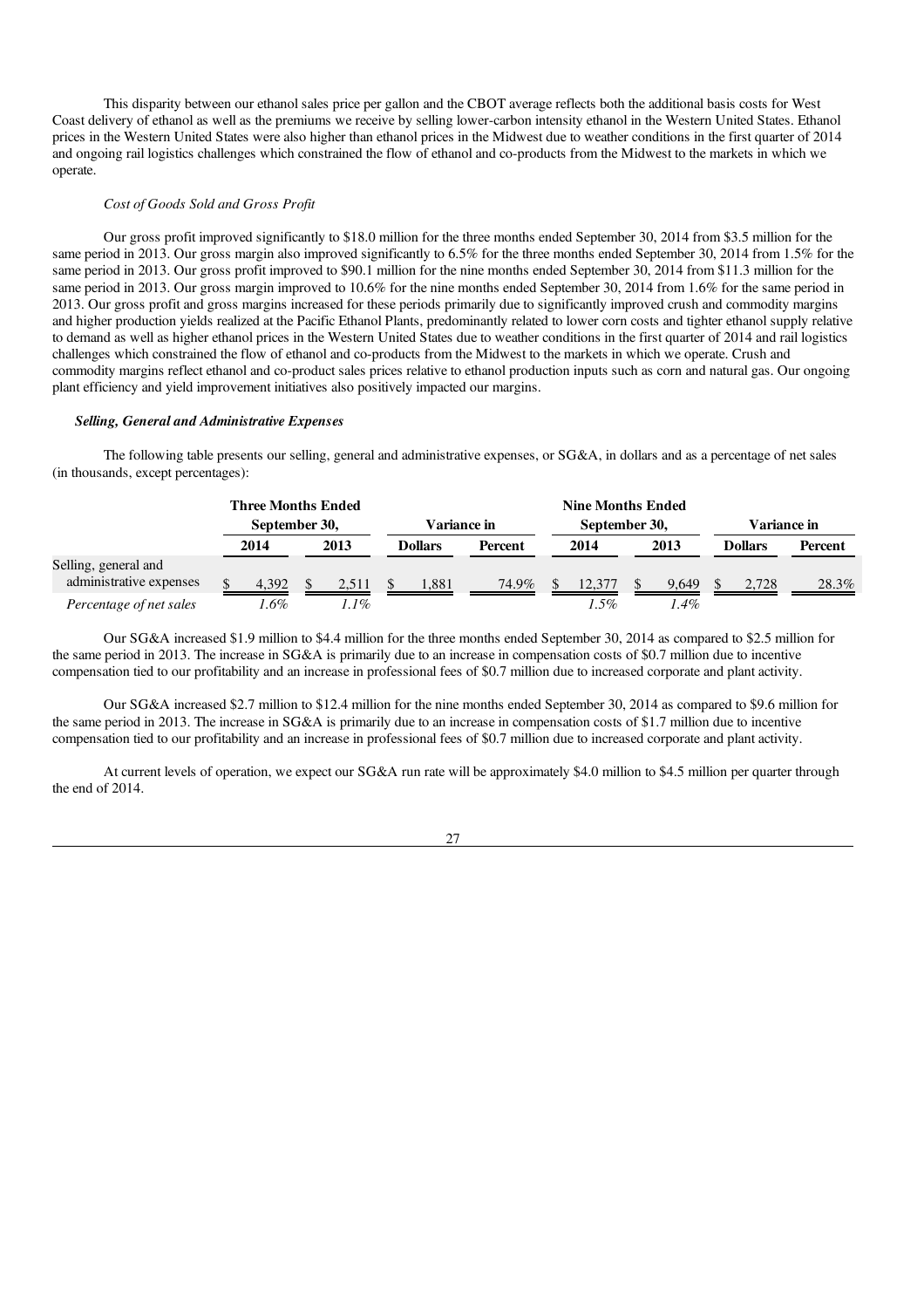This disparity between our ethanol sales price per gallon and the CBOT average reflects both the additional basis costs for West Coast delivery of ethanol as well as the premiums we receive by selling lower-carbon intensity ethanol in the Western United States. Ethanol prices in the Western United States were also higher than ethanol prices in the Midwest due to weather conditions in the first quarter of 2014 and ongoing rail logistics challenges which constrained the flow of ethanol and co-products from the Midwest to the markets in which we operate.

*Cost of Goods Sold and Gross Profit*

Our gross profit improved significantly to $18.0 million for the three months ended September 30, 2014 from $3.5 million for the same period in 2013. Our gross margin also improved significantly to 6.5% for the three months ended September 30, 2014 from 1.5% for the same period in 2013. Our gross profit improved to $90.1 million for the nine months ended September 30, 2014 from $11.3 million for the same period in 2013. Our gross margin improved to 10.6% for the nine months ended September 30, 2014 from 1.6% for the same period in 2013. Our gross profit and gross margins increased for these periods primarily due to significantly improved crush and commodity margins and higher production yields realized at the Pacific Ethanol Plants, predominantly related to lower corn costs and tighter ethanol supply relative to demand as well as higher ethanol prices in the Western United States due to weather conditions in the first quarter of 2014 and rail logistics challenges which constrained the flow of ethanol and co-products from the Midwest to the markets in which we operate. Crush and commodity margins reflect ethanol and co-product sales prices relative to ethanol production inputs such as corn and natural gas. Our ongoing plant efficiency and yield improvement initiatives also positively impacted our margins.

***Selling, General and Administrative Expenses***

The following table presents our selling, general and administrative expenses, or SG&A, in dollars and as a percentage of net sales (in thousands, except percentages):

| | Three Months Ended September 30, | | Variance in | | Nine Months Ended September 30, | | Variance in | |
|---|---|---|---|---|---|---|---|---|
| | 2014 | 2013 | Dollars | Percent | 2014 | 2013 | Dollars | Percent |
| Selling, general and administrative expenses | $ 4,392 | $ 2,511 | $ 1,881 | 74.9% | $ 12,377 | $ 9,649 | $ 2,728 | 28.3% |
| *Percentage of net sales* | *1.6%* | *1.1%* | | | *1.5%* | *1.4%* | | |

Our SG&A increased $1.9 million to $4.4 million for the three months ended September 30, 2014 as compared to $2.5 million for the same period in 2013. The increase in SG&A is primarily due to an increase in compensation costs of $0.7 million due to incentive compensation tied to our profitability and an increase in professional fees of $0.7 million due to increased corporate and plant activity.

Our SG&A increased $2.7 million to $12.4 million for the nine months ended September 30, 2014 as compared to $9.6 million for the same period in 2013. The increase in SG&A is primarily due to an increase in compensation costs of $1.7 million due to incentive compensation tied to our profitability and an increase in professional fees of $0.7 million due to increased corporate and plant activity.

At current levels of operation, we expect our SG&A run rate will be approximately $4.0 million to $4.5 million per quarter through the end of 2014.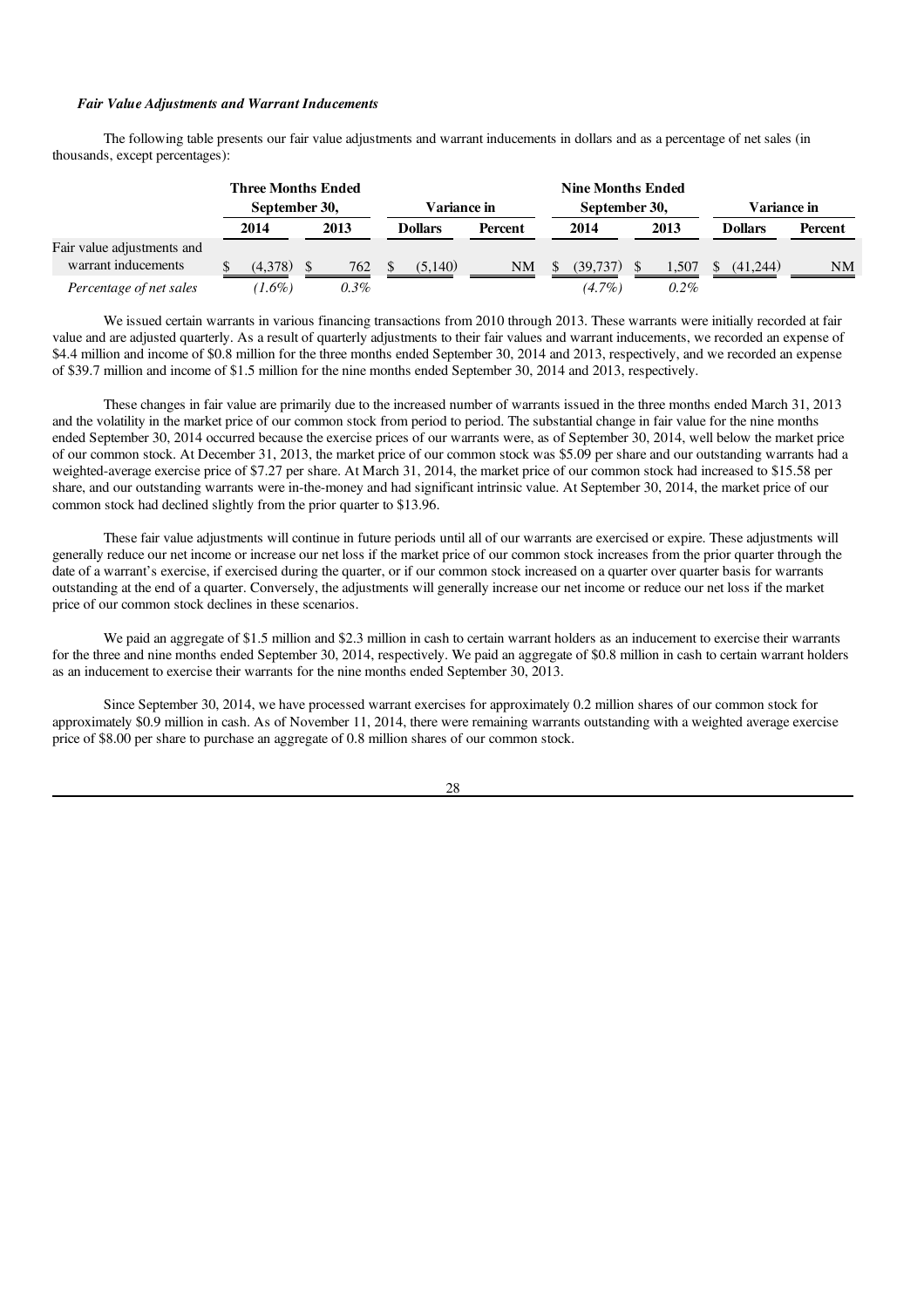*Fair Value Adjustments and Warrant Inducements*

The following table presents our fair value adjustments and warrant inducements in dollars and as a percentage of net sales (in thousands, except percentages):

| | Three Months Ended September 30, | | Variance in | | Nine Months Ended September 30, | | Variance in | |
|---|---|---|---|---|---|---|---|---|
| | 2014 | 2013 | Dollars | Percent | 2014 | 2013 | Dollars | Percent |
| Fair value adjustments and warrant inducements | $ (4,378) | $ 762 | $ (5,140) | NM | $ (39,737) | $ 1,507 | $ (41,244) | NM |
| *Percentage of net sales* | *(1.6%)* | *0.3%* | | | *(4.7%)* | *0.2%* | | |

We issued certain warrants in various financing transactions from 2010 through 2013. These warrants were initially recorded at fair value and are adjusted quarterly. As a result of quarterly adjustments to their fair values and warrant inducements, we recorded an expense of $4.4 million and income of $0.8 million for the three months ended September 30, 2014 and 2013, respectively, and we recorded an expense of $39.7 million and income of $1.5 million for the nine months ended September 30, 2014 and 2013, respectively.

These changes in fair value are primarily due to the increased number of warrants issued in the three months ended March 31, 2013 and the volatility in the market price of our common stock from period to period. The substantial change in fair value for the nine months ended September 30, 2014 occurred because the exercise prices of our warrants were, as of September 30, 2014, well below the market price of our common stock. At December 31, 2013, the market price of our common stock was $5.09 per share and our outstanding warrants had a weighted-average exercise price of $7.27 per share. At March 31, 2014, the market price of our common stock had increased to $15.58 per share, and our outstanding warrants were in-the-money and had significant intrinsic value. At September 30, 2014, the market price of our common stock had declined slightly from the prior quarter to $13.96.

These fair value adjustments will continue in future periods until all of our warrants are exercised or expire. These adjustments will generally reduce our net income or increase our net loss if the market price of our common stock increases from the prior quarter through the date of a warrant's exercise, if exercised during the quarter, or if our common stock increased on a quarter over quarter basis for warrants outstanding at the end of a quarter. Conversely, the adjustments will generally increase our net income or reduce our net loss if the market price of our common stock declines in these scenarios.

We paid an aggregate of $1.5 million and $2.3 million in cash to certain warrant holders as an inducement to exercise their warrants for the three and nine months ended September 30, 2014, respectively. We paid an aggregate of $0.8 million in cash to certain warrant holders as an inducement to exercise their warrants for the nine months ended September 30, 2013.

Since September 30, 2014, we have processed warrant exercises for approximately 0.2 million shares of our common stock for approximately $0.9 million in cash. As of November 11, 2014, there were remaining warrants outstanding with a weighted average exercise price of $8.00 per share to purchase an aggregate of 0.8 million shares of our common stock.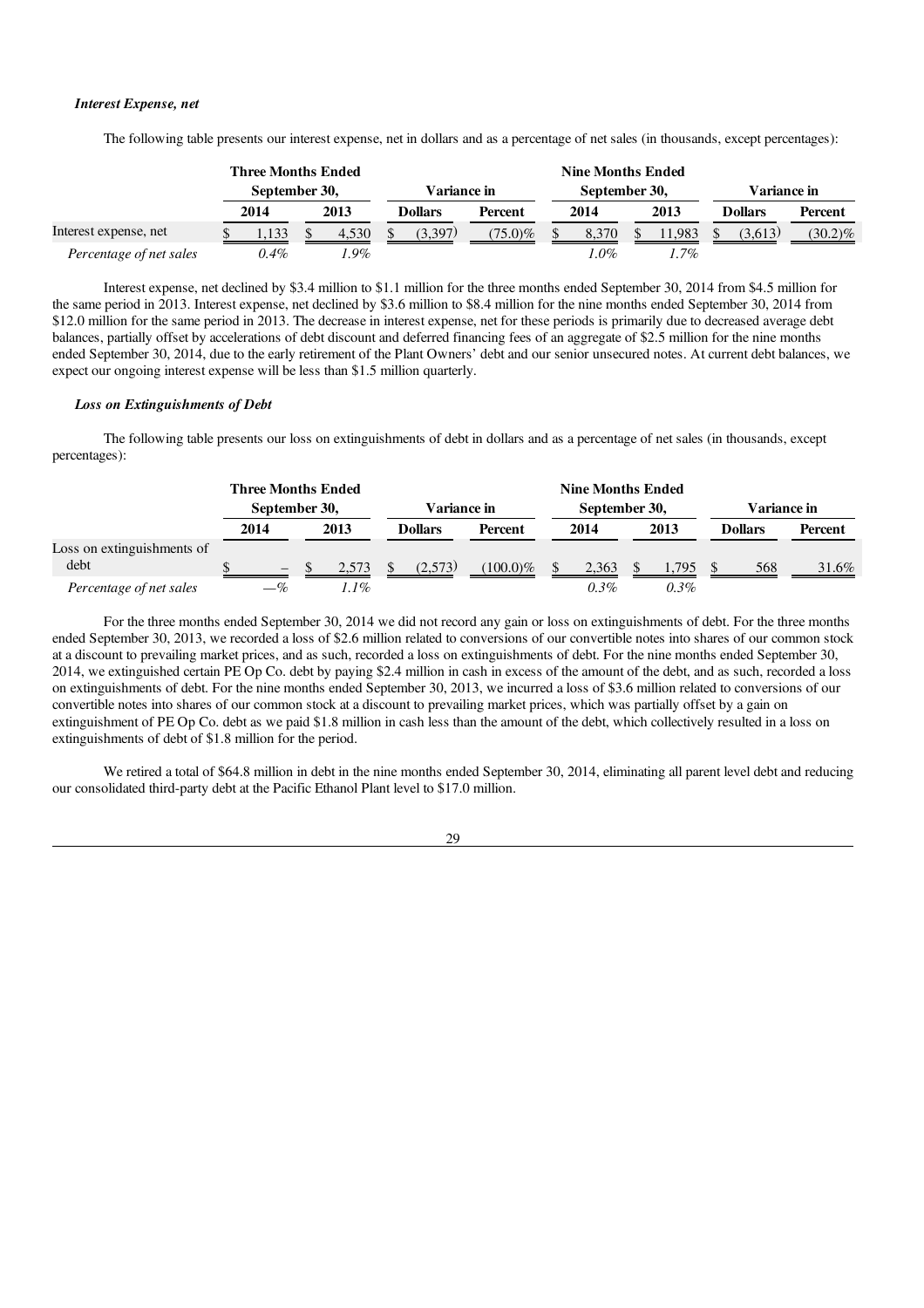### *Interest Expense, net*

The following table presents our interest expense, net in dollars and as a percentage of net sales (in thousands, except percentages):

| | Three Months Ended September 30, | | Variance in | | Nine Months Ended September 30, | | Variance in | |
|---|---|---|---|---|---|---|---|---|
| | 2014 | 2013 | Dollars | Percent | 2014 | 2013 | Dollars | Percent |
| Interest expense, net | $ 1,133 | $ 4,530 | $ (3,397) | (75.0)% | $ 8,370 | $ 11,983 | $ (3,613) | (30.2)% |
| *Percentage of net sales* | *0.4%* | *1.9%* | | | *1.0%* | *1.7%* | | |

Interest expense, net declined by $3.4 million to $1.1 million for the three months ended September 30, 2014 from $4.5 million for the same period in 2013. Interest expense, net declined by $3.6 million to $8.4 million for the nine months ended September 30, 2014 from $12.0 million for the same period in 2013. The decrease in interest expense, net for these periods is primarily due to decreased average debt balances, partially offset by accelerations of debt discount and deferred financing fees of an aggregate of $2.5 million for the nine months ended September 30, 2014, due to the early retirement of the Plant Owners' debt and our senior unsecured notes. At current debt balances, we expect our ongoing interest expense will be less than $1.5 million quarterly.

### *Loss on Extinguishments of Debt*

The following table presents our loss on extinguishments of debt in dollars and as a percentage of net sales (in thousands, except percentages):

| | Three Months Ended September 30, | | Variance in | | Nine Months Ended September 30, | | Variance in | |
|---|---|---|---|---|---|---|---|---|
| | 2014 | 2013 | Dollars | Percent | 2014 | 2013 | Dollars | Percent |
| Loss on extinguishments of debt | $ – | $ 2,573 | $ (2,573) | (100.0)% | $ 2,363 | $ 1,795 | $ 568 | 31.6% |
| *Percentage of net sales* | *—%* | *1.1%* | | | *0.3%* | *0.3%* | | |

For the three months ended September 30, 2014 we did not record any gain or loss on extinguishments of debt. For the three months ended September 30, 2013, we recorded a loss of $2.6 million related to conversions of our convertible notes into shares of our common stock at a discount to prevailing market prices, and as such, recorded a loss on extinguishments of debt. For the nine months ended September 30, 2014, we extinguished certain PE Op Co. debt by paying $2.4 million in cash in excess of the amount of the debt, and as such, recorded a loss on extinguishments of debt. For the nine months ended September 30, 2013, we incurred a loss of $3.6 million related to conversions of our convertible notes into shares of our common stock at a discount to prevailing market prices, which was partially offset by a gain on extinguishment of PE Op Co. debt as we paid $1.8 million in cash less than the amount of the debt, which collectively resulted in a loss on extinguishments of debt of $1.8 million for the period.

We retired a total of $64.8 million in debt in the nine months ended September 30, 2014, eliminating all parent level debt and reducing our consolidated third-party debt at the Pacific Ethanol Plant level to $17.0 million.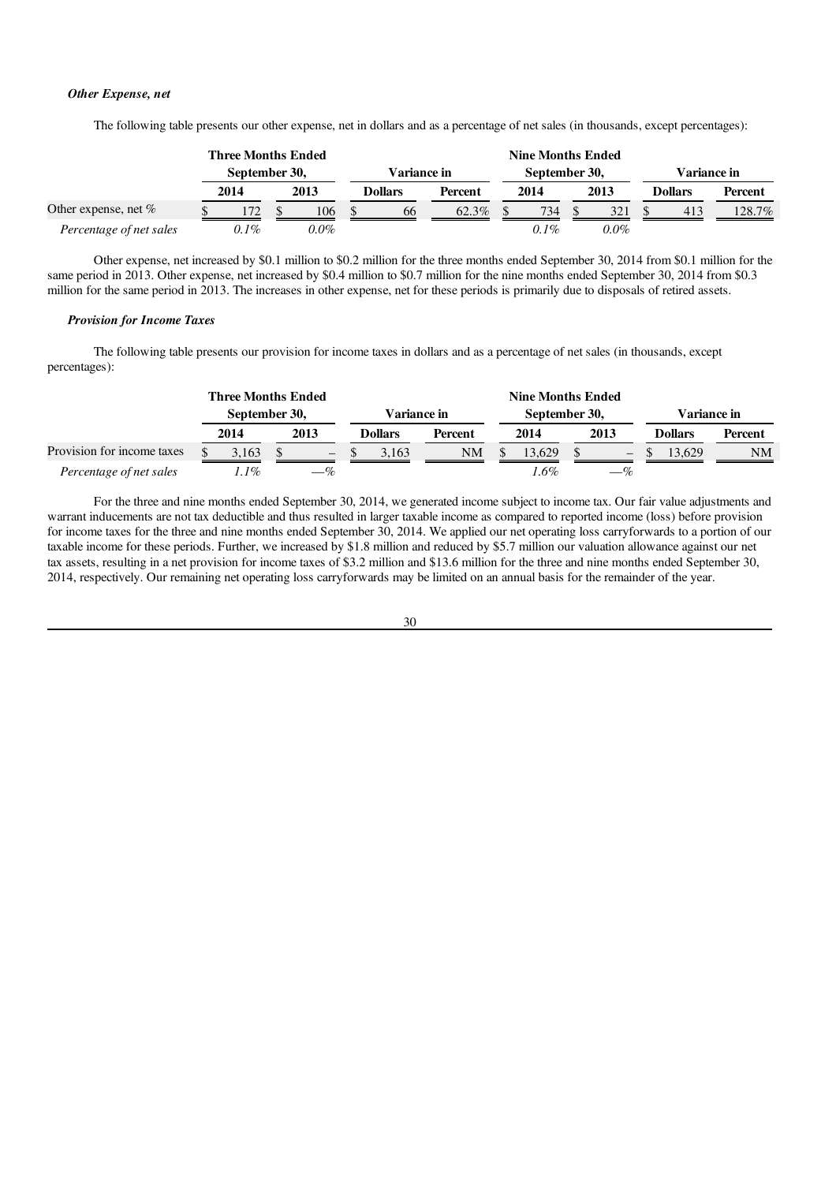### *Other Expense, net*

The following table presents our other expense, net in dollars and as a percentage of net sales (in thousands, except percentages):

| | Three Months Ended September 30, | | Variance in | | Nine Months Ended September 30, | | Variance in | |
|---|---|---|---|---|---|---|---|---|
| | 2014 | 2013 | Dollars | Percent | 2014 | 2013 | Dollars | Percent |
| Other expense, net % | $ 172 | $ 106 | $ 66 | 62.3% | $ 734 | $ 321 | $ 413 | 128.7% |
| *Percentage of net sales* | *0.1%* | *0.0%* | | | *0.1%* | *0.0%* | | |

Other expense, net increased by $0.1 million to $0.2 million for the three months ended September 30, 2014 from $0.1 million for the same period in 2013. Other expense, net increased by $0.4 million to $0.7 million for the nine months ended September 30, 2014 from $0.3 million for the same period in 2013. The increases in other expense, net for these periods is primarily due to disposals of retired assets.

### *Provision for Income Taxes*

The following table presents our provision for income taxes in dollars and as a percentage of net sales (in thousands, except percentages):

| | Three Months Ended September 30, | | Variance in | | Nine Months Ended September 30, | | Variance in | |
|---|---|---|---|---|---|---|---|---|
| | 2014 | 2013 | Dollars | Percent | 2014 | 2013 | Dollars | Percent |
| Provision for income taxes | $ 3,163 | $ – | $ 3,163 | NM | $ 13,629 | $ – | $ 13,629 | NM |
| *Percentage of net sales* | *1.1%* | *—%* | | | *1.6%* | *—%* | | |

For the three and nine months ended September 30, 2014, we generated income subject to income tax. Our fair value adjustments and warrant inducements are not tax deductible and thus resulted in larger taxable income as compared to reported income (loss) before provision for income taxes for the three and nine months ended September 30, 2014. We applied our net operating loss carryforwards to a portion of our taxable income for these periods. Further, we increased by $1.8 million and reduced by $5.7 million our valuation allowance against our net tax assets, resulting in a net provision for income taxes of $3.2 million and $13.6 million for the three and nine months ended September 30, 2014, respectively. Our remaining net operating loss carryforwards may be limited on an annual basis for the remainder of the year.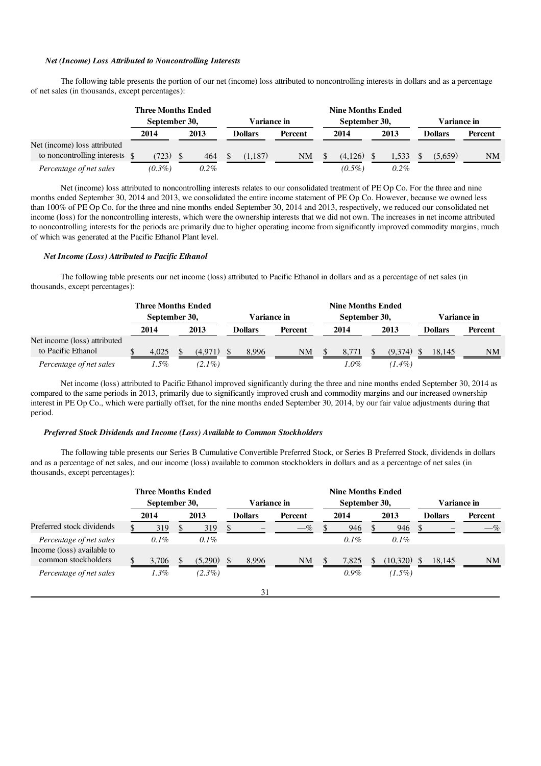### *Net (Income) Loss Attributed to Noncontrolling Interests*

The following table presents the portion of our net (income) loss attributed to noncontrolling interests in dollars and as a percentage of net sales (in thousands, except percentages):

| | Three Months Ended September 30, | | Variance in | | Nine Months Ended September 30, | | Variance in | |
|---|---|---|---|---|---|---|---|---|
| | 2014 | 2013 | Dollars | Percent | 2014 | 2013 | Dollars | Percent |
| Net (income) loss attributed to noncontrolling interests | $ (723) | $ 464 | $ (1,187) | NM | $ (4,126) | $ 1,533 | $ (5,659) | NM |
| *Percentage of net sales* | *(0.3%)* | *0.2%* | | | *(0.5%)* | *0.2%* | | |

Net (income) loss attributed to noncontrolling interests relates to our consolidated treatment of PE Op Co. For the three and nine months ended September 30, 2014 and 2013, we consolidated the entire income statement of PE Op Co. However, because we owned less than 100% of PE Op Co. for the three and nine months ended September 30, 2014 and 2013, respectively, we reduced our consolidated net income (loss) for the noncontrolling interests, which were the ownership interests that we did not own. The increases in net income attributed to noncontrolling interests for the periods are primarily due to higher operating income from significantly improved commodity margins, much of which was generated at the Pacific Ethanol Plant level.

### *Net Income (Loss) Attributed to Pacific Ethanol*

The following table presents our net income (loss) attributed to Pacific Ethanol in dollars and as a percentage of net sales (in thousands, except percentages):

| | Three Months Ended September 30, | | Variance in | | Nine Months Ended September 30, | | Variance in | |
|---|---|---|---|---|---|---|---|---|
| | 2014 | 2013 | Dollars | Percent | 2014 | 2013 | Dollars | Percent |
| Net income (loss) attributed to Pacific Ethanol | $ 4,025 | $ (4,971) | $ 8,996 | NM | $ 8,771 | $ (9,374) | $ 18,145 | NM |
| *Percentage of net sales* | *1.5%* | *(2.1%)* | | | *1.0%* | *(1.4%)* | | |

Net income (loss) attributed to Pacific Ethanol improved significantly during the three and nine months ended September 30, 2014 as compared to the same periods in 2013, primarily due to significantly improved crush and commodity margins and our increased ownership interest in PE Op Co., which were partially offset, for the nine months ended September 30, 2014, by our fair value adjustments during that period.

### *Preferred Stock Dividends and Income (Loss) Available to Common Stockholders*

The following table presents our Series B Cumulative Convertible Preferred Stock, or Series B Preferred Stock, dividends in dollars and as a percentage of net sales, and our income (loss) available to common stockholders in dollars and as a percentage of net sales (in thousands, except percentages):

| | Three Months Ended September 30, | | Variance in | | Nine Months Ended September 30, | | Variance in | |
|---|---|---|---|---|---|---|---|---|
| | 2014 | 2013 | Dollars | Percent | 2014 | 2013 | Dollars | Percent |
| Preferred stock dividends | $ 319 | $ 319 | $ – | —% | $ 946 | $ 946 | $ – | —% |
| *Percentage of net sales* | *0.1%* | *0.1%* | | | *0.1%* | *0.1%* | | |
| Income (loss) available to common stockholders | $ 3,706 | $ (5,290) | $ 8,996 | NM | $ 7,825 | $ (10,320) | $ 18,145 | NM |
| *Percentage of net sales* | *1.3%* | *(2.3%)* | | | *0.9%* | *(1.5%)* | | |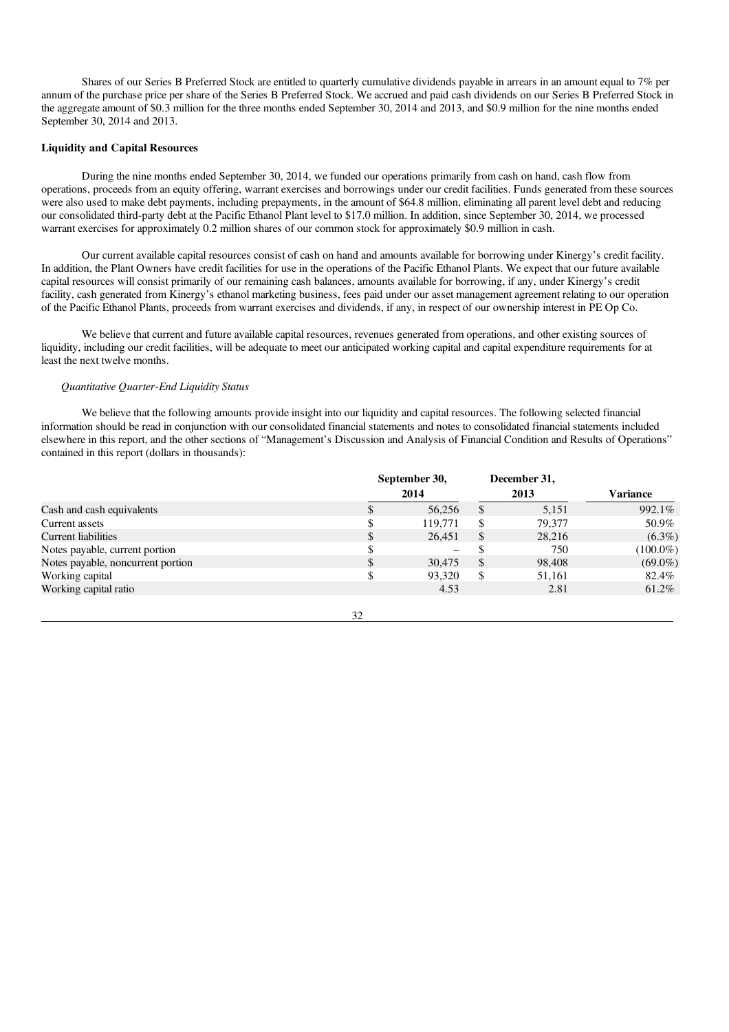Shares of our Series B Preferred Stock are entitled to quarterly cumulative dividends payable in arrears in an amount equal to 7% per annum of the purchase price per share of the Series B Preferred Stock. We accrued and paid cash dividends on our Series B Preferred Stock in the aggregate amount of $0.3 million for the three months ended September 30, 2014 and 2013, and $0.9 million for the nine months ended September 30, 2014 and 2013.

**Liquidity and Capital Resources**

During the nine months ended September 30, 2014, we funded our operations primarily from cash on hand, cash flow from operations, proceeds from an equity offering, warrant exercises and borrowings under our credit facilities. Funds generated from these sources were also used to make debt payments, including prepayments, in the amount of $64.8 million, eliminating all parent level debt and reducing our consolidated third-party debt at the Pacific Ethanol Plant level to $17.0 million. In addition, since September 30, 2014, we processed warrant exercises for approximately 0.2 million shares of our common stock for approximately $0.9 million in cash.

Our current available capital resources consist of cash on hand and amounts available for borrowing under Kinergy's credit facility. In addition, the Plant Owners have credit facilities for use in the operations of the Pacific Ethanol Plants. We expect that our future available capital resources will consist primarily of our remaining cash balances, amounts available for borrowing, if any, under Kinergy's credit facility, cash generated from Kinergy's ethanol marketing business, fees paid under our asset management agreement relating to our operation of the Pacific Ethanol Plants, proceeds from warrant exercises and dividends, if any, in respect of our ownership interest in PE Op Co.

We believe that current and future available capital resources, revenues generated from operations, and other existing sources of liquidity, including our credit facilities, will be adequate to meet our anticipated working capital and capital expenditure requirements for at least the next twelve months.

*Quantitative Quarter-End Liquidity Status*

We believe that the following amounts provide insight into our liquidity and capital resources. The following selected financial information should be read in conjunction with our consolidated financial statements and notes to consolidated financial statements included elsewhere in this report, and the other sections of "Management's Discussion and Analysis of Financial Condition and Results of Operations" contained in this report (dollars in thousands):

| | September 30, 2014 | December 31, 2013 | Variance |
|---|---|---|---|
| Cash and cash equivalents | $ 56,256 | $ 5,151 | 992.1% |
| Current assets | $ 119,771 | $ 79,377 | 50.9% |
| Current liabilities | $ 26,451 | $ 28,216 | (6.3%) |
| Notes payable, current portion | $ – | $ 750 | (100.0%) |
| Notes payable, noncurrent portion | $ 30,475 | $ 98,408 | (69.0%) |
| Working capital | $ 93,320 | $ 51,161 | 82.4% |
| Working capital ratio | 4.53 | 2.81 | 61.2% |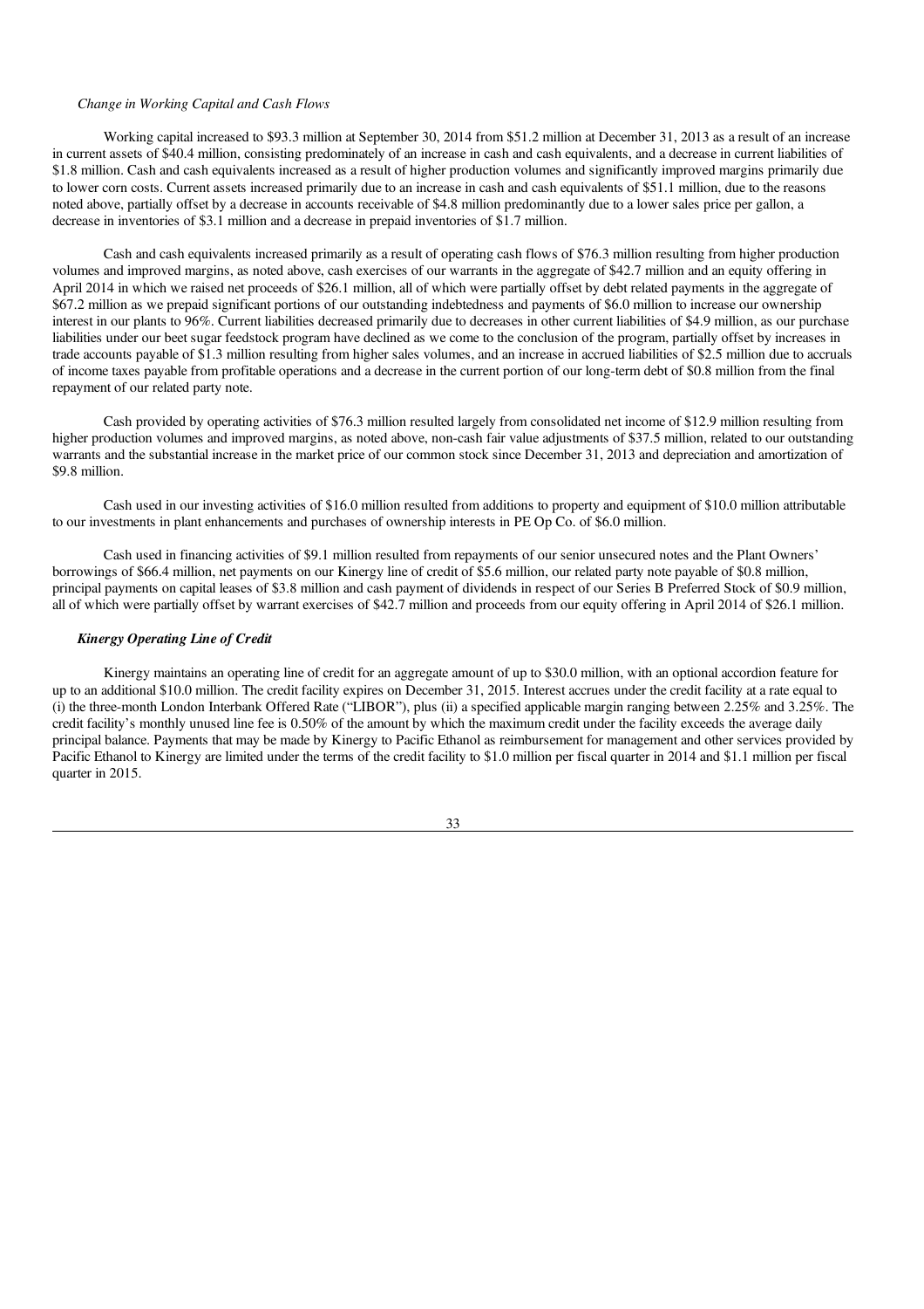*Change in Working Capital and Cash Flows*

Working capital increased to $93.3 million at September 30, 2014 from $51.2 million at December 31, 2013 as a result of an increase in current assets of $40.4 million, consisting predominately of an increase in cash and cash equivalents, and a decrease in current liabilities of $1.8 million. Cash and cash equivalents increased as a result of higher production volumes and significantly improved margins primarily due to lower corn costs. Current assets increased primarily due to an increase in cash and cash equivalents of $51.1 million, due to the reasons noted above, partially offset by a decrease in accounts receivable of $4.8 million predominantly due to a lower sales price per gallon, a decrease in inventories of $3.1 million and a decrease in prepaid inventories of $1.7 million.

Cash and cash equivalents increased primarily as a result of operating cash flows of $76.3 million resulting from higher production volumes and improved margins, as noted above, cash exercises of our warrants in the aggregate of $42.7 million and an equity offering in April 2014 in which we raised net proceeds of $26.1 million, all of which were partially offset by debt related payments in the aggregate of $67.2 million as we prepaid significant portions of our outstanding indebtedness and payments of $6.0 million to increase our ownership interest in our plants to 96%. Current liabilities decreased primarily due to decreases in other current liabilities of $4.9 million, as our purchase liabilities under our beet sugar feedstock program have declined as we come to the conclusion of the program, partially offset by increases in trade accounts payable of $1.3 million resulting from higher sales volumes, and an increase in accrued liabilities of $2.5 million due to accruals of income taxes payable from profitable operations and a decrease in the current portion of our long-term debt of $0.8 million from the final repayment of our related party note.

Cash provided by operating activities of $76.3 million resulted largely from consolidated net income of $12.9 million resulting from higher production volumes and improved margins, as noted above, non-cash fair value adjustments of $37.5 million, related to our outstanding warrants and the substantial increase in the market price of our common stock since December 31, 2013 and depreciation and amortization of $9.8 million.

Cash used in our investing activities of $16.0 million resulted from additions to property and equipment of $10.0 million attributable to our investments in plant enhancements and purchases of ownership interests in PE Op Co. of $6.0 million.

Cash used in financing activities of $9.1 million resulted from repayments of our senior unsecured notes and the Plant Owners' borrowings of $66.4 million, net payments on our Kinergy line of credit of $5.6 million, our related party note payable of $0.8 million, principal payments on capital leases of $3.8 million and cash payment of dividends in respect of our Series B Preferred Stock of $0.9 million, all of which were partially offset by warrant exercises of $42.7 million and proceeds from our equity offering in April 2014 of $26.1 million.

***Kinergy Operating Line of Credit***

Kinergy maintains an operating line of credit for an aggregate amount of up to $30.0 million, with an optional accordion feature for up to an additional $10.0 million. The credit facility expires on December 31, 2015. Interest accrues under the credit facility at a rate equal to (i) the three-month London Interbank Offered Rate ("LIBOR"), plus (ii) a specified applicable margin ranging between 2.25% and 3.25%. The credit facility's monthly unused line fee is 0.50% of the amount by which the maximum credit under the facility exceeds the average daily principal balance. Payments that may be made by Kinergy to Pacific Ethanol as reimbursement for management and other services provided by Pacific Ethanol to Kinergy are limited under the terms of the credit facility to $1.0 million per fiscal quarter in 2014 and $1.1 million per fiscal quarter in 2015.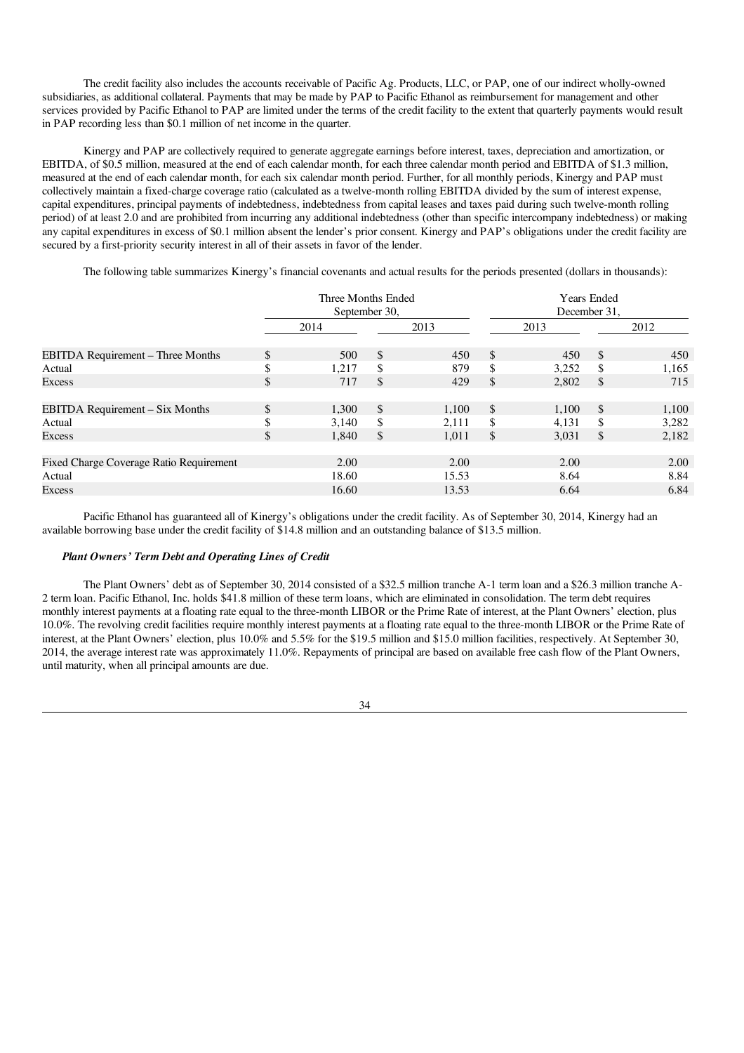The credit facility also includes the accounts receivable of Pacific Ag. Products, LLC, or PAP, one of our indirect wholly-owned subsidiaries, as additional collateral. Payments that may be made by PAP to Pacific Ethanol as reimbursement for management and other services provided by Pacific Ethanol to PAP are limited under the terms of the credit facility to the extent that quarterly payments would result in PAP recording less than $0.1 million of net income in the quarter.

Kinergy and PAP are collectively required to generate aggregate earnings before interest, taxes, depreciation and amortization, or EBITDA, of $0.5 million, measured at the end of each calendar month, for each three calendar month period and EBITDA of $1.3 million, measured at the end of each calendar month, for each six calendar month period. Further, for all monthly periods, Kinergy and PAP must collectively maintain a fixed-charge coverage ratio (calculated as a twelve-month rolling EBITDA divided by the sum of interest expense, capital expenditures, principal payments of indebtedness, indebtedness from capital leases and taxes paid during such twelve-month rolling period) of at least 2.0 and are prohibited from incurring any additional indebtedness (other than specific intercompany indebtedness) or making any capital expenditures in excess of $0.1 million absent the lender's prior consent. Kinergy and PAP's obligations under the credit facility are secured by a first-priority security interest in all of their assets in favor of the lender.

The following table summarizes Kinergy's financial covenants and actual results for the periods presented (dollars in thousands):

| | Three Months Ended September 30, | | Years Ended December 31, | |
|---|---|---|---|---|
| | 2014 | 2013 | 2013 | 2012 |
| EBITDA Requirement – Three Months | $ 500 | $ 450 | $ 450 | $ 450 |
| Actual | $ 1,217 | $ 879 | $ 3,252 | $ 1,165 |
| Excess | $ 717 | $ 429 | $ 2,802 | $ 715 |
| | | | | |
| EBITDA Requirement – Six Months | $ 1,300 | $ 1,100 | $ 1,100 | $ 1,100 |
| Actual | $ 3,140 | $ 2,111 | $ 4,131 | $ 3,282 |
| Excess | $ 1,840 | $ 1,011 | $ 3,031 | $ 2,182 |
| | | | | |
| Fixed Charge Coverage Ratio Requirement | 2.00 | 2.00 | 2.00 | 2.00 |
| Actual | 18.60 | 15.53 | 8.64 | 8.84 |
| Excess | 16.60 | 13.53 | 6.64 | 6.84 |

Pacific Ethanol has guaranteed all of Kinergy's obligations under the credit facility. As of September 30, 2014, Kinergy had an available borrowing base under the credit facility of $14.8 million and an outstanding balance of $13.5 million.

***Plant Owners' Term Debt and Operating Lines of Credit***

The Plant Owners' debt as of September 30, 2014 consisted of a $32.5 million tranche A-1 term loan and a $26.3 million tranche A-2 term loan. Pacific Ethanol, Inc. holds $41.8 million of these term loans, which are eliminated in consolidation. The term debt requires monthly interest payments at a floating rate equal to the three-month LIBOR or the Prime Rate of interest, at the Plant Owners' election, plus 10.0%. The revolving credit facilities require monthly interest payments at a floating rate equal to the three-month LIBOR or the Prime Rate of interest, at the Plant Owners' election, plus 10.0% and 5.5% for the $19.5 million and $15.0 million facilities, respectively. At September 30, 2014, the average interest rate was approximately 11.0%. Repayments of principal are based on available free cash flow of the Plant Owners, until maturity, when all principal amounts are due.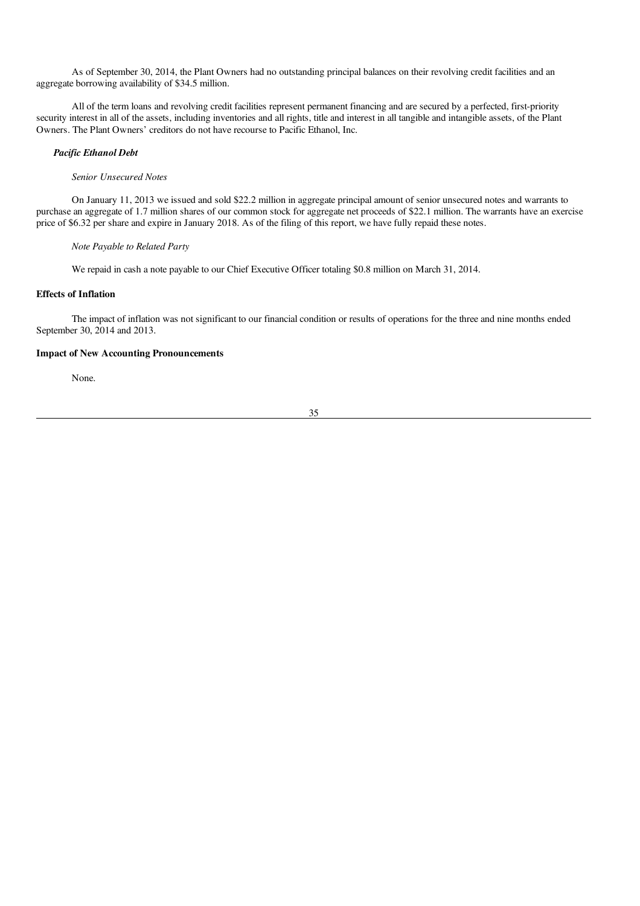As of September 30, 2014, the Plant Owners had no outstanding principal balances on their revolving credit facilities and an aggregate borrowing availability of $34.5 million.

All of the term loans and revolving credit facilities represent permanent financing and are secured by a perfected, first-priority security interest in all of the assets, including inventories and all rights, title and interest in all tangible and intangible assets, of the Plant Owners. The Plant Owners' creditors do not have recourse to Pacific Ethanol, Inc.

***Pacific Ethanol Debt***

*Senior Unsecured Notes*

On January 11, 2013 we issued and sold $22.2 million in aggregate principal amount of senior unsecured notes and warrants to purchase an aggregate of 1.7 million shares of our common stock for aggregate net proceeds of $22.1 million. The warrants have an exercise price of $6.32 per share and expire in January 2018. As of the filing of this report, we have fully repaid these notes.

*Note Payable to Related Party*

We repaid in cash a note payable to our Chief Executive Officer totaling $0.8 million on March 31, 2014.

**Effects of Inflation**

The impact of inflation was not significant to our financial condition or results of operations for the three and nine months ended September 30, 2014 and 2013.

**Impact of New Accounting Pronouncements**

None.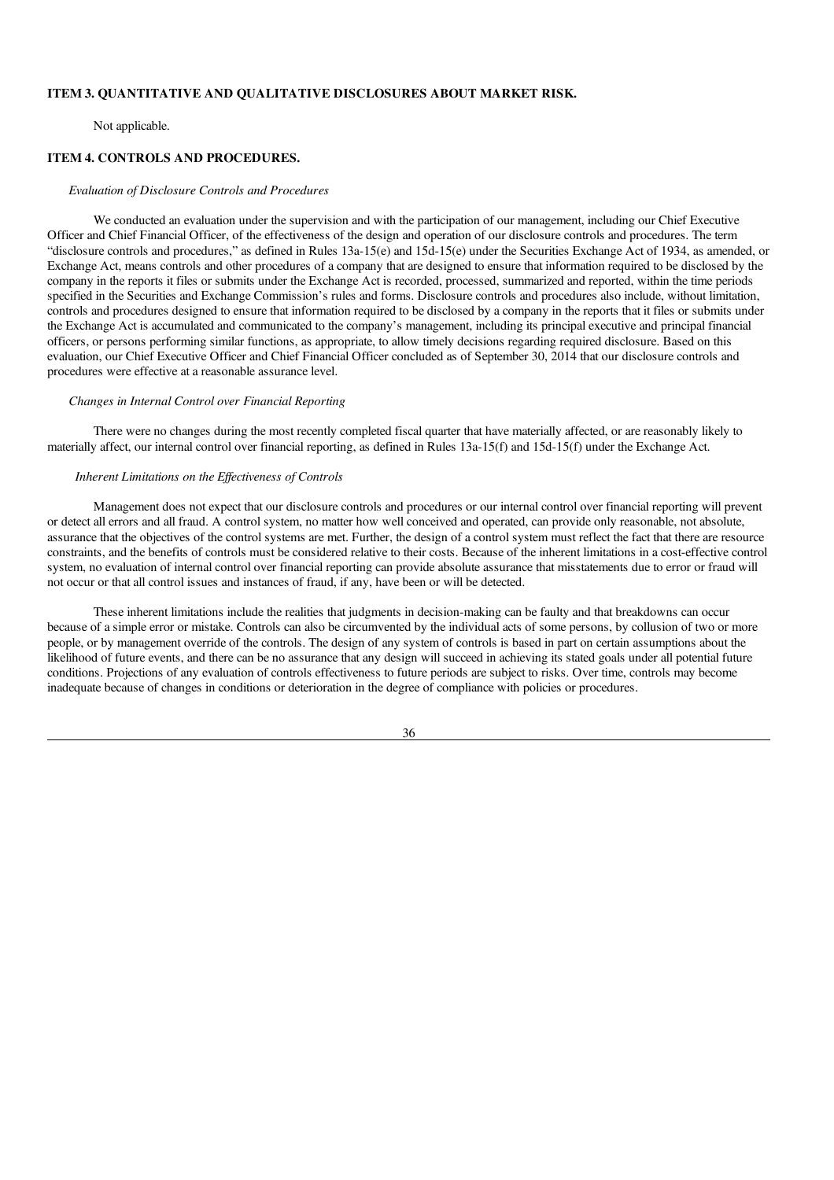### ITEM 3. QUANTITATIVE AND QUALITATIVE DISCLOSURES ABOUT MARKET RISK.

Not applicable.

### ITEM 4. CONTROLS AND PROCEDURES.

*Evaluation of Disclosure Controls and Procedures*

We conducted an evaluation under the supervision and with the participation of our management, including our Chief Executive Officer and Chief Financial Officer, of the effectiveness of the design and operation of our disclosure controls and procedures. The term "disclosure controls and procedures," as defined in Rules 13a-15(e) and 15d-15(e) under the Securities Exchange Act of 1934, as amended, or Exchange Act, means controls and other procedures of a company that are designed to ensure that information required to be disclosed by the company in the reports it files or submits under the Exchange Act is recorded, processed, summarized and reported, within the time periods specified in the Securities and Exchange Commission's rules and forms. Disclosure controls and procedures also include, without limitation, controls and procedures designed to ensure that information required to be disclosed by a company in the reports that it files or submits under the Exchange Act is accumulated and communicated to the company's management, including its principal executive and principal financial officers, or persons performing similar functions, as appropriate, to allow timely decisions regarding required disclosure. Based on this evaluation, our Chief Executive Officer and Chief Financial Officer concluded as of September 30, 2014 that our disclosure controls and procedures were effective at a reasonable assurance level.

*Changes in Internal Control over Financial Reporting*

There were no changes during the most recently completed fiscal quarter that have materially affected, or are reasonably likely to materially affect, our internal control over financial reporting, as defined in Rules 13a-15(f) and 15d-15(f) under the Exchange Act.

*Inherent Limitations on the Effectiveness of Controls*

Management does not expect that our disclosure controls and procedures or our internal control over financial reporting will prevent or detect all errors and all fraud. A control system, no matter how well conceived and operated, can provide only reasonable, not absolute, assurance that the objectives of the control systems are met. Further, the design of a control system must reflect the fact that there are resource constraints, and the benefits of controls must be considered relative to their costs. Because of the inherent limitations in a cost-effective control system, no evaluation of internal control over financial reporting can provide absolute assurance that misstatements due to error or fraud will not occur or that all control issues and instances of fraud, if any, have been or will be detected.

These inherent limitations include the realities that judgments in decision-making can be faulty and that breakdowns can occur because of a simple error or mistake. Controls can also be circumvented by the individual acts of some persons, by collusion of two or more people, or by management override of the controls. The design of any system of controls is based in part on certain assumptions about the likelihood of future events, and there can be no assurance that any design will succeed in achieving its stated goals under all potential future conditions. Projections of any evaluation of controls effectiveness to future periods are subject to risks. Over time, controls may become inadequate because of changes in conditions or deterioration in the degree of compliance with policies or procedures.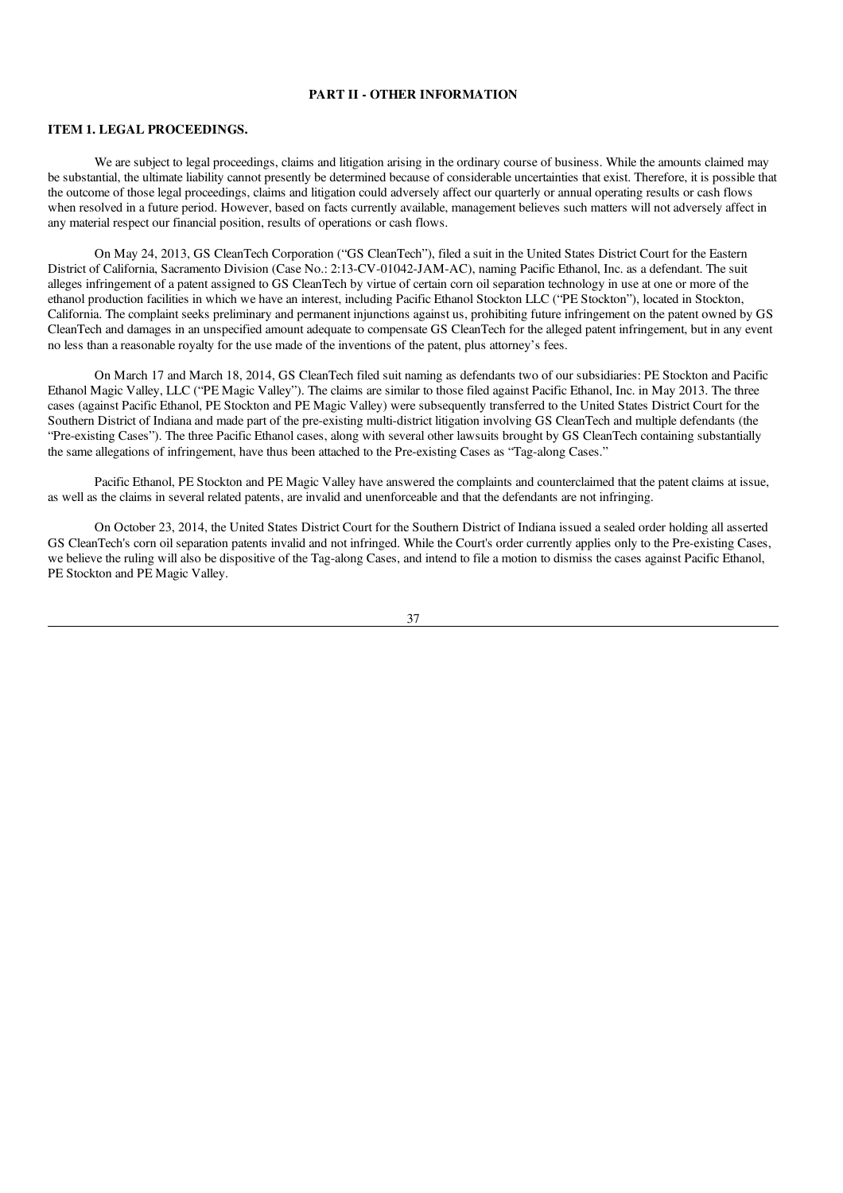## PART II - OTHER INFORMATION

### ITEM 1. LEGAL PROCEEDINGS.

We are subject to legal proceedings, claims and litigation arising in the ordinary course of business. While the amounts claimed may be substantial, the ultimate liability cannot presently be determined because of considerable uncertainties that exist. Therefore, it is possible that the outcome of those legal proceedings, claims and litigation could adversely affect our quarterly or annual operating results or cash flows when resolved in a future period. However, based on facts currently available, management believes such matters will not adversely affect in any material respect our financial position, results of operations or cash flows.

On May 24, 2013, GS CleanTech Corporation ("GS CleanTech"), filed a suit in the United States District Court for the Eastern District of California, Sacramento Division (Case No.: 2:13-CV-01042-JAM-AC), naming Pacific Ethanol, Inc. as a defendant. The suit alleges infringement of a patent assigned to GS CleanTech by virtue of certain corn oil separation technology in use at one or more of the ethanol production facilities in which we have an interest, including Pacific Ethanol Stockton LLC ("PE Stockton"), located in Stockton, California. The complaint seeks preliminary and permanent injunctions against us, prohibiting future infringement on the patent owned by GS CleanTech and damages in an unspecified amount adequate to compensate GS CleanTech for the alleged patent infringement, but in any event no less than a reasonable royalty for the use made of the inventions of the patent, plus attorney's fees.

On March 17 and March 18, 2014, GS CleanTech filed suit naming as defendants two of our subsidiaries: PE Stockton and Pacific Ethanol Magic Valley, LLC ("PE Magic Valley"). The claims are similar to those filed against Pacific Ethanol, Inc. in May 2013. The three cases (against Pacific Ethanol, PE Stockton and PE Magic Valley) were subsequently transferred to the United States District Court for the Southern District of Indiana and made part of the pre-existing multi-district litigation involving GS CleanTech and multiple defendants (the "Pre-existing Cases"). The three Pacific Ethanol cases, along with several other lawsuits brought by GS CleanTech containing substantially the same allegations of infringement, have thus been attached to the Pre-existing Cases as "Tag-along Cases."

Pacific Ethanol, PE Stockton and PE Magic Valley have answered the complaints and counterclaimed that the patent claims at issue, as well as the claims in several related patents, are invalid and unenforceable and that the defendants are not infringing.

On October 23, 2014, the United States District Court for the Southern District of Indiana issued a sealed order holding all asserted GS CleanTech's corn oil separation patents invalid and not infringed. While the Court's order currently applies only to the Pre-existing Cases, we believe the ruling will also be dispositive of the Tag-along Cases, and intend to file a motion to dismiss the cases against Pacific Ethanol, PE Stockton and PE Magic Valley.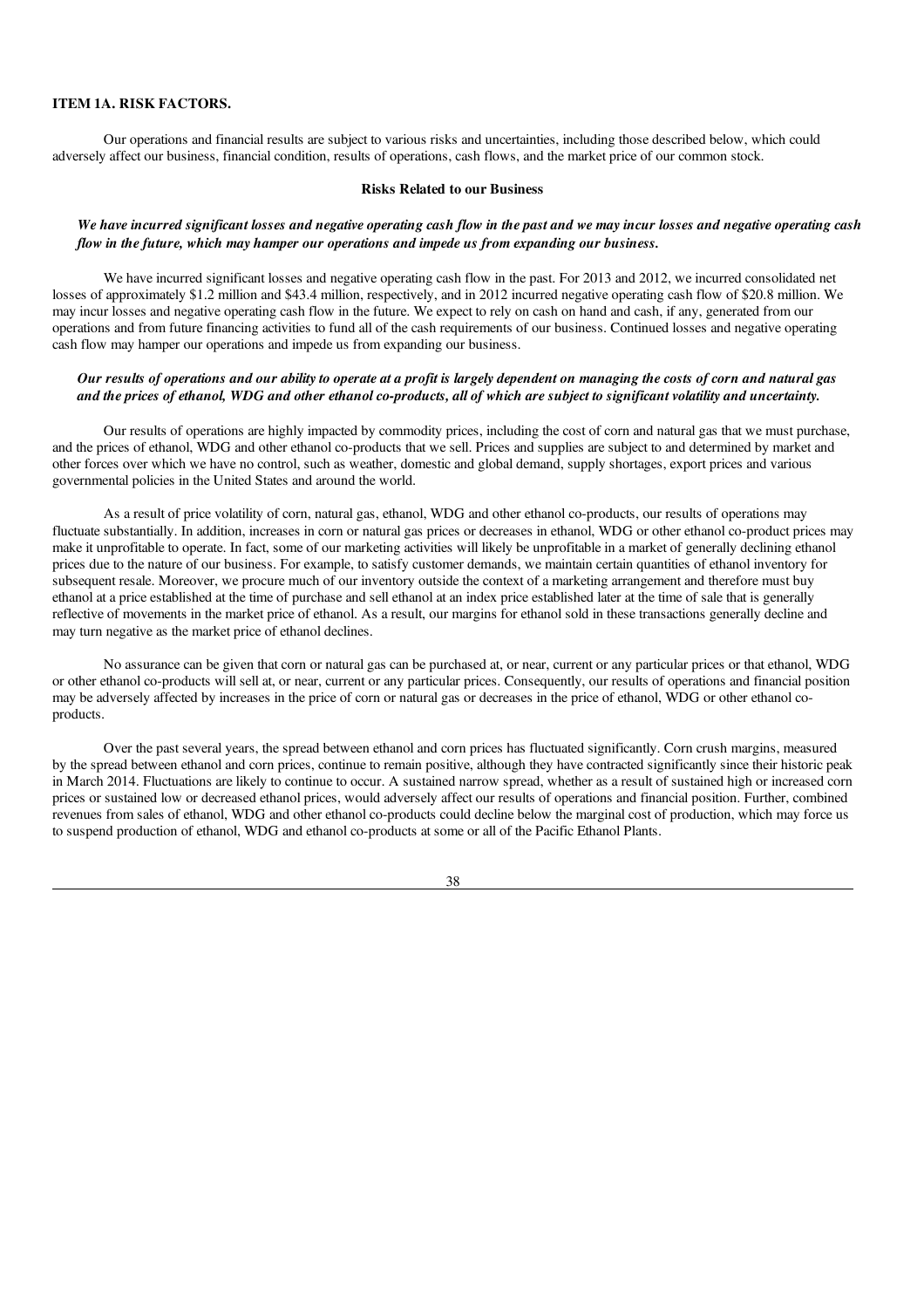## ITEM 1A. RISK FACTORS.

Our operations and financial results are subject to various risks and uncertainties, including those described below, which could adversely affect our business, financial condition, results of operations, cash flows, and the market price of our common stock.

### Risks Related to our Business

***We have incurred significant losses and negative operating cash flow in the past and we may incur losses and negative operating cash flow in the future, which may hamper our operations and impede us from expanding our business.***

We have incurred significant losses and negative operating cash flow in the past. For 2013 and 2012, we incurred consolidated net losses of approximately $1.2 million and $43.4 million, respectively, and in 2012 incurred negative operating cash flow of $20.8 million. We may incur losses and negative operating cash flow in the future. We expect to rely on cash on hand and cash, if any, generated from our operations and from future financing activities to fund all of the cash requirements of our business. Continued losses and negative operating cash flow may hamper our operations and impede us from expanding our business.

***Our results of operations and our ability to operate at a profit is largely dependent on managing the costs of corn and natural gas and the prices of ethanol, WDG and other ethanol co-products, all of which are subject to significant volatility and uncertainty.***

Our results of operations are highly impacted by commodity prices, including the cost of corn and natural gas that we must purchase, and the prices of ethanol, WDG and other ethanol co-products that we sell. Prices and supplies are subject to and determined by market and other forces over which we have no control, such as weather, domestic and global demand, supply shortages, export prices and various governmental policies in the United States and around the world.

As a result of price volatility of corn, natural gas, ethanol, WDG and other ethanol co-products, our results of operations may fluctuate substantially. In addition, increases in corn or natural gas prices or decreases in ethanol, WDG or other ethanol co-product prices may make it unprofitable to operate. In fact, some of our marketing activities will likely be unprofitable in a market of generally declining ethanol prices due to the nature of our business. For example, to satisfy customer demands, we maintain certain quantities of ethanol inventory for subsequent resale. Moreover, we procure much of our inventory outside the context of a marketing arrangement and therefore must buy ethanol at a price established at the time of purchase and sell ethanol at an index price established later at the time of sale that is generally reflective of movements in the market price of ethanol. As a result, our margins for ethanol sold in these transactions generally decline and may turn negative as the market price of ethanol declines.

No assurance can be given that corn or natural gas can be purchased at, or near, current or any particular prices or that ethanol, WDG or other ethanol co-products will sell at, or near, current or any particular prices. Consequently, our results of operations and financial position may be adversely affected by increases in the price of corn or natural gas or decreases in the price of ethanol, WDG or other ethanol co-products.

Over the past several years, the spread between ethanol and corn prices has fluctuated significantly. Corn crush margins, measured by the spread between ethanol and corn prices, continue to remain positive, although they have contracted significantly since their historic peak in March 2014. Fluctuations are likely to continue to occur. A sustained narrow spread, whether as a result of sustained high or increased corn prices or sustained low or decreased ethanol prices, would adversely affect our results of operations and financial position. Further, combined revenues from sales of ethanol, WDG and other ethanol co-products could decline below the marginal cost of production, which may force us to suspend production of ethanol, WDG and ethanol co-products at some or all of the Pacific Ethanol Plants.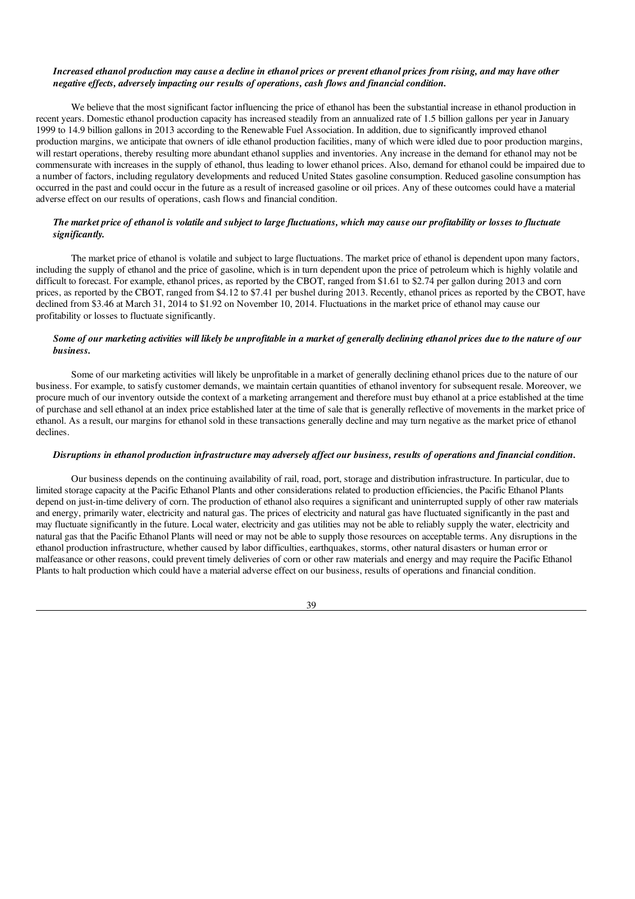***Increased ethanol production may cause a decline in ethanol prices or prevent ethanol prices from rising, and may have other negative effects, adversely impacting our results of operations, cash flows and financial condition.***

We believe that the most significant factor influencing the price of ethanol has been the substantial increase in ethanol production in recent years. Domestic ethanol production capacity has increased steadily from an annualized rate of 1.5 billion gallons per year in January 1999 to 14.9 billion gallons in 2013 according to the Renewable Fuel Association. In addition, due to significantly improved ethanol production margins, we anticipate that owners of idle ethanol production facilities, many of which were idled due to poor production margins, will restart operations, thereby resulting more abundant ethanol supplies and inventories. Any increase in the demand for ethanol may not be commensurate with increases in the supply of ethanol, thus leading to lower ethanol prices. Also, demand for ethanol could be impaired due to a number of factors, including regulatory developments and reduced United States gasoline consumption. Reduced gasoline consumption has occurred in the past and could occur in the future as a result of increased gasoline or oil prices. Any of these outcomes could have a material adverse effect on our results of operations, cash flows and financial condition.

***The market price of ethanol is volatile and subject to large fluctuations, which may cause our profitability or losses to fluctuate significantly.***

The market price of ethanol is volatile and subject to large fluctuations. The market price of ethanol is dependent upon many factors, including the supply of ethanol and the price of gasoline, which is in turn dependent upon the price of petroleum which is highly volatile and difficult to forecast. For example, ethanol prices, as reported by the CBOT, ranged from $1.61 to $2.74 per gallon during 2013 and corn prices, as reported by the CBOT, ranged from $4.12 to $7.41 per bushel during 2013. Recently, ethanol prices as reported by the CBOT, have declined from $3.46 at March 31, 2014 to $1.92 on November 10, 2014. Fluctuations in the market price of ethanol may cause our profitability or losses to fluctuate significantly.

***Some of our marketing activities will likely be unprofitable in a market of generally declining ethanol prices due to the nature of our business.***

Some of our marketing activities will likely be unprofitable in a market of generally declining ethanol prices due to the nature of our business. For example, to satisfy customer demands, we maintain certain quantities of ethanol inventory for subsequent resale. Moreover, we procure much of our inventory outside the context of a marketing arrangement and therefore must buy ethanol at a price established at the time of purchase and sell ethanol at an index price established later at the time of sale that is generally reflective of movements in the market price of ethanol. As a result, our margins for ethanol sold in these transactions generally decline and may turn negative as the market price of ethanol declines.

***Disruptions in ethanol production infrastructure may adversely affect our business, results of operations and financial condition.***

Our business depends on the continuing availability of rail, road, port, storage and distribution infrastructure. In particular, due to limited storage capacity at the Pacific Ethanol Plants and other considerations related to production efficiencies, the Pacific Ethanol Plants depend on just-in-time delivery of corn. The production of ethanol also requires a significant and uninterrupted supply of other raw materials and energy, primarily water, electricity and natural gas. The prices of electricity and natural gas have fluctuated significantly in the past and may fluctuate significantly in the future. Local water, electricity and gas utilities may not be able to reliably supply the water, electricity and natural gas that the Pacific Ethanol Plants will need or may not be able to supply those resources on acceptable terms. Any disruptions in the ethanol production infrastructure, whether caused by labor difficulties, earthquakes, storms, other natural disasters or human error or malfeasance or other reasons, could prevent timely deliveries of corn or other raw materials and energy and may require the Pacific Ethanol Plants to halt production which could have a material adverse effect on our business, results of operations and financial condition.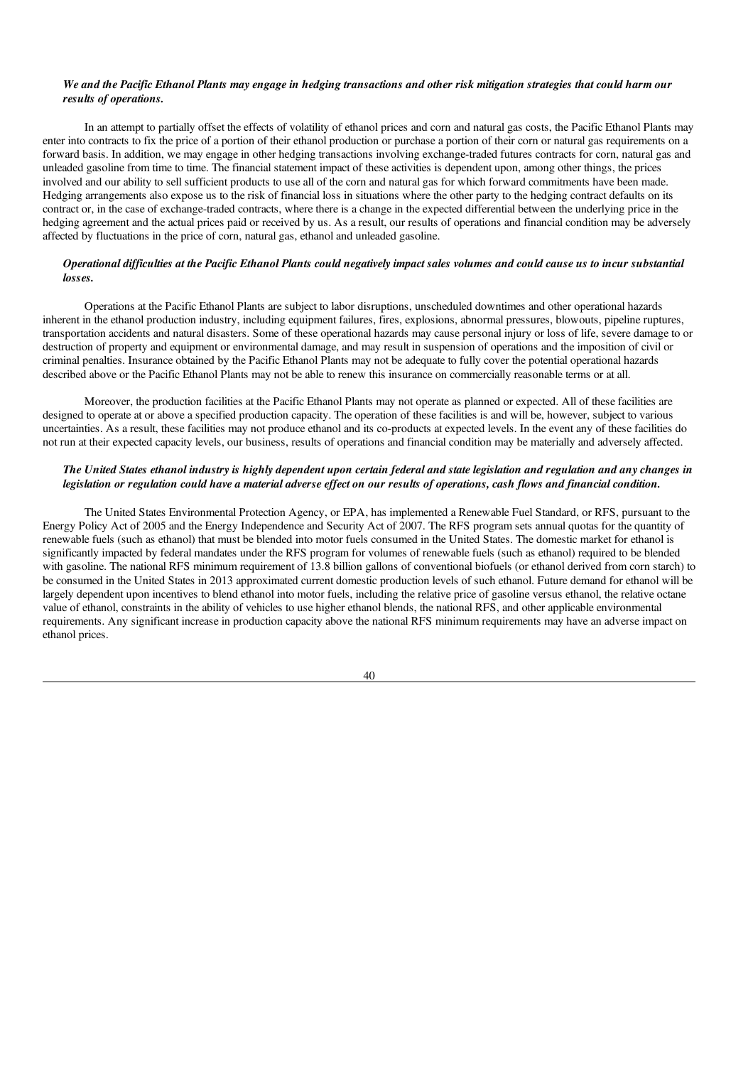***We and the Pacific Ethanol Plants may engage in hedging transactions and other risk mitigation strategies that could harm our results of operations.***

In an attempt to partially offset the effects of volatility of ethanol prices and corn and natural gas costs, the Pacific Ethanol Plants may enter into contracts to fix the price of a portion of their ethanol production or purchase a portion of their corn or natural gas requirements on a forward basis. In addition, we may engage in other hedging transactions involving exchange-traded futures contracts for corn, natural gas and unleaded gasoline from time to time. The financial statement impact of these activities is dependent upon, among other things, the prices involved and our ability to sell sufficient products to use all of the corn and natural gas for which forward commitments have been made. Hedging arrangements also expose us to the risk of financial loss in situations where the other party to the hedging contract defaults on its contract or, in the case of exchange-traded contracts, where there is a change in the expected differential between the underlying price in the hedging agreement and the actual prices paid or received by us. As a result, our results of operations and financial condition may be adversely affected by fluctuations in the price of corn, natural gas, ethanol and unleaded gasoline.

***Operational difficulties at the Pacific Ethanol Plants could negatively impact sales volumes and could cause us to incur substantial losses.***

Operations at the Pacific Ethanol Plants are subject to labor disruptions, unscheduled downtimes and other operational hazards inherent in the ethanol production industry, including equipment failures, fires, explosions, abnormal pressures, blowouts, pipeline ruptures, transportation accidents and natural disasters. Some of these operational hazards may cause personal injury or loss of life, severe damage to or destruction of property and equipment or environmental damage, and may result in suspension of operations and the imposition of civil or criminal penalties. Insurance obtained by the Pacific Ethanol Plants may not be adequate to fully cover the potential operational hazards described above or the Pacific Ethanol Plants may not be able to renew this insurance on commercially reasonable terms or at all.

Moreover, the production facilities at the Pacific Ethanol Plants may not operate as planned or expected. All of these facilities are designed to operate at or above a specified production capacity. The operation of these facilities is and will be, however, subject to various uncertainties. As a result, these facilities may not produce ethanol and its co-products at expected levels. In the event any of these facilities do not run at their expected capacity levels, our business, results of operations and financial condition may be materially and adversely affected.

***The United States ethanol industry is highly dependent upon certain federal and state legislation and regulation and any changes in legislation or regulation could have a material adverse effect on our results of operations, cash flows and financial condition.***

The United States Environmental Protection Agency, or EPA, has implemented a Renewable Fuel Standard, or RFS, pursuant to the Energy Policy Act of 2005 and the Energy Independence and Security Act of 2007. The RFS program sets annual quotas for the quantity of renewable fuels (such as ethanol) that must be blended into motor fuels consumed in the United States. The domestic market for ethanol is significantly impacted by federal mandates under the RFS program for volumes of renewable fuels (such as ethanol) required to be blended with gasoline. The national RFS minimum requirement of 13.8 billion gallons of conventional biofuels (or ethanol derived from corn starch) to be consumed in the United States in 2013 approximated current domestic production levels of such ethanol. Future demand for ethanol will be largely dependent upon incentives to blend ethanol into motor fuels, including the relative price of gasoline versus ethanol, the relative octane value of ethanol, constraints in the ability of vehicles to use higher ethanol blends, the national RFS, and other applicable environmental requirements. Any significant increase in production capacity above the national RFS minimum requirements may have an adverse impact on ethanol prices.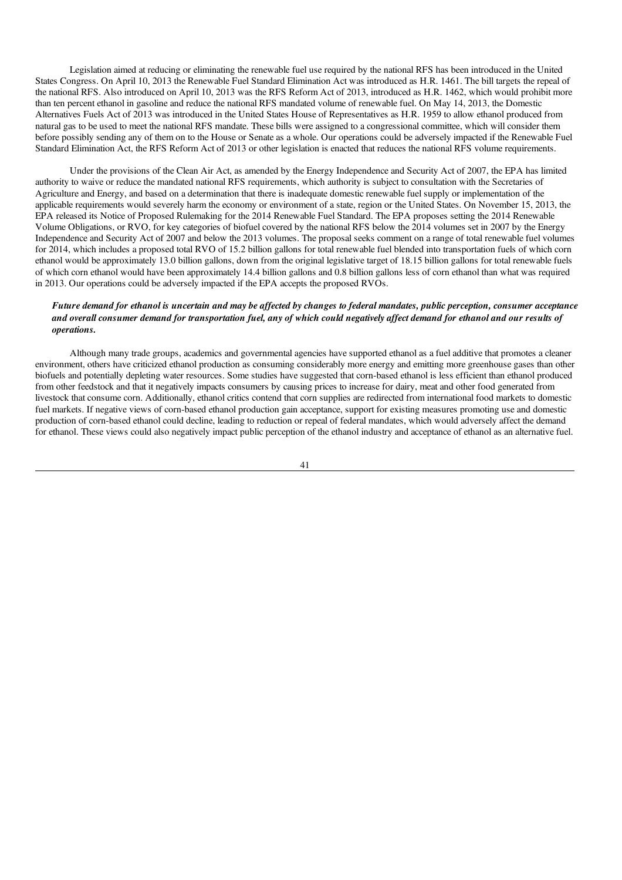Legislation aimed at reducing or eliminating the renewable fuel use required by the national RFS has been introduced in the United States Congress. On April 10, 2013 the Renewable Fuel Standard Elimination Act was introduced as H.R. 1461. The bill targets the repeal of the national RFS. Also introduced on April 10, 2013 was the RFS Reform Act of 2013, introduced as H.R. 1462, which would prohibit more than ten percent ethanol in gasoline and reduce the national RFS mandated volume of renewable fuel. On May 14, 2013, the Domestic Alternatives Fuels Act of 2013 was introduced in the United States House of Representatives as H.R. 1959 to allow ethanol produced from natural gas to be used to meet the national RFS mandate. These bills were assigned to a congressional committee, which will consider them before possibly sending any of them on to the House or Senate as a whole. Our operations could be adversely impacted if the Renewable Fuel Standard Elimination Act, the RFS Reform Act of 2013 or other legislation is enacted that reduces the national RFS volume requirements.

Under the provisions of the Clean Air Act, as amended by the Energy Independence and Security Act of 2007, the EPA has limited authority to waive or reduce the mandated national RFS requirements, which authority is subject to consultation with the Secretaries of Agriculture and Energy, and based on a determination that there is inadequate domestic renewable fuel supply or implementation of the applicable requirements would severely harm the economy or environment of a state, region or the United States. On November 15, 2013, the EPA released its Notice of Proposed Rulemaking for the 2014 Renewable Fuel Standard. The EPA proposes setting the 2014 Renewable Volume Obligations, or RVO, for key categories of biofuel covered by the national RFS below the 2014 volumes set in 2007 by the Energy Independence and Security Act of 2007 and below the 2013 volumes. The proposal seeks comment on a range of total renewable fuel volumes for 2014, which includes a proposed total RVO of 15.2 billion gallons for total renewable fuel blended into transportation fuels of which corn ethanol would be approximately 13.0 billion gallons, down from the original legislative target of 18.15 billion gallons for total renewable fuels of which corn ethanol would have been approximately 14.4 billion gallons and 0.8 billion gallons less of corn ethanol than what was required in 2013. Our operations could be adversely impacted if the EPA accepts the proposed RVOs.

***Future demand for ethanol is uncertain and may be affected by changes to federal mandates, public perception, consumer acceptance and overall consumer demand for transportation fuel, any of which could negatively affect demand for ethanol and our results of operations.***

Although many trade groups, academics and governmental agencies have supported ethanol as a fuel additive that promotes a cleaner environment, others have criticized ethanol production as consuming considerably more energy and emitting more greenhouse gases than other biofuels and potentially depleting water resources. Some studies have suggested that corn-based ethanol is less efficient than ethanol produced from other feedstock and that it negatively impacts consumers by causing prices to increase for dairy, meat and other food generated from livestock that consume corn. Additionally, ethanol critics contend that corn supplies are redirected from international food markets to domestic fuel markets. If negative views of corn-based ethanol production gain acceptance, support for existing measures promoting use and domestic production of corn-based ethanol could decline, leading to reduction or repeal of federal mandates, which would adversely affect the demand for ethanol. These views could also negatively impact public perception of the ethanol industry and acceptance of ethanol as an alternative fuel.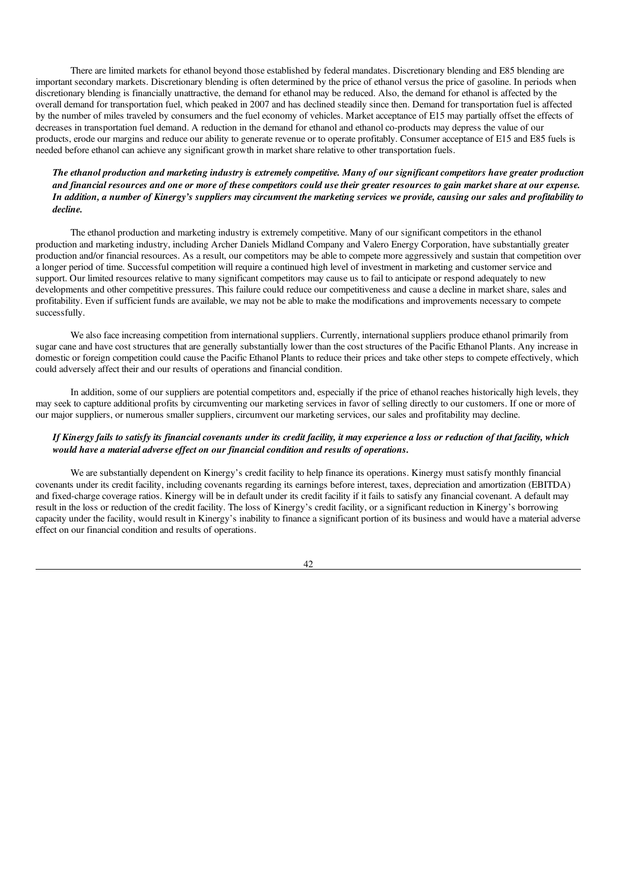There are limited markets for ethanol beyond those established by federal mandates. Discretionary blending and E85 blending are important secondary markets. Discretionary blending is often determined by the price of ethanol versus the price of gasoline. In periods when discretionary blending is financially unattractive, the demand for ethanol may be reduced. Also, the demand for ethanol is affected by the overall demand for transportation fuel, which peaked in 2007 and has declined steadily since then. Demand for transportation fuel is affected by the number of miles traveled by consumers and the fuel economy of vehicles. Market acceptance of E15 may partially offset the effects of decreases in transportation fuel demand. A reduction in the demand for ethanol and ethanol co-products may depress the value of our products, erode our margins and reduce our ability to generate revenue or to operate profitably. Consumer acceptance of E15 and E85 fuels is needed before ethanol can achieve any significant growth in market share relative to other transportation fuels.

***The ethanol production and marketing industry is extremely competitive. Many of our significant competitors have greater production and financial resources and one or more of these competitors could use their greater resources to gain market share at our expense. In addition, a number of Kinergy's suppliers may circumvent the marketing services we provide, causing our sales and profitability to decline.***

The ethanol production and marketing industry is extremely competitive. Many of our significant competitors in the ethanol production and marketing industry, including Archer Daniels Midland Company and Valero Energy Corporation, have substantially greater production and/or financial resources. As a result, our competitors may be able to compete more aggressively and sustain that competition over a longer period of time. Successful competition will require a continued high level of investment in marketing and customer service and support. Our limited resources relative to many significant competitors may cause us to fail to anticipate or respond adequately to new developments and other competitive pressures. This failure could reduce our competitiveness and cause a decline in market share, sales and profitability. Even if sufficient funds are available, we may not be able to make the modifications and improvements necessary to compete successfully.

We also face increasing competition from international suppliers. Currently, international suppliers produce ethanol primarily from sugar cane and have cost structures that are generally substantially lower than the cost structures of the Pacific Ethanol Plants. Any increase in domestic or foreign competition could cause the Pacific Ethanol Plants to reduce their prices and take other steps to compete effectively, which could adversely affect their and our results of operations and financial condition.

In addition, some of our suppliers are potential competitors and, especially if the price of ethanol reaches historically high levels, they may seek to capture additional profits by circumventing our marketing services in favor of selling directly to our customers. If one or more of our major suppliers, or numerous smaller suppliers, circumvent our marketing services, our sales and profitability may decline.

***If Kinergy fails to satisfy its financial covenants under its credit facility, it may experience a loss or reduction of that facility, which would have a material adverse effect on our financial condition and results of operations.***

We are substantially dependent on Kinergy's credit facility to help finance its operations. Kinergy must satisfy monthly financial covenants under its credit facility, including covenants regarding its earnings before interest, taxes, depreciation and amortization (EBITDA) and fixed-charge coverage ratios. Kinergy will be in default under its credit facility if it fails to satisfy any financial covenant. A default may result in the loss or reduction of the credit facility. The loss of Kinergy's credit facility, or a significant reduction in Kinergy's borrowing capacity under the facility, would result in Kinergy's inability to finance a significant portion of its business and would have a material adverse effect on our financial condition and results of operations.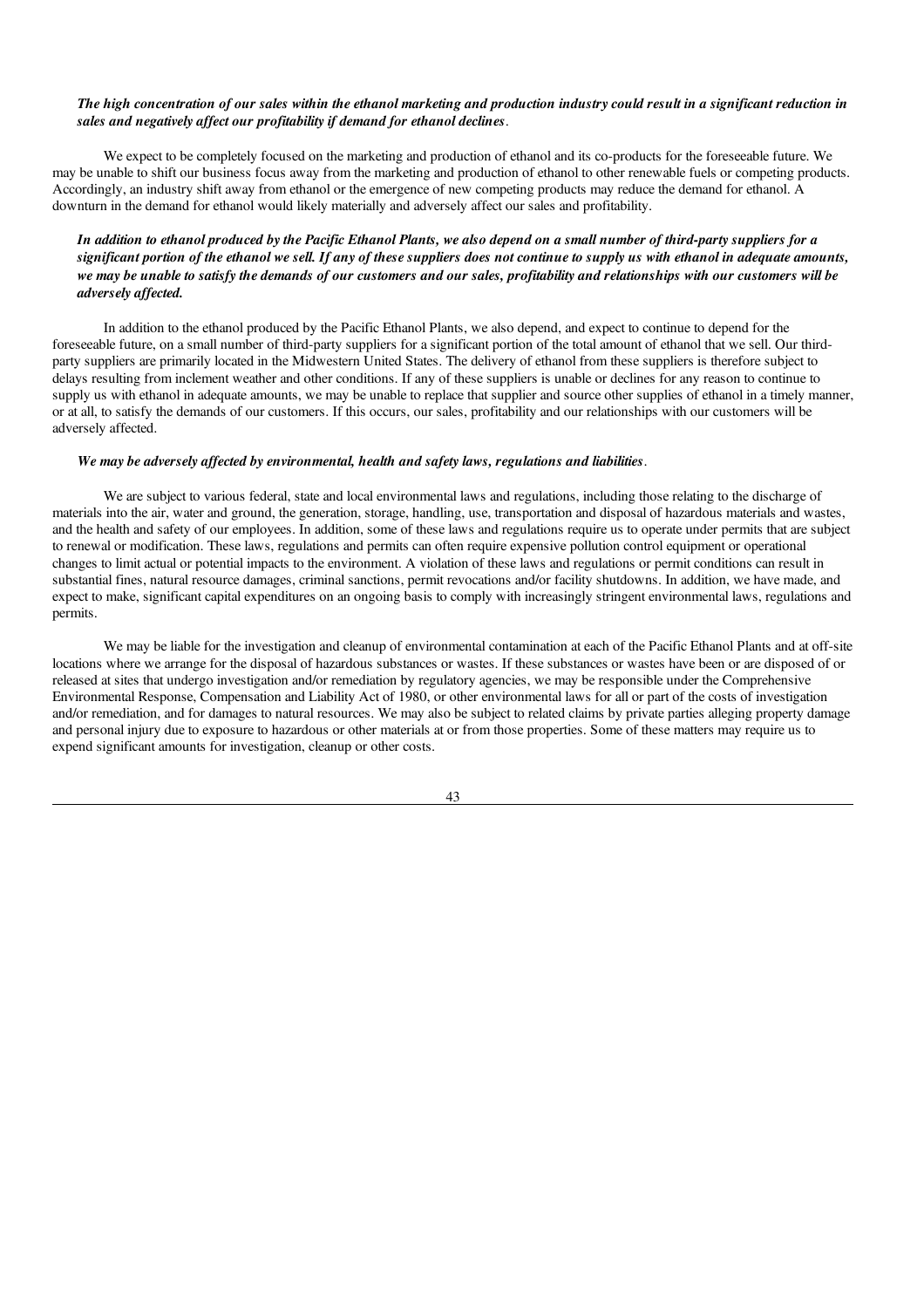***The high concentration of our sales within the ethanol marketing and production industry could result in a significant reduction in sales and negatively affect our profitability if demand for ethanol declines*.**

We expect to be completely focused on the marketing and production of ethanol and its co-products for the foreseeable future. We may be unable to shift our business focus away from the marketing and production of ethanol to other renewable fuels or competing products. Accordingly, an industry shift away from ethanol or the emergence of new competing products may reduce the demand for ethanol. A downturn in the demand for ethanol would likely materially and adversely affect our sales and profitability.

***In addition to ethanol produced by the Pacific Ethanol Plants, we also depend on a small number of third-party suppliers for a significant portion of the ethanol we sell. If any of these suppliers does not continue to supply us with ethanol in adequate amounts, we may be unable to satisfy the demands of our customers and our sales, profitability and relationships with our customers will be adversely affected.***

In addition to the ethanol produced by the Pacific Ethanol Plants, we also depend, and expect to continue to depend for the foreseeable future, on a small number of third-party suppliers for a significant portion of the total amount of ethanol that we sell. Our third-party suppliers are primarily located in the Midwestern United States. The delivery of ethanol from these suppliers is therefore subject to delays resulting from inclement weather and other conditions. If any of these suppliers is unable or declines for any reason to continue to supply us with ethanol in adequate amounts, we may be unable to replace that supplier and source other supplies of ethanol in a timely manner, or at all, to satisfy the demands of our customers. If this occurs, our sales, profitability and our relationships with our customers will be adversely affected.

***We may be adversely affected by environmental, health and safety laws, regulations and liabilities*.**

We are subject to various federal, state and local environmental laws and regulations, including those relating to the discharge of materials into the air, water and ground, the generation, storage, handling, use, transportation and disposal of hazardous materials and wastes, and the health and safety of our employees. In addition, some of these laws and regulations require us to operate under permits that are subject to renewal or modification. These laws, regulations and permits can often require expensive pollution control equipment or operational changes to limit actual or potential impacts to the environment. A violation of these laws and regulations or permit conditions can result in substantial fines, natural resource damages, criminal sanctions, permit revocations and/or facility shutdowns. In addition, we have made, and expect to make, significant capital expenditures on an ongoing basis to comply with increasingly stringent environmental laws, regulations and permits.

We may be liable for the investigation and cleanup of environmental contamination at each of the Pacific Ethanol Plants and at off-site locations where we arrange for the disposal of hazardous substances or wastes. If these substances or wastes have been or are disposed of or released at sites that undergo investigation and/or remediation by regulatory agencies, we may be responsible under the Comprehensive Environmental Response, Compensation and Liability Act of 1980, or other environmental laws for all or part of the costs of investigation and/or remediation, and for damages to natural resources. We may also be subject to related claims by private parties alleging property damage and personal injury due to exposure to hazardous or other materials at or from those properties. Some of these matters may require us to expend significant amounts for investigation, cleanup or other costs.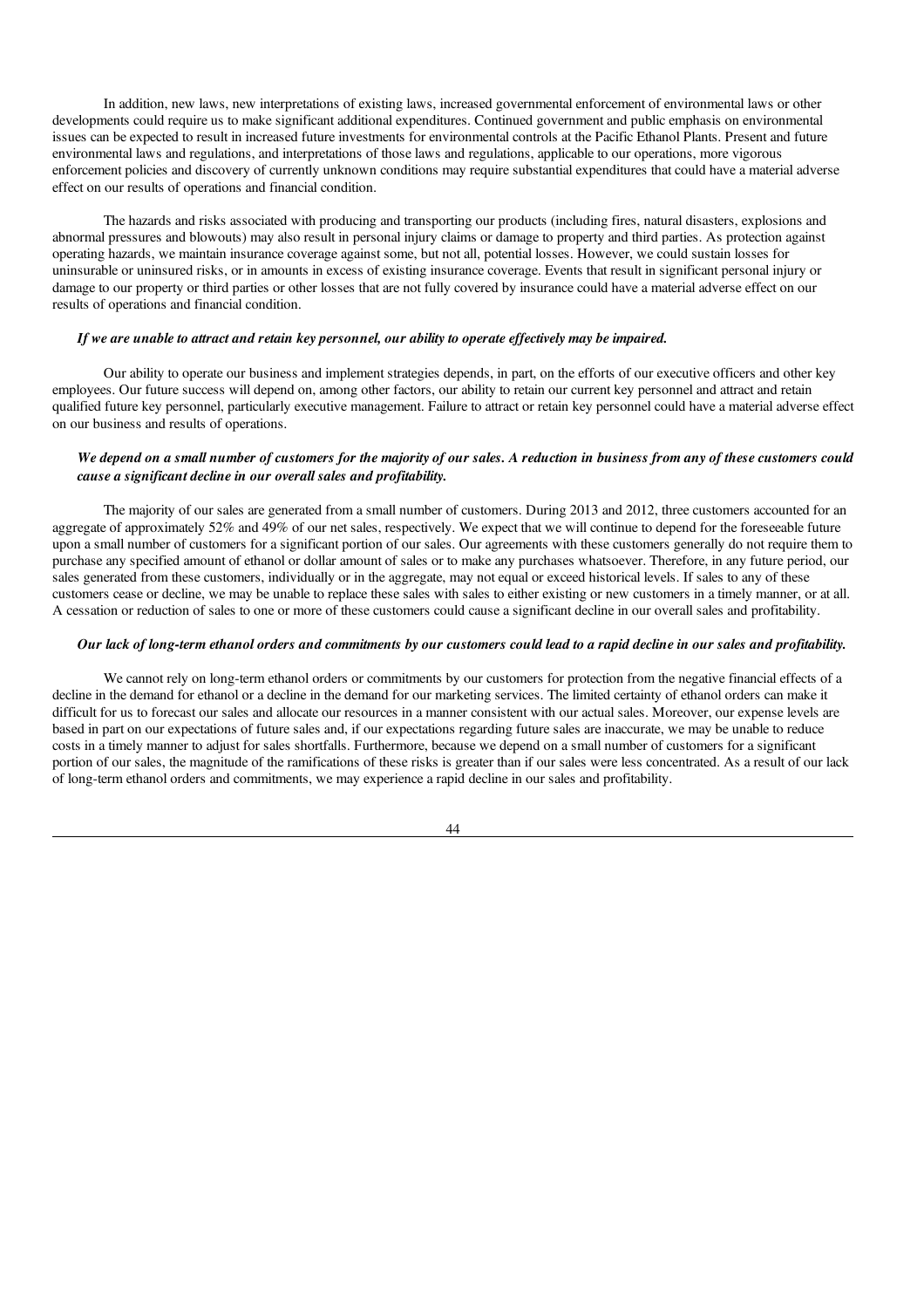In addition, new laws, new interpretations of existing laws, increased governmental enforcement of environmental laws or other developments could require us to make significant additional expenditures. Continued government and public emphasis on environmental issues can be expected to result in increased future investments for environmental controls at the Pacific Ethanol Plants. Present and future environmental laws and regulations, and interpretations of those laws and regulations, applicable to our operations, more vigorous enforcement policies and discovery of currently unknown conditions may require substantial expenditures that could have a material adverse effect on our results of operations and financial condition.

The hazards and risks associated with producing and transporting our products (including fires, natural disasters, explosions and abnormal pressures and blowouts) may also result in personal injury claims or damage to property and third parties. As protection against operating hazards, we maintain insurance coverage against some, but not all, potential losses. However, we could sustain losses for uninsurable or uninsured risks, or in amounts in excess of existing insurance coverage. Events that result in significant personal injury or damage to our property or third parties or other losses that are not fully covered by insurance could have a material adverse effect on our results of operations and financial condition.

***If we are unable to attract and retain key personnel, our ability to operate effectively may be impaired.***

Our ability to operate our business and implement strategies depends, in part, on the efforts of our executive officers and other key employees. Our future success will depend on, among other factors, our ability to retain our current key personnel and attract and retain qualified future key personnel, particularly executive management. Failure to attract or retain key personnel could have a material adverse effect on our business and results of operations.

***We depend on a small number of customers for the majority of our sales. A reduction in business from any of these customers could cause a significant decline in our overall sales and profitability.***

The majority of our sales are generated from a small number of customers. During 2013 and 2012, three customers accounted for an aggregate of approximately 52% and 49% of our net sales, respectively. We expect that we will continue to depend for the foreseeable future upon a small number of customers for a significant portion of our sales. Our agreements with these customers generally do not require them to purchase any specified amount of ethanol or dollar amount of sales or to make any purchases whatsoever. Therefore, in any future period, our sales generated from these customers, individually or in the aggregate, may not equal or exceed historical levels. If sales to any of these customers cease or decline, we may be unable to replace these sales with sales to either existing or new customers in a timely manner, or at all. A cessation or reduction of sales to one or more of these customers could cause a significant decline in our overall sales and profitability.

***Our lack of long-term ethanol orders and commitments by our customers could lead to a rapid decline in our sales and profitability.***

We cannot rely on long-term ethanol orders or commitments by our customers for protection from the negative financial effects of a decline in the demand for ethanol or a decline in the demand for our marketing services. The limited certainty of ethanol orders can make it difficult for us to forecast our sales and allocate our resources in a manner consistent with our actual sales. Moreover, our expense levels are based in part on our expectations of future sales and, if our expectations regarding future sales are inaccurate, we may be unable to reduce costs in a timely manner to adjust for sales shortfalls. Furthermore, because we depend on a small number of customers for a significant portion of our sales, the magnitude of the ramifications of these risks is greater than if our sales were less concentrated. As a result of our lack of long-term ethanol orders and commitments, we may experience a rapid decline in our sales and profitability.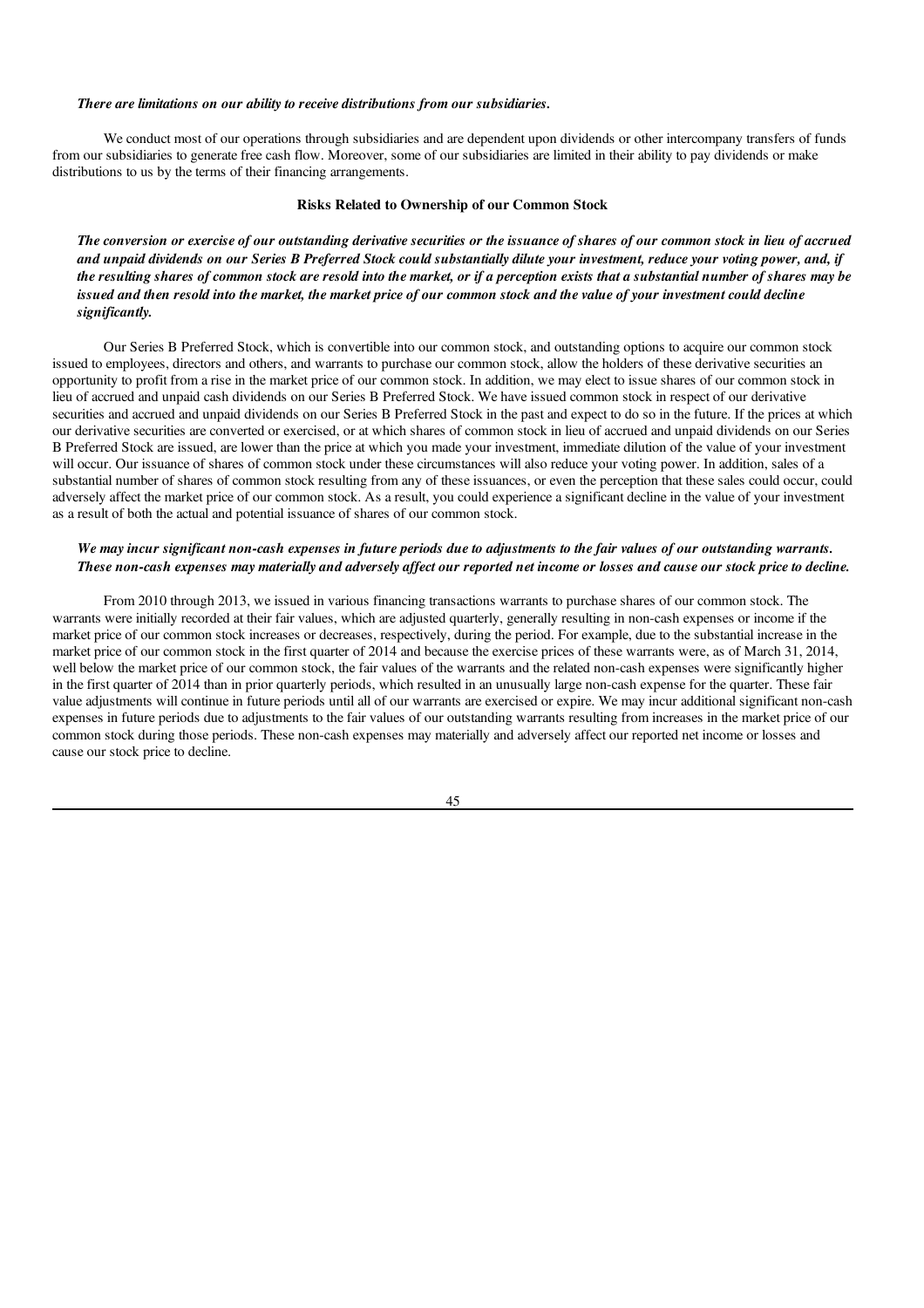***There are limitations on our ability to receive distributions from our subsidiaries.***

We conduct most of our operations through subsidiaries and are dependent upon dividends or other intercompany transfers of funds from our subsidiaries to generate free cash flow. Moreover, some of our subsidiaries are limited in their ability to pay dividends or make distributions to us by the terms of their financing arrangements.

**Risks Related to Ownership of our Common Stock**

***The conversion or exercise of our outstanding derivative securities or the issuance of shares of our common stock in lieu of accrued and unpaid dividends on our Series B Preferred Stock could substantially dilute your investment, reduce your voting power, and, if the resulting shares of common stock are resold into the market, or if a perception exists that a substantial number of shares may be issued and then resold into the market, the market price of our common stock and the value of your investment could decline significantly.***

Our Series B Preferred Stock, which is convertible into our common stock, and outstanding options to acquire our common stock issued to employees, directors and others, and warrants to purchase our common stock, allow the holders of these derivative securities an opportunity to profit from a rise in the market price of our common stock. In addition, we may elect to issue shares of our common stock in lieu of accrued and unpaid cash dividends on our Series B Preferred Stock. We have issued common stock in respect of our derivative securities and accrued and unpaid dividends on our Series B Preferred Stock in the past and expect to do so in the future. If the prices at which our derivative securities are converted or exercised, or at which shares of common stock in lieu of accrued and unpaid dividends on our Series B Preferred Stock are issued, are lower than the price at which you made your investment, immediate dilution of the value of your investment will occur. Our issuance of shares of common stock under these circumstances will also reduce your voting power. In addition, sales of a substantial number of shares of common stock resulting from any of these issuances, or even the perception that these sales could occur, could adversely affect the market price of our common stock. As a result, you could experience a significant decline in the value of your investment as a result of both the actual and potential issuance of shares of our common stock.

***We may incur significant non-cash expenses in future periods due to adjustments to the fair values of our outstanding warrants. These non-cash expenses may materially and adversely affect our reported net income or losses and cause our stock price to decline.***

From 2010 through 2013, we issued in various financing transactions warrants to purchase shares of our common stock. The warrants were initially recorded at their fair values, which are adjusted quarterly, generally resulting in non-cash expenses or income if the market price of our common stock increases or decreases, respectively, during the period. For example, due to the substantial increase in the market price of our common stock in the first quarter of 2014 and because the exercise prices of these warrants were, as of March 31, 2014, well below the market price of our common stock, the fair values of the warrants and the related non-cash expenses were significantly higher in the first quarter of 2014 than in prior quarterly periods, which resulted in an unusually large non-cash expense for the quarter. These fair value adjustments will continue in future periods until all of our warrants are exercised or expire. We may incur additional significant non-cash expenses in future periods due to adjustments to the fair values of our outstanding warrants resulting from increases in the market price of our common stock during those periods. These non-cash expenses may materially and adversely affect our reported net income or losses and cause our stock price to decline.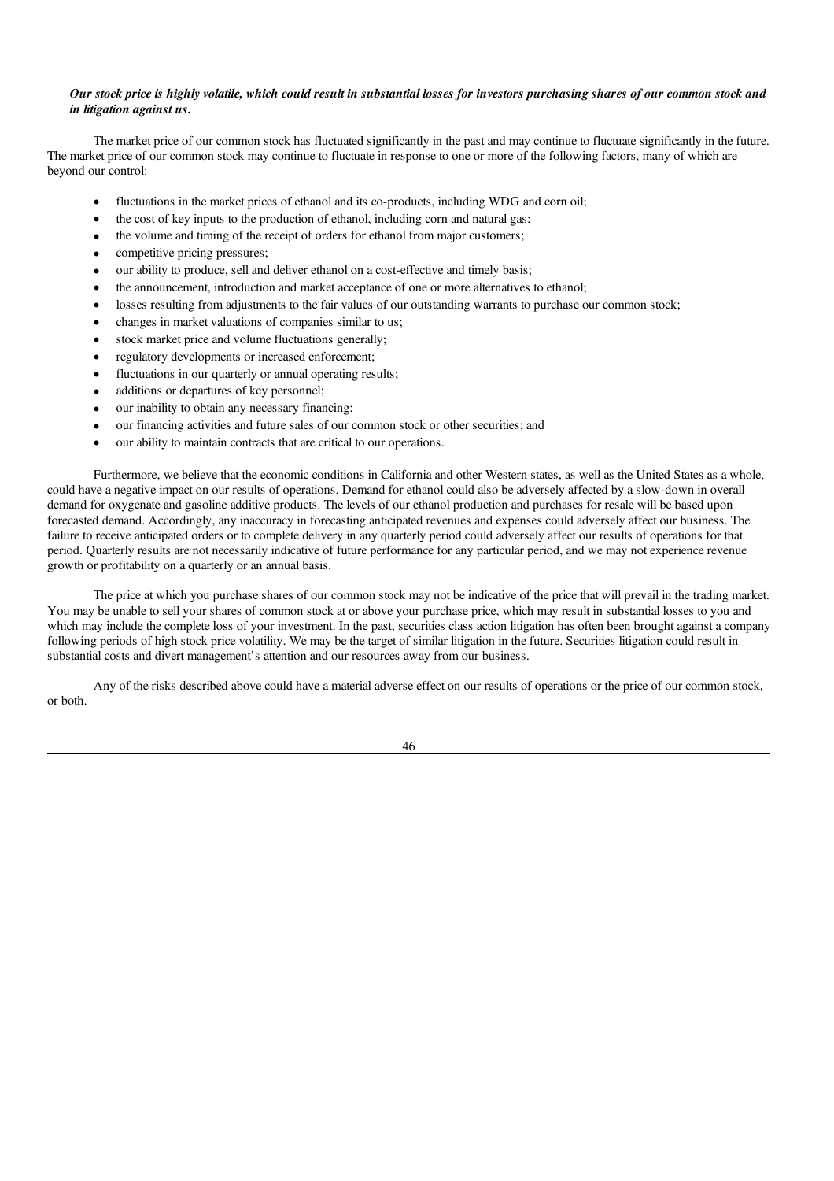***Our stock price is highly volatile, which could result in substantial losses for investors purchasing shares of our common stock and in litigation against us.***

The market price of our common stock has fluctuated significantly in the past and may continue to fluctuate significantly in the future. The market price of our common stock may continue to fluctuate in response to one or more of the following factors, many of which are beyond our control:

- fluctuations in the market prices of ethanol and its co-products, including WDG and corn oil;
- the cost of key inputs to the production of ethanol, including corn and natural gas;
- the volume and timing of the receipt of orders for ethanol from major customers;
- competitive pricing pressures;
- our ability to produce, sell and deliver ethanol on a cost-effective and timely basis;
- the announcement, introduction and market acceptance of one or more alternatives to ethanol;
- losses resulting from adjustments to the fair values of our outstanding warrants to purchase our common stock;
- changes in market valuations of companies similar to us;
- stock market price and volume fluctuations generally;
- regulatory developments or increased enforcement;
- fluctuations in our quarterly or annual operating results;
- additions or departures of key personnel;
- our inability to obtain any necessary financing;
- our financing activities and future sales of our common stock or other securities; and
- our ability to maintain contracts that are critical to our operations.

Furthermore, we believe that the economic conditions in California and other Western states, as well as the United States as a whole, could have a negative impact on our results of operations. Demand for ethanol could also be adversely affected by a slow-down in overall demand for oxygenate and gasoline additive products. The levels of our ethanol production and purchases for resale will be based upon forecasted demand. Accordingly, any inaccuracy in forecasting anticipated revenues and expenses could adversely affect our business. The failure to receive anticipated orders or to complete delivery in any quarterly period could adversely affect our results of operations for that period. Quarterly results are not necessarily indicative of future performance for any particular period, and we may not experience revenue growth or profitability on a quarterly or an annual basis.

The price at which you purchase shares of our common stock may not be indicative of the price that will prevail in the trading market. You may be unable to sell your shares of common stock at or above your purchase price, which may result in substantial losses to you and which may include the complete loss of your investment. In the past, securities class action litigation has often been brought against a company following periods of high stock price volatility. We may be the target of similar litigation in the future. Securities litigation could result in substantial costs and divert management's attention and our resources away from our business.

Any of the risks described above could have a material adverse effect on our results of operations or the price of our common stock, or both.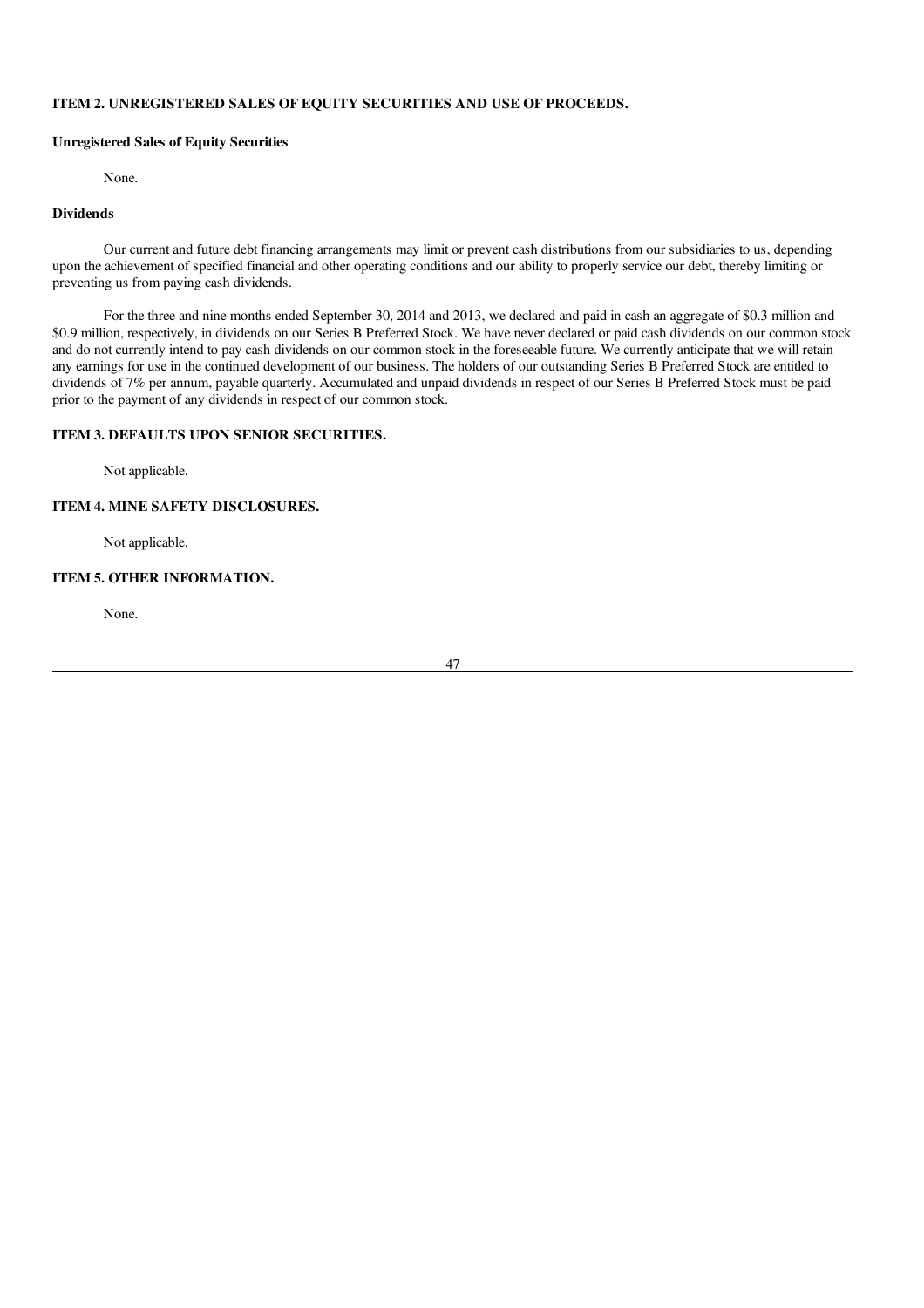## ITEM 2. UNREGISTERED SALES OF EQUITY SECURITIES AND USE OF PROCEEDS.

### Unregistered Sales of Equity Securities

None.

### Dividends

Our current and future debt financing arrangements may limit or prevent cash distributions from our subsidiaries to us, depending upon the achievement of specified financial and other operating conditions and our ability to properly service our debt, thereby limiting or preventing us from paying cash dividends.

For the three and nine months ended September 30, 2014 and 2013, we declared and paid in cash an aggregate of $0.3 million and $0.9 million, respectively, in dividends on our Series B Preferred Stock. We have never declared or paid cash dividends on our common stock and do not currently intend to pay cash dividends on our common stock in the foreseeable future. We currently anticipate that we will retain any earnings for use in the continued development of our business. The holders of our outstanding Series B Preferred Stock are entitled to dividends of 7% per annum, payable quarterly. Accumulated and unpaid dividends in respect of our Series B Preferred Stock must be paid prior to the payment of any dividends in respect of our common stock.

## ITEM 3. DEFAULTS UPON SENIOR SECURITIES.

Not applicable.

## ITEM 4. MINE SAFETY DISCLOSURES.

Not applicable.

## ITEM 5. OTHER INFORMATION.

None.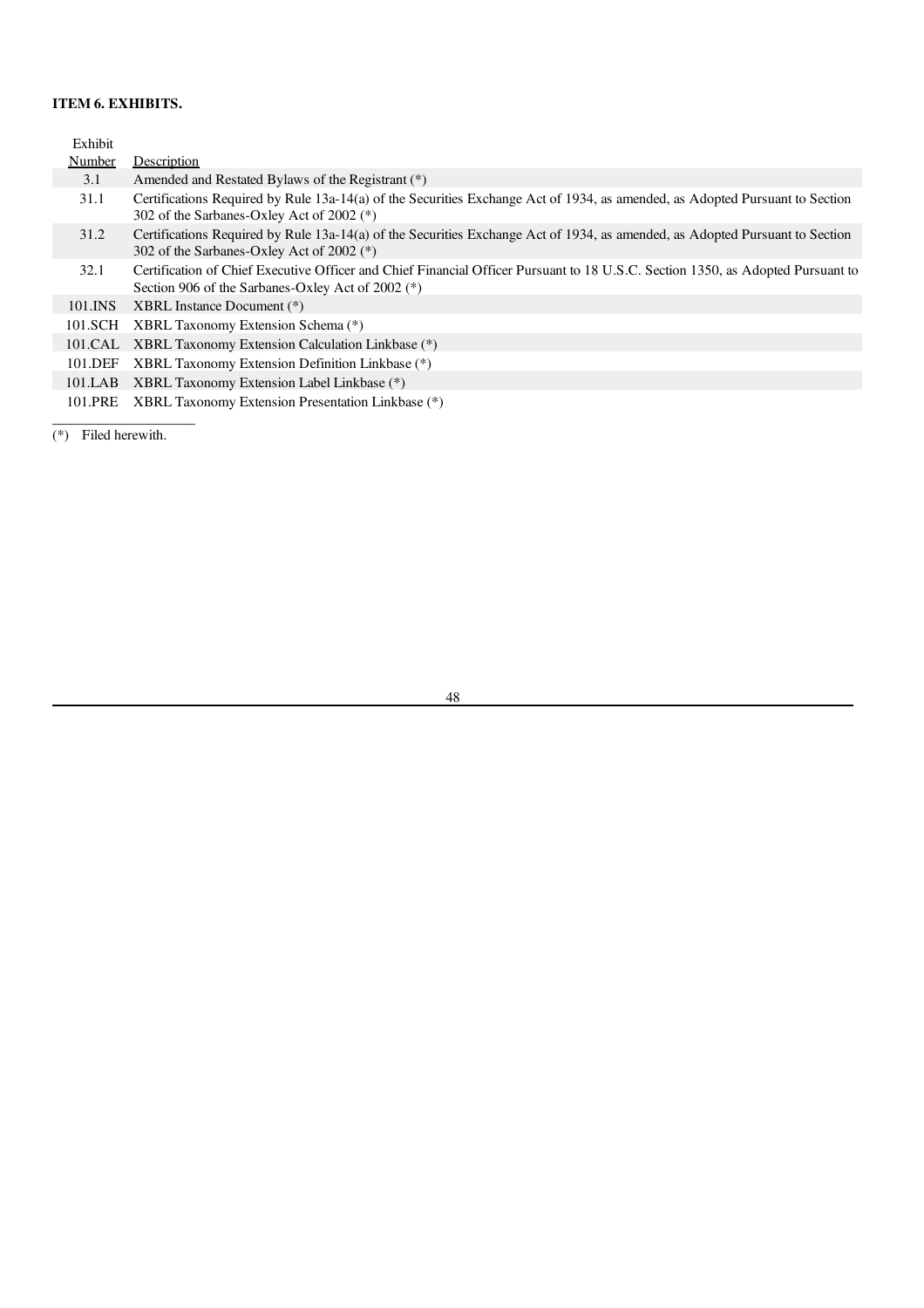**ITEM 6. EXHIBITS.**

| Exhibit Number | Description |
|---|---|
| 3.1 | Amended and Restated Bylaws of the Registrant (*) |
| 31.1 | Certifications Required by Rule 13a-14(a) of the Securities Exchange Act of 1934, as amended, as Adopted Pursuant to Section 302 of the Sarbanes-Oxley Act of 2002 (*) |
| 31.2 | Certifications Required by Rule 13a-14(a) of the Securities Exchange Act of 1934, as amended, as Adopted Pursuant to Section 302 of the Sarbanes-Oxley Act of 2002 (*) |
| 32.1 | Certification of Chief Executive Officer and Chief Financial Officer Pursuant to 18 U.S.C. Section 1350, as Adopted Pursuant to Section 906 of the Sarbanes-Oxley Act of 2002 (*) |
| 101.INS | XBRL Instance Document (*) |
| 101.SCH | XBRL Taxonomy Extension Schema (*) |
| 101.CAL | XBRL Taxonomy Extension Calculation Linkbase (*) |
| 101.DEF | XBRL Taxonomy Extension Definition Linkbase (*) |
| 101.LAB | XBRL Taxonomy Extension Label Linkbase (*) |
| 101.PRE | XBRL Taxonomy Extension Presentation Linkbase (*) |

(*) Filed herewith.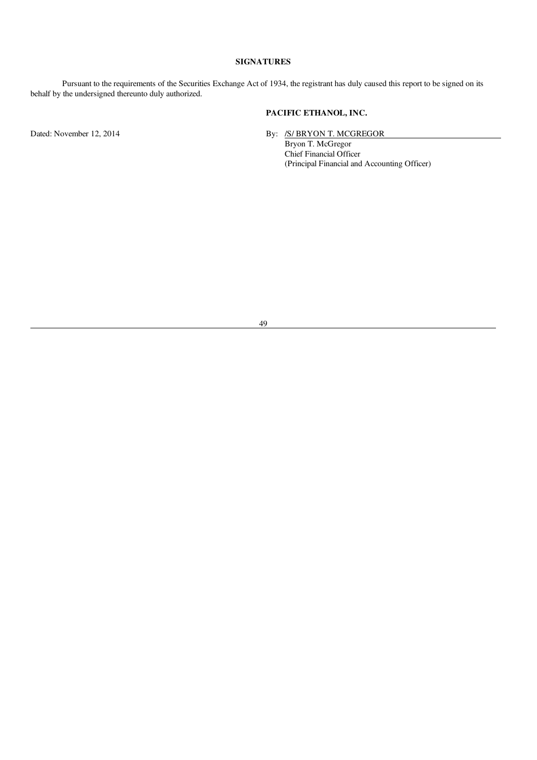## SIGNATURES

Pursuant to the requirements of the Securities Exchange Act of 1934, the registrant has duly caused this report to be signed on its behalf by the undersigned thereunto duly authorized.

**PACIFIC ETHANOL, INC.**

Dated: November 12, 2014

By: /S/ BRYON T. MCGREGOR

Bryon T. McGregor
Chief Financial Officer
(Principal Financial and Accounting Officer)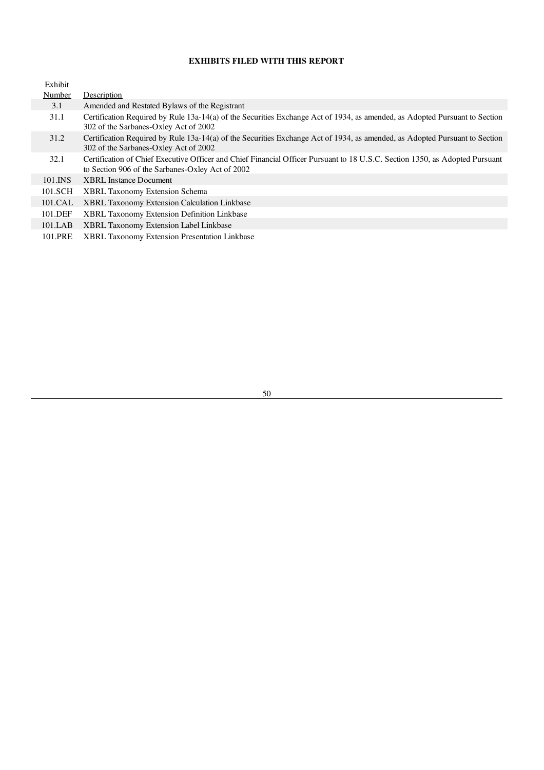**EXHIBITS FILED WITH THIS REPORT**

| Exhibit Number | Description |
|---|---|
| 3.1 | Amended and Restated Bylaws of the Registrant |
| 31.1 | Certification Required by Rule 13a-14(a) of the Securities Exchange Act of 1934, as amended, as Adopted Pursuant to Section 302 of the Sarbanes-Oxley Act of 2002 |
| 31.2 | Certification Required by Rule 13a-14(a) of the Securities Exchange Act of 1934, as amended, as Adopted Pursuant to Section 302 of the Sarbanes-Oxley Act of 2002 |
| 32.1 | Certification of Chief Executive Officer and Chief Financial Officer Pursuant to 18 U.S.C. Section 1350, as Adopted Pursuant to Section 906 of the Sarbanes-Oxley Act of 2002 |
| 101.INS | XBRL Instance Document |
| 101.SCH | XBRL Taxonomy Extension Schema |
| 101.CAL | XBRL Taxonomy Extension Calculation Linkbase |
| 101.DEF | XBRL Taxonomy Extension Definition Linkbase |
| 101.LAB | XBRL Taxonomy Extension Label Linkbase |
| 101.PRE | XBRL Taxonomy Extension Presentation Linkbase |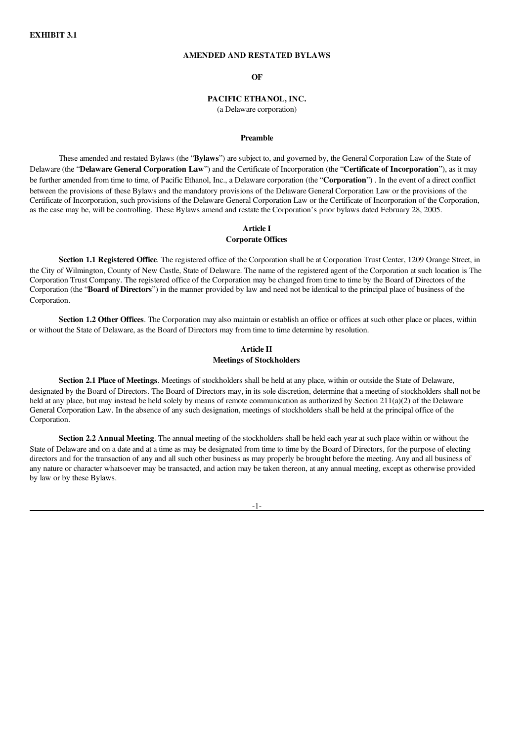**EXHIBIT 3.1**

**AMENDED AND RESTATED BYLAWS**

**OF**

**PACIFIC ETHANOL, INC.**

(a Delaware corporation)

**Preamble**

These amended and restated Bylaws (the "**Bylaws**") are subject to, and governed by, the General Corporation Law of the State of Delaware (the "**Delaware General Corporation Law**") and the Certificate of Incorporation (the "**Certificate of Incorporation**"), as it may be further amended from time to time, of Pacific Ethanol, Inc., a Delaware corporation (the "**Corporation**") . In the event of a direct conflict between the provisions of these Bylaws and the mandatory provisions of the Delaware General Corporation Law or the provisions of the Certificate of Incorporation, such provisions of the Delaware General Corporation Law or the Certificate of Incorporation of the Corporation, as the case may be, will be controlling. These Bylaws amend and restate the Corporation's prior bylaws dated February 28, 2005.

**Article I**
**Corporate Offices**

**Section 1.1 Registered Office**. The registered office of the Corporation shall be at Corporation Trust Center, 1209 Orange Street, in the City of Wilmington, County of New Castle, State of Delaware. The name of the registered agent of the Corporation at such location is The Corporation Trust Company. The registered office of the Corporation may be changed from time to time by the Board of Directors of the Corporation (the "**Board of Directors**") in the manner provided by law and need not be identical to the principal place of business of the Corporation.

**Section 1.2 Other Offices**. The Corporation may also maintain or establish an office or offices at such other place or places, within or without the State of Delaware, as the Board of Directors may from time to time determine by resolution.

**Article II**
**Meetings of Stockholders**

**Section 2.1 Place of Meetings**. Meetings of stockholders shall be held at any place, within or outside the State of Delaware, designated by the Board of Directors. The Board of Directors may, in its sole discretion, determine that a meeting of stockholders shall not be held at any place, but may instead be held solely by means of remote communication as authorized by Section 211(a)(2) of the Delaware General Corporation Law. In the absence of any such designation, meetings of stockholders shall be held at the principal office of the Corporation.

**Section 2.2 Annual Meeting**. The annual meeting of the stockholders shall be held each year at such place within or without the State of Delaware and on a date and at a time as may be designated from time to time by the Board of Directors, for the purpose of electing directors and for the transaction of any and all such other business as may properly be brought before the meeting. Any and all business of any nature or character whatsoever may be transacted, and action may be taken thereon, at any annual meeting, except as otherwise provided by law or by these Bylaws.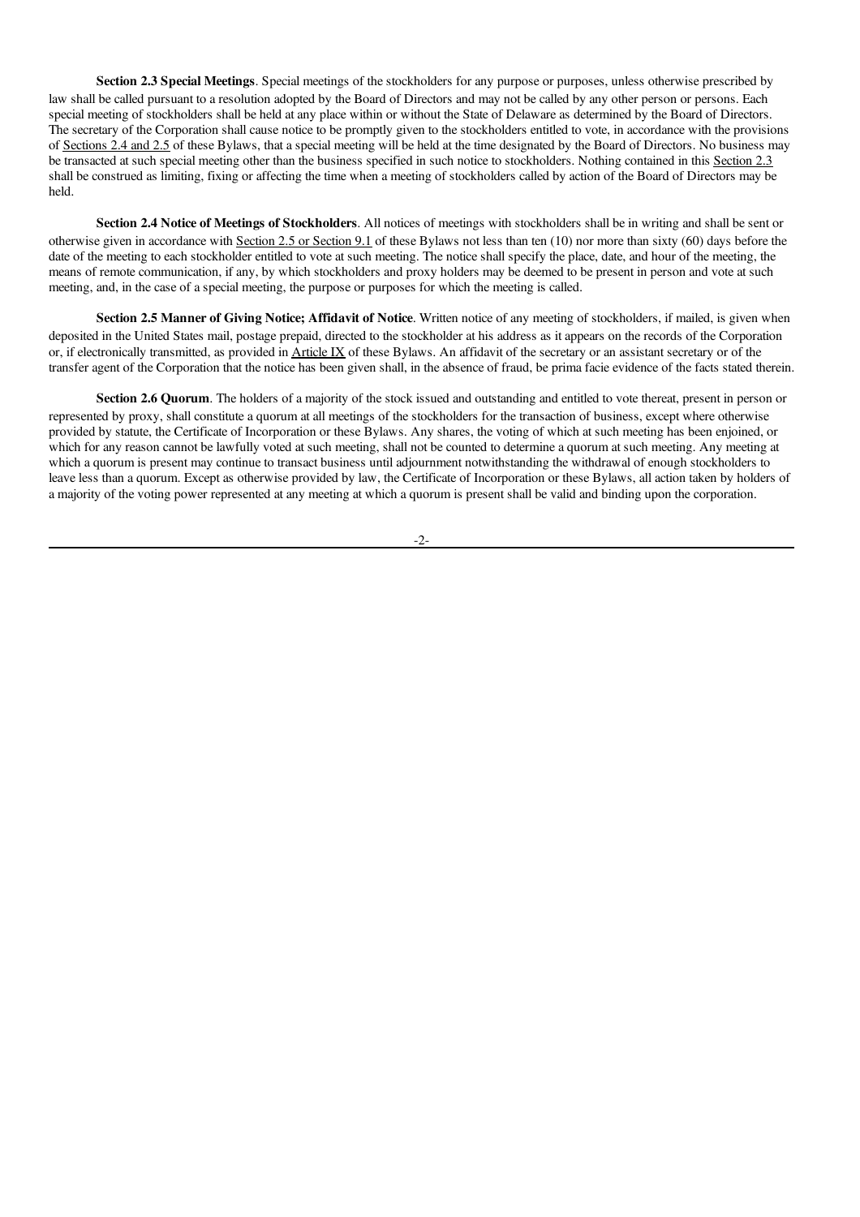**Section 2.3 Special Meetings**. Special meetings of the stockholders for any purpose or purposes, unless otherwise prescribed by law shall be called pursuant to a resolution adopted by the Board of Directors and may not be called by any other person or persons. Each special meeting of stockholders shall be held at any place within or without the State of Delaware as determined by the Board of Directors. The secretary of the Corporation shall cause notice to be promptly given to the stockholders entitled to vote, in accordance with the provisions of Sections 2.4 and 2.5 of these Bylaws, that a special meeting will be held at the time designated by the Board of Directors. No business may be transacted at such special meeting other than the business specified in such notice to stockholders. Nothing contained in this Section 2.3 shall be construed as limiting, fixing or affecting the time when a meeting of stockholders called by action of the Board of Directors may be held.

**Section 2.4 Notice of Meetings of Stockholders**. All notices of meetings with stockholders shall be in writing and shall be sent or otherwise given in accordance with Section 2.5 or Section 9.1 of these Bylaws not less than ten (10) nor more than sixty (60) days before the date of the meeting to each stockholder entitled to vote at such meeting. The notice shall specify the place, date, and hour of the meeting, the means of remote communication, if any, by which stockholders and proxy holders may be deemed to be present in person and vote at such meeting, and, in the case of a special meeting, the purpose or purposes for which the meeting is called.

**Section 2.5 Manner of Giving Notice; Affidavit of Notice**. Written notice of any meeting of stockholders, if mailed, is given when deposited in the United States mail, postage prepaid, directed to the stockholder at his address as it appears on the records of the Corporation or, if electronically transmitted, as provided in Article IX of these Bylaws. An affidavit of the secretary or an assistant secretary or of the transfer agent of the Corporation that the notice has been given shall, in the absence of fraud, be prima facie evidence of the facts stated therein.

**Section 2.6 Quorum**. The holders of a majority of the stock issued and outstanding and entitled to vote thereat, present in person or represented by proxy, shall constitute a quorum at all meetings of the stockholders for the transaction of business, except where otherwise provided by statute, the Certificate of Incorporation or these Bylaws. Any shares, the voting of which at such meeting has been enjoined, or which for any reason cannot be lawfully voted at such meeting, shall not be counted to determine a quorum at such meeting. Any meeting at which a quorum is present may continue to transact business until adjournment notwithstanding the withdrawal of enough stockholders to leave less than a quorum. Except as otherwise provided by law, the Certificate of Incorporation or these Bylaws, all action taken by holders of a majority of the voting power represented at any meeting at which a quorum is present shall be valid and binding upon the corporation.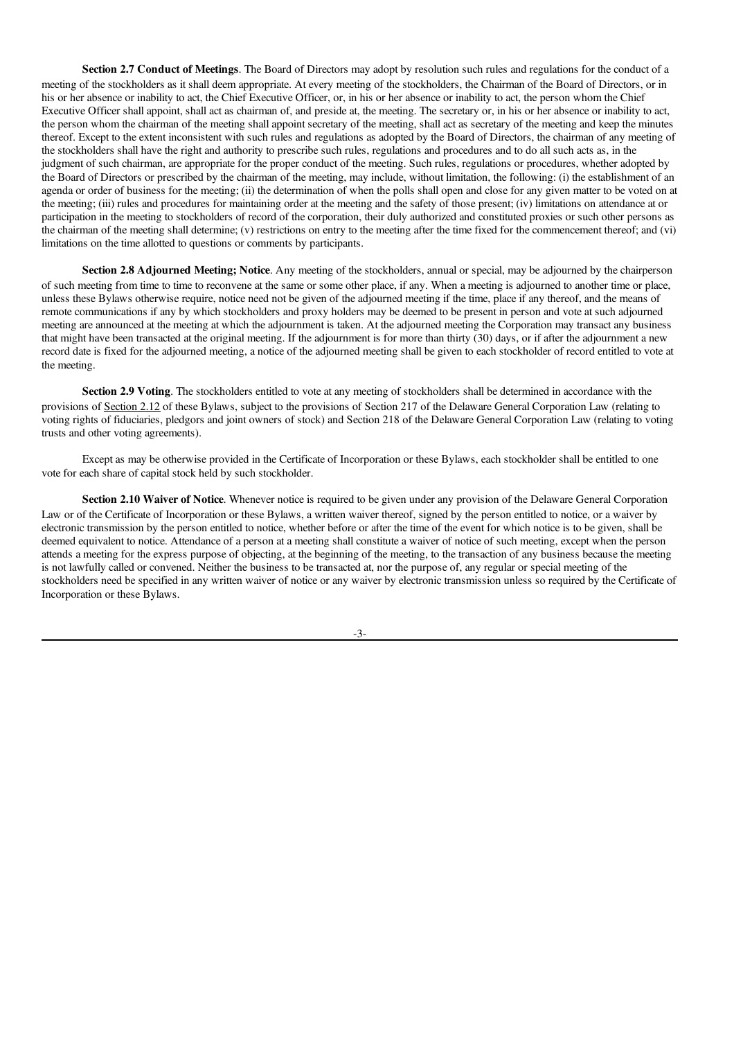**Section 2.7 Conduct of Meetings**. The Board of Directors may adopt by resolution such rules and regulations for the conduct of a meeting of the stockholders as it shall deem appropriate. At every meeting of the stockholders, the Chairman of the Board of Directors, or in his or her absence or inability to act, the Chief Executive Officer, or, in his or her absence or inability to act, the person whom the Chief Executive Officer shall appoint, shall act as chairman of, and preside at, the meeting. The secretary or, in his or her absence or inability to act, the person whom the chairman of the meeting shall appoint secretary of the meeting, shall act as secretary of the meeting and keep the minutes thereof. Except to the extent inconsistent with such rules and regulations as adopted by the Board of Directors, the chairman of any meeting of the stockholders shall have the right and authority to prescribe such rules, regulations and procedures and to do all such acts as, in the judgment of such chairman, are appropriate for the proper conduct of the meeting. Such rules, regulations or procedures, whether adopted by the Board of Directors or prescribed by the chairman of the meeting, may include, without limitation, the following: (i) the establishment of an agenda or order of business for the meeting; (ii) the determination of when the polls shall open and close for any given matter to be voted on at the meeting; (iii) rules and procedures for maintaining order at the meeting and the safety of those present; (iv) limitations on attendance at or participation in the meeting to stockholders of record of the corporation, their duly authorized and constituted proxies or such other persons as the chairman of the meeting shall determine; (v) restrictions on entry to the meeting after the time fixed for the commencement thereof; and (vi) limitations on the time allotted to questions or comments by participants.

**Section 2.8 Adjourned Meeting; Notice**. Any meeting of the stockholders, annual or special, may be adjourned by the chairperson of such meeting from time to time to reconvene at the same or some other place, if any. When a meeting is adjourned to another time or place, unless these Bylaws otherwise require, notice need not be given of the adjourned meeting if the time, place if any thereof, and the means of remote communications if any by which stockholders and proxy holders may be deemed to be present in person and vote at such adjourned meeting are announced at the meeting at which the adjournment is taken. At the adjourned meeting the Corporation may transact any business that might have been transacted at the original meeting. If the adjournment is for more than thirty (30) days, or if after the adjournment a new record date is fixed for the adjourned meeting, a notice of the adjourned meeting shall be given to each stockholder of record entitled to vote at the meeting.

**Section 2.9 Voting**. The stockholders entitled to vote at any meeting of stockholders shall be determined in accordance with the provisions of Section 2.12 of these Bylaws, subject to the provisions of Section 217 of the Delaware General Corporation Law (relating to voting rights of fiduciaries, pledgors and joint owners of stock) and Section 218 of the Delaware General Corporation Law (relating to voting trusts and other voting agreements).

Except as may be otherwise provided in the Certificate of Incorporation or these Bylaws, each stockholder shall be entitled to one vote for each share of capital stock held by such stockholder.

**Section 2.10 Waiver of Notice**. Whenever notice is required to be given under any provision of the Delaware General Corporation Law or of the Certificate of Incorporation or these Bylaws, a written waiver thereof, signed by the person entitled to notice, or a waiver by electronic transmission by the person entitled to notice, whether before or after the time of the event for which notice is to be given, shall be deemed equivalent to notice. Attendance of a person at a meeting shall constitute a waiver of notice of such meeting, except when the person attends a meeting for the express purpose of objecting, at the beginning of the meeting, to the transaction of any business because the meeting is not lawfully called or convened. Neither the business to be transacted at, nor the purpose of, any regular or special meeting of the stockholders need be specified in any written waiver of notice or any waiver by electronic transmission unless so required by the Certificate of Incorporation or these Bylaws.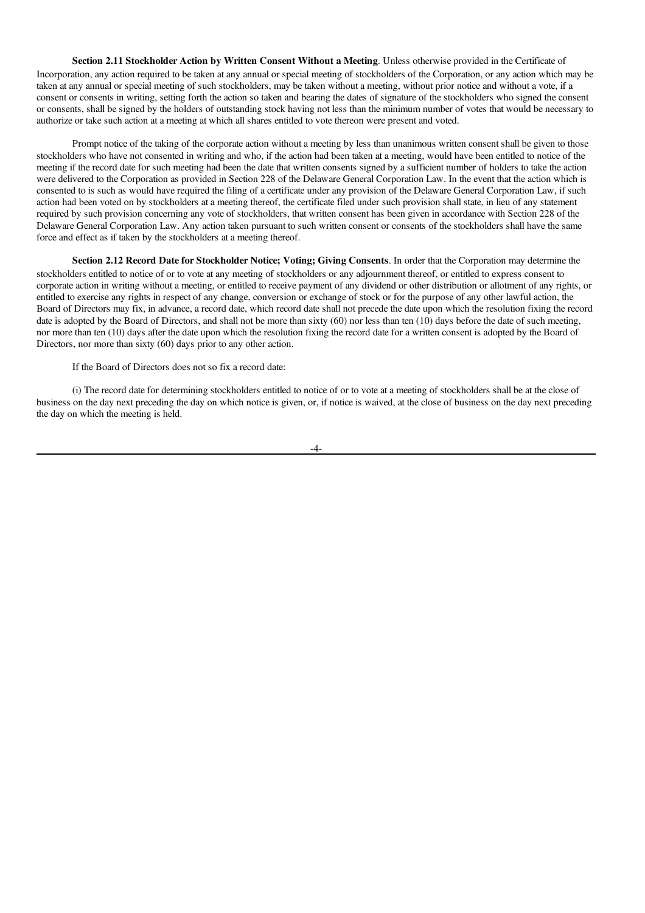**Section 2.11 Stockholder Action by Written Consent Without a Meeting**. Unless otherwise provided in the Certificate of Incorporation, any action required to be taken at any annual or special meeting of stockholders of the Corporation, or any action which may be taken at any annual or special meeting of such stockholders, may be taken without a meeting, without prior notice and without a vote, if a consent or consents in writing, setting forth the action so taken and bearing the dates of signature of the stockholders who signed the consent or consents, shall be signed by the holders of outstanding stock having not less than the minimum number of votes that would be necessary to authorize or take such action at a meeting at which all shares entitled to vote thereon were present and voted.

Prompt notice of the taking of the corporate action without a meeting by less than unanimous written consent shall be given to those stockholders who have not consented in writing and who, if the action had been taken at a meeting, would have been entitled to notice of the meeting if the record date for such meeting had been the date that written consents signed by a sufficient number of holders to take the action were delivered to the Corporation as provided in Section 228 of the Delaware General Corporation Law. In the event that the action which is consented to is such as would have required the filing of a certificate under any provision of the Delaware General Corporation Law, if such action had been voted on by stockholders at a meeting thereof, the certificate filed under such provision shall state, in lieu of any statement required by such provision concerning any vote of stockholders, that written consent has been given in accordance with Section 228 of the Delaware General Corporation Law. Any action taken pursuant to such written consent or consents of the stockholders shall have the same force and effect as if taken by the stockholders at a meeting thereof.

**Section 2.12 Record Date for Stockholder Notice; Voting; Giving Consents**. In order that the Corporation may determine the stockholders entitled to notice of or to vote at any meeting of stockholders or any adjournment thereof, or entitled to express consent to corporate action in writing without a meeting, or entitled to receive payment of any dividend or other distribution or allotment of any rights, or entitled to exercise any rights in respect of any change, conversion or exchange of stock or for the purpose of any other lawful action, the Board of Directors may fix, in advance, a record date, which record date shall not precede the date upon which the resolution fixing the record date is adopted by the Board of Directors, and shall not be more than sixty (60) nor less than ten (10) days before the date of such meeting, nor more than ten (10) days after the date upon which the resolution fixing the record date for a written consent is adopted by the Board of Directors, nor more than sixty (60) days prior to any other action.

If the Board of Directors does not so fix a record date:

(i) The record date for determining stockholders entitled to notice of or to vote at a meeting of stockholders shall be at the close of business on the day next preceding the day on which notice is given, or, if notice is waived, at the close of business on the day next preceding the day on which the meeting is held.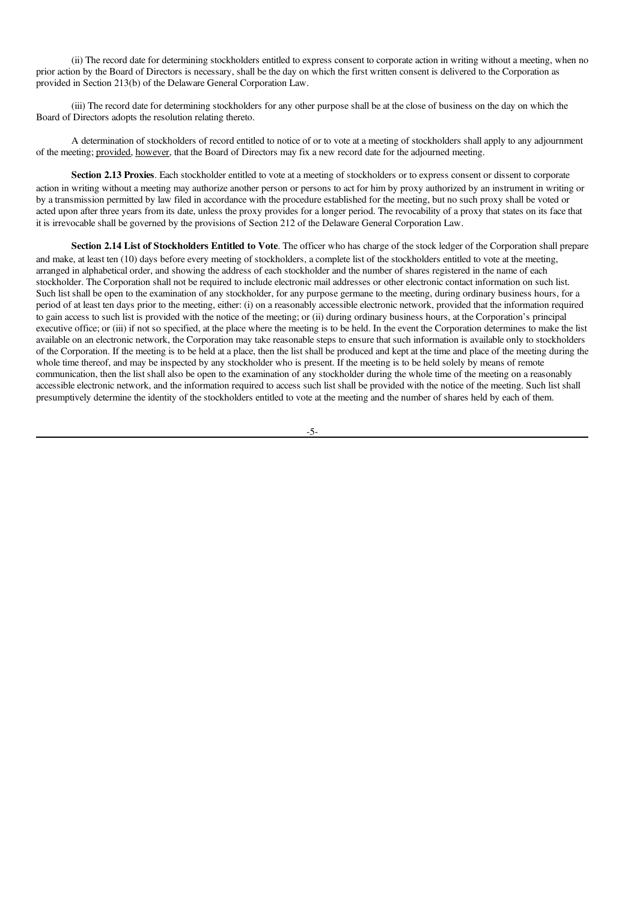(ii) The record date for determining stockholders entitled to express consent to corporate action in writing without a meeting, when no prior action by the Board of Directors is necessary, shall be the day on which the first written consent is delivered to the Corporation as provided in Section 213(b) of the Delaware General Corporation Law.

(iii) The record date for determining stockholders for any other purpose shall be at the close of business on the day on which the Board of Directors adopts the resolution relating thereto.

A determination of stockholders of record entitled to notice of or to vote at a meeting of stockholders shall apply to any adjournment of the meeting; provided, however, that the Board of Directors may fix a new record date for the adjourned meeting.

**Section 2.13 Proxies**. Each stockholder entitled to vote at a meeting of stockholders or to express consent or dissent to corporate action in writing without a meeting may authorize another person or persons to act for him by proxy authorized by an instrument in writing or by a transmission permitted by law filed in accordance with the procedure established for the meeting, but no such proxy shall be voted or acted upon after three years from its date, unless the proxy provides for a longer period. The revocability of a proxy that states on its face that it is irrevocable shall be governed by the provisions of Section 212 of the Delaware General Corporation Law.

**Section 2.14 List of Stockholders Entitled to Vote**. The officer who has charge of the stock ledger of the Corporation shall prepare and make, at least ten (10) days before every meeting of stockholders, a complete list of the stockholders entitled to vote at the meeting, arranged in alphabetical order, and showing the address of each stockholder and the number of shares registered in the name of each stockholder. The Corporation shall not be required to include electronic mail addresses or other electronic contact information on such list. Such list shall be open to the examination of any stockholder, for any purpose germane to the meeting, during ordinary business hours, for a period of at least ten days prior to the meeting, either: (i) on a reasonably accessible electronic network, provided that the information required to gain access to such list is provided with the notice of the meeting; or (ii) during ordinary business hours, at the Corporation's principal executive office; or (iii) if not so specified, at the place where the meeting is to be held. In the event the Corporation determines to make the list available on an electronic network, the Corporation may take reasonable steps to ensure that such information is available only to stockholders of the Corporation. If the meeting is to be held at a place, then the list shall be produced and kept at the time and place of the meeting during the whole time thereof, and may be inspected by any stockholder who is present. If the meeting is to be held solely by means of remote communication, then the list shall also be open to the examination of any stockholder during the whole time of the meeting on a reasonably accessible electronic network, and the information required to access such list shall be provided with the notice of the meeting. Such list shall presumptively determine the identity of the stockholders entitled to vote at the meeting and the number of shares held by each of them.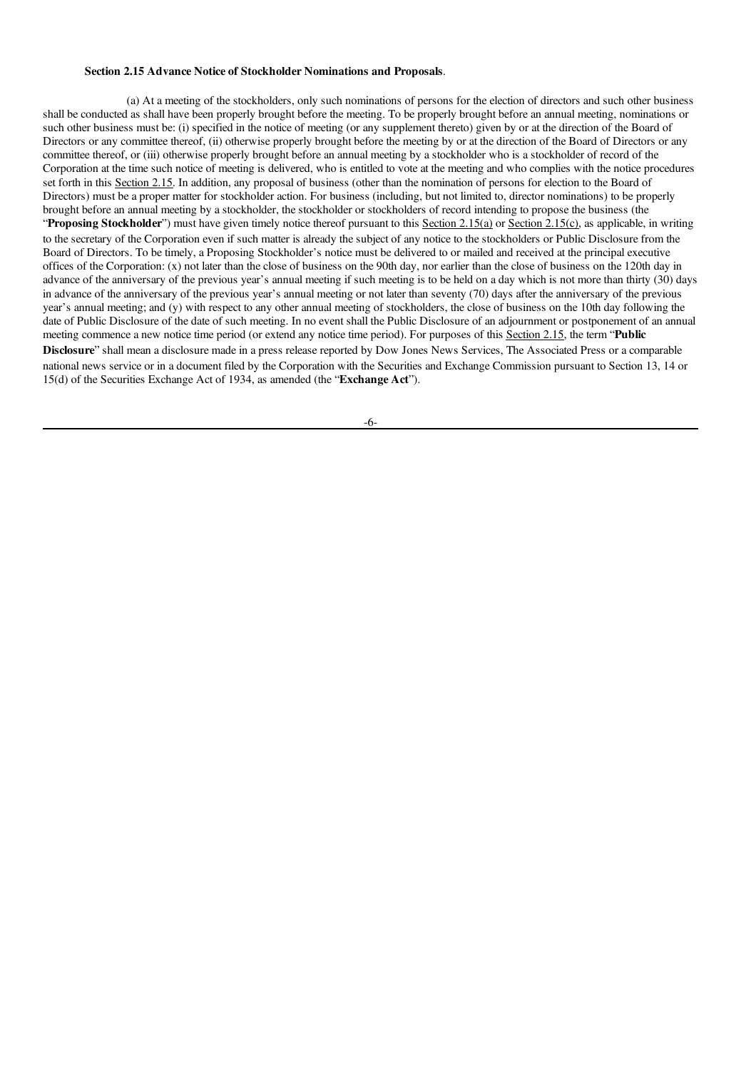**Section 2.15 Advance Notice of Stockholder Nominations and Proposals**.

(a) At a meeting of the stockholders, only such nominations of persons for the election of directors and such other business shall be conducted as shall have been properly brought before the meeting. To be properly brought before an annual meeting, nominations or such other business must be: (i) specified in the notice of meeting (or any supplement thereto) given by or at the direction of the Board of Directors or any committee thereof, (ii) otherwise properly brought before the meeting by or at the direction of the Board of Directors or any committee thereof, or (iii) otherwise properly brought before an annual meeting by a stockholder who is a stockholder of record of the Corporation at the time such notice of meeting is delivered, who is entitled to vote at the meeting and who complies with the notice procedures set forth in this Section 2.15. In addition, any proposal of business (other than the nomination of persons for election to the Board of Directors) must be a proper matter for stockholder action. For business (including, but not limited to, director nominations) to be properly brought before an annual meeting by a stockholder, the stockholder or stockholders of record intending to propose the business (the "**Proposing Stockholder**") must have given timely notice thereof pursuant to this Section 2.15(a) or Section 2.15(c), as applicable, in writing to the secretary of the Corporation even if such matter is already the subject of any notice to the stockholders or Public Disclosure from the Board of Directors. To be timely, a Proposing Stockholder's notice must be delivered to or mailed and received at the principal executive offices of the Corporation: (x) not later than the close of business on the 90th day, nor earlier than the close of business on the 120th day in advance of the anniversary of the previous year's annual meeting if such meeting is to be held on a day which is not more than thirty (30) days in advance of the anniversary of the previous year's annual meeting or not later than seventy (70) days after the anniversary of the previous year's annual meeting; and (y) with respect to any other annual meeting of stockholders, the close of business on the 10th day following the date of Public Disclosure of the date of such meeting. In no event shall the Public Disclosure of an adjournment or postponement of an annual meeting commence a new notice time period (or extend any notice time period). For purposes of this Section 2.15, the term "**Public Disclosure**" shall mean a disclosure made in a press release reported by Dow Jones News Services, The Associated Press or a comparable national news service or in a document filed by the Corporation with the Securities and Exchange Commission pursuant to Section 13, 14 or 15(d) of the Securities Exchange Act of 1934, as amended (the "**Exchange Act**").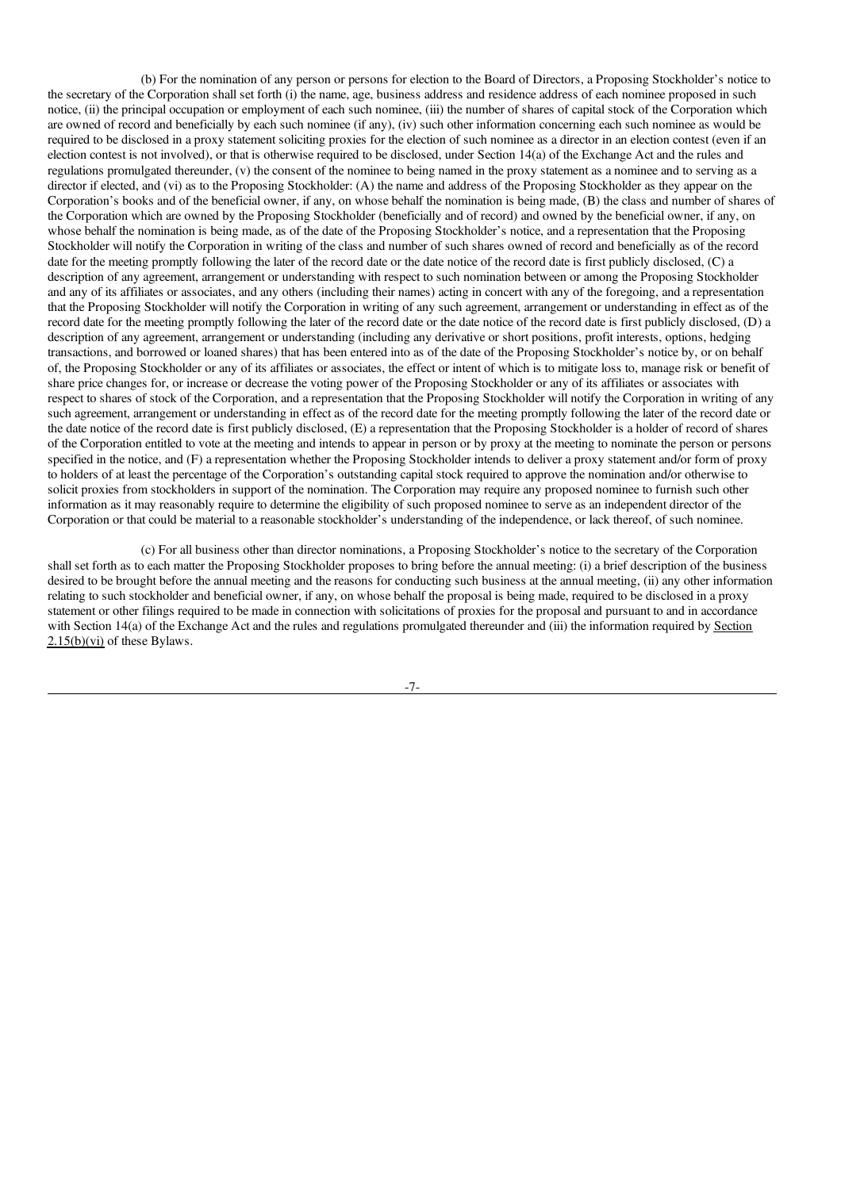(b) For the nomination of any person or persons for election to the Board of Directors, a Proposing Stockholder's notice to the secretary of the Corporation shall set forth (i) the name, age, business address and residence address of each nominee proposed in such notice, (ii) the principal occupation or employment of each such nominee, (iii) the number of shares of capital stock of the Corporation which are owned of record and beneficially by each such nominee (if any), (iv) such other information concerning each such nominee as would be required to be disclosed in a proxy statement soliciting proxies for the election of such nominee as a director in an election contest (even if an election contest is not involved), or that is otherwise required to be disclosed, under Section 14(a) of the Exchange Act and the rules and regulations promulgated thereunder, (v) the consent of the nominee to being named in the proxy statement as a nominee and to serving as a director if elected, and (vi) as to the Proposing Stockholder: (A) the name and address of the Proposing Stockholder as they appear on the Corporation's books and of the beneficial owner, if any, on whose behalf the nomination is being made, (B) the class and number of shares of the Corporation which are owned by the Proposing Stockholder (beneficially and of record) and owned by the beneficial owner, if any, on whose behalf the nomination is being made, as of the date of the Proposing Stockholder's notice, and a representation that the Proposing Stockholder will notify the Corporation in writing of the class and number of such shares owned of record and beneficially as of the record date for the meeting promptly following the later of the record date or the date notice of the record date is first publicly disclosed, (C) a description of any agreement, arrangement or understanding with respect to such nomination between or among the Proposing Stockholder and any of its affiliates or associates, and any others (including their names) acting in concert with any of the foregoing, and a representation that the Proposing Stockholder will notify the Corporation in writing of any such agreement, arrangement or understanding in effect as of the record date for the meeting promptly following the later of the record date or the date notice of the record date is first publicly disclosed, (D) a description of any agreement, arrangement or understanding (including any derivative or short positions, profit interests, options, hedging transactions, and borrowed or loaned shares) that has been entered into as of the date of the Proposing Stockholder's notice by, or on behalf of, the Proposing Stockholder or any of its affiliates or associates, the effect or intent of which is to mitigate loss to, manage risk or benefit of share price changes for, or increase or decrease the voting power of the Proposing Stockholder or any of its affiliates or associates with respect to shares of stock of the Corporation, and a representation that the Proposing Stockholder will notify the Corporation in writing of any such agreement, arrangement or understanding in effect as of the record date for the meeting promptly following the later of the record date or the date notice of the record date is first publicly disclosed, (E) a representation that the Proposing Stockholder is a holder of record of shares of the Corporation entitled to vote at the meeting and intends to appear in person or by proxy at the meeting to nominate the person or persons specified in the notice, and (F) a representation whether the Proposing Stockholder intends to deliver a proxy statement and/or form of proxy to holders of at least the percentage of the Corporation's outstanding capital stock required to approve the nomination and/or otherwise to solicit proxies from stockholders in support of the nomination. The Corporation may require any proposed nominee to furnish such other information as it may reasonably require to determine the eligibility of such proposed nominee to serve as an independent director of the Corporation or that could be material to a reasonable stockholder's understanding of the independence, or lack thereof, of such nominee.

(c) For all business other than director nominations, a Proposing Stockholder's notice to the secretary of the Corporation shall set forth as to each matter the Proposing Stockholder proposes to bring before the annual meeting: (i) a brief description of the business desired to be brought before the annual meeting and the reasons for conducting such business at the annual meeting, (ii) any other information relating to such stockholder and beneficial owner, if any, on whose behalf the proposal is being made, required to be disclosed in a proxy statement or other filings required to be made in connection with solicitations of proxies for the proposal and pursuant to and in accordance with Section 14(a) of the Exchange Act and the rules and regulations promulgated thereunder and (iii) the information required by Section 2.15(b)(vi) of these Bylaws.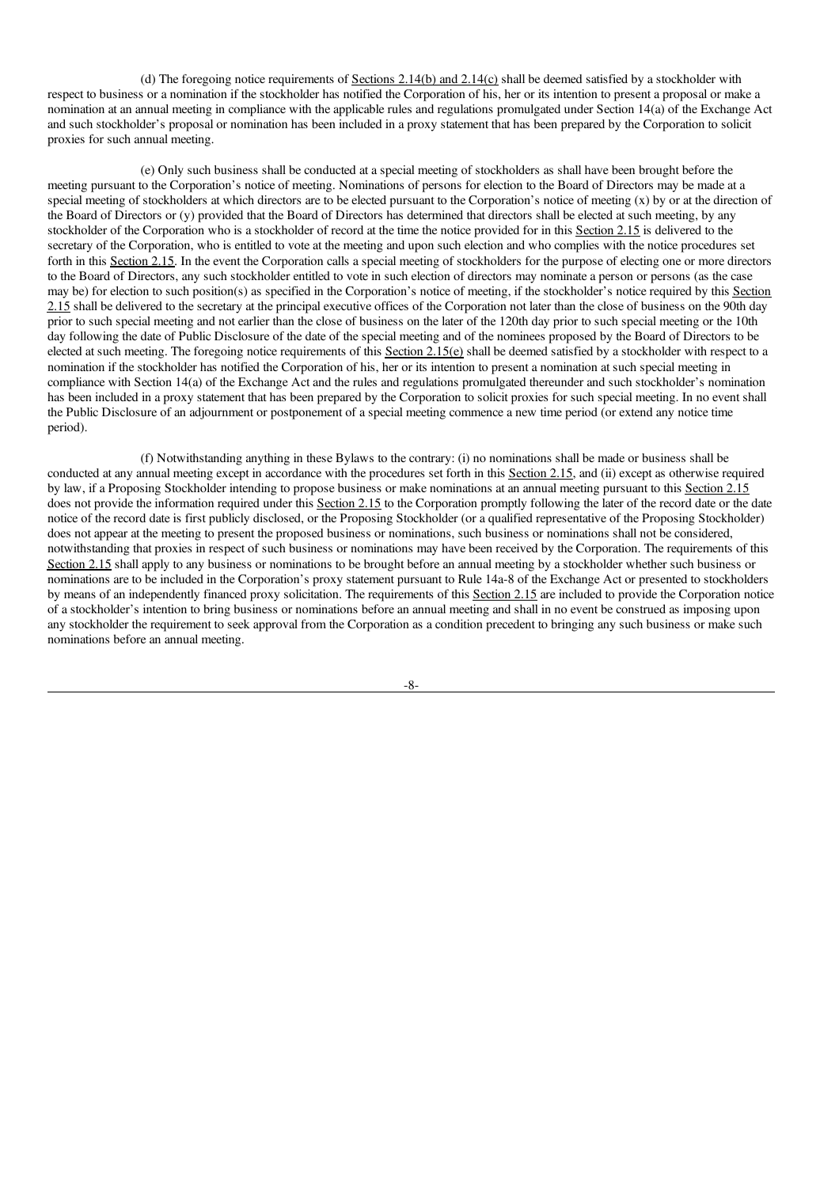(d) The foregoing notice requirements of Sections 2.14(b) and 2.14(c) shall be deemed satisfied by a stockholder with respect to business or a nomination if the stockholder has notified the Corporation of his, her or its intention to present a proposal or make a nomination at an annual meeting in compliance with the applicable rules and regulations promulgated under Section 14(a) of the Exchange Act and such stockholder's proposal or nomination has been included in a proxy statement that has been prepared by the Corporation to solicit proxies for such annual meeting.

(e) Only such business shall be conducted at a special meeting of stockholders as shall have been brought before the meeting pursuant to the Corporation's notice of meeting. Nominations of persons for election to the Board of Directors may be made at a special meeting of stockholders at which directors are to be elected pursuant to the Corporation's notice of meeting (x) by or at the direction of the Board of Directors or (y) provided that the Board of Directors has determined that directors shall be elected at such meeting, by any stockholder of the Corporation who is a stockholder of record at the time the notice provided for in this Section 2.15 is delivered to the secretary of the Corporation, who is entitled to vote at the meeting and upon such election and who complies with the notice procedures set forth in this Section 2.15. In the event the Corporation calls a special meeting of stockholders for the purpose of electing one or more directors to the Board of Directors, any such stockholder entitled to vote in such election of directors may nominate a person or persons (as the case may be) for election to such position(s) as specified in the Corporation's notice of meeting, if the stockholder's notice required by this Section 2.15 shall be delivered to the secretary at the principal executive offices of the Corporation not later than the close of business on the 90th day prior to such special meeting and not earlier than the close of business on the later of the 120th day prior to such special meeting or the 10th day following the date of Public Disclosure of the date of the special meeting and of the nominees proposed by the Board of Directors to be elected at such meeting. The foregoing notice requirements of this Section 2.15(e) shall be deemed satisfied by a stockholder with respect to a nomination if the stockholder has notified the Corporation of his, her or its intention to present a nomination at such special meeting in compliance with Section 14(a) of the Exchange Act and the rules and regulations promulgated thereunder and such stockholder's nomination has been included in a proxy statement that has been prepared by the Corporation to solicit proxies for such special meeting. In no event shall the Public Disclosure of an adjournment or postponement of a special meeting commence a new time period (or extend any notice time period).

(f) Notwithstanding anything in these Bylaws to the contrary: (i) no nominations shall be made or business shall be conducted at any annual meeting except in accordance with the procedures set forth in this Section 2.15, and (ii) except as otherwise required by law, if a Proposing Stockholder intending to propose business or make nominations at an annual meeting pursuant to this Section 2.15 does not provide the information required under this Section 2.15 to the Corporation promptly following the later of the record date or the date notice of the record date is first publicly disclosed, or the Proposing Stockholder (or a qualified representative of the Proposing Stockholder) does not appear at the meeting to present the proposed business or nominations, such business or nominations shall not be considered, notwithstanding that proxies in respect of such business or nominations may have been received by the Corporation. The requirements of this Section 2.15 shall apply to any business or nominations to be brought before an annual meeting by a stockholder whether such business or nominations are to be included in the Corporation's proxy statement pursuant to Rule 14a-8 of the Exchange Act or presented to stockholders by means of an independently financed proxy solicitation. The requirements of this Section 2.15 are included to provide the Corporation notice of a stockholder's intention to bring business or nominations before an annual meeting and shall in no event be construed as imposing upon any stockholder the requirement to seek approval from the Corporation as a condition precedent to bringing any such business or make such nominations before an annual meeting.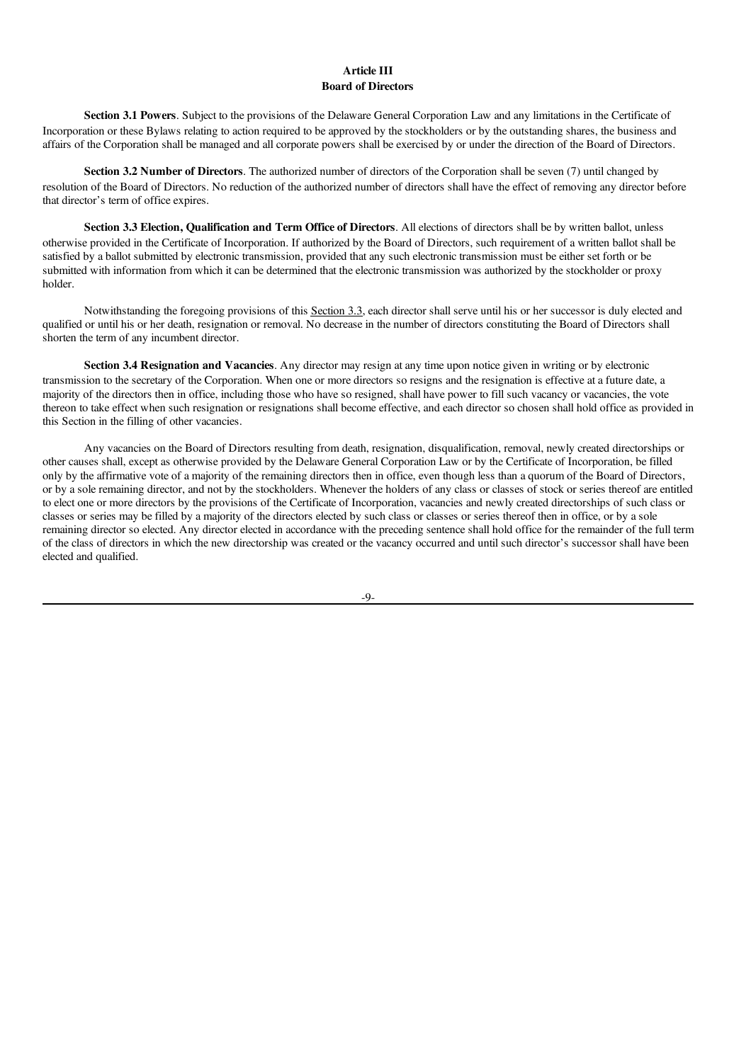## Article III
## Board of Directors

**Section 3.1 Powers**. Subject to the provisions of the Delaware General Corporation Law and any limitations in the Certificate of Incorporation or these Bylaws relating to action required to be approved by the stockholders or by the outstanding shares, the business and affairs of the Corporation shall be managed and all corporate powers shall be exercised by or under the direction of the Board of Directors.

**Section 3.2 Number of Directors**. The authorized number of directors of the Corporation shall be seven (7) until changed by resolution of the Board of Directors. No reduction of the authorized number of directors shall have the effect of removing any director before that director's term of office expires.

**Section 3.3 Election, Qualification and Term Office of Directors**. All elections of directors shall be by written ballot, unless otherwise provided in the Certificate of Incorporation. If authorized by the Board of Directors, such requirement of a written ballot shall be satisfied by a ballot submitted by electronic transmission, provided that any such electronic transmission must be either set forth or be submitted with information from which it can be determined that the electronic transmission was authorized by the stockholder or proxy holder.

Notwithstanding the foregoing provisions of this Section 3.3, each director shall serve until his or her successor is duly elected and qualified or until his or her death, resignation or removal. No decrease in the number of directors constituting the Board of Directors shall shorten the term of any incumbent director.

**Section 3.4 Resignation and Vacancies**. Any director may resign at any time upon notice given in writing or by electronic transmission to the secretary of the Corporation. When one or more directors so resigns and the resignation is effective at a future date, a majority of the directors then in office, including those who have so resigned, shall have power to fill such vacancy or vacancies, the vote thereon to take effect when such resignation or resignations shall become effective, and each director so chosen shall hold office as provided in this Section in the filling of other vacancies.

Any vacancies on the Board of Directors resulting from death, resignation, disqualification, removal, newly created directorships or other causes shall, except as otherwise provided by the Delaware General Corporation Law or by the Certificate of Incorporation, be filled only by the affirmative vote of a majority of the remaining directors then in office, even though less than a quorum of the Board of Directors, or by a sole remaining director, and not by the stockholders. Whenever the holders of any class or classes of stock or series thereof are entitled to elect one or more directors by the provisions of the Certificate of Incorporation, vacancies and newly created directorships of such class or classes or series may be filled by a majority of the directors elected by such class or classes or series thereof then in office, or by a sole remaining director so elected. Any director elected in accordance with the preceding sentence shall hold office for the remainder of the full term of the class of directors in which the new directorship was created or the vacancy occurred and until such director's successor shall have been elected and qualified.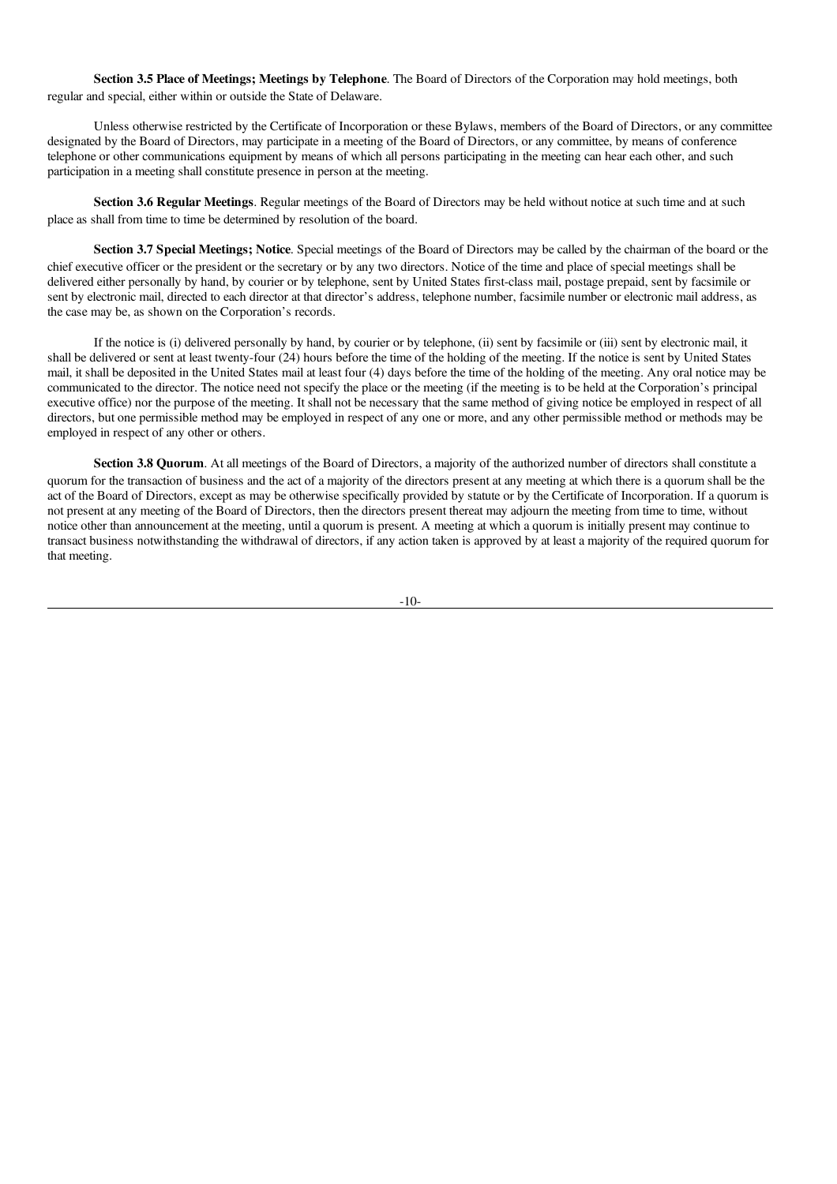**Section 3.5 Place of Meetings; Meetings by Telephone**. The Board of Directors of the Corporation may hold meetings, both regular and special, either within or outside the State of Delaware.

Unless otherwise restricted by the Certificate of Incorporation or these Bylaws, members of the Board of Directors, or any committee designated by the Board of Directors, may participate in a meeting of the Board of Directors, or any committee, by means of conference telephone or other communications equipment by means of which all persons participating in the meeting can hear each other, and such participation in a meeting shall constitute presence in person at the meeting.

**Section 3.6 Regular Meetings**. Regular meetings of the Board of Directors may be held without notice at such time and at such place as shall from time to time be determined by resolution of the board.

**Section 3.7 Special Meetings; Notice**. Special meetings of the Board of Directors may be called by the chairman of the board or the chief executive officer or the president or the secretary or by any two directors. Notice of the time and place of special meetings shall be delivered either personally by hand, by courier or by telephone, sent by United States first-class mail, postage prepaid, sent by facsimile or sent by electronic mail, directed to each director at that director's address, telephone number, facsimile number or electronic mail address, as the case may be, as shown on the Corporation's records.

If the notice is (i) delivered personally by hand, by courier or by telephone, (ii) sent by facsimile or (iii) sent by electronic mail, it shall be delivered or sent at least twenty-four (24) hours before the time of the holding of the meeting. If the notice is sent by United States mail, it shall be deposited in the United States mail at least four (4) days before the time of the holding of the meeting. Any oral notice may be communicated to the director. The notice need not specify the place or the meeting (if the meeting is to be held at the Corporation's principal executive office) nor the purpose of the meeting. It shall not be necessary that the same method of giving notice be employed in respect of all directors, but one permissible method may be employed in respect of any one or more, and any other permissible method or methods may be employed in respect of any other or others.

**Section 3.8 Quorum**. At all meetings of the Board of Directors, a majority of the authorized number of directors shall constitute a quorum for the transaction of business and the act of a majority of the directors present at any meeting at which there is a quorum shall be the act of the Board of Directors, except as may be otherwise specifically provided by statute or by the Certificate of Incorporation. If a quorum is not present at any meeting of the Board of Directors, then the directors present thereat may adjourn the meeting from time to time, without notice other than announcement at the meeting, until a quorum is present. A meeting at which a quorum is initially present may continue to transact business notwithstanding the withdrawal of directors, if any action taken is approved by at least a majority of the required quorum for that meeting.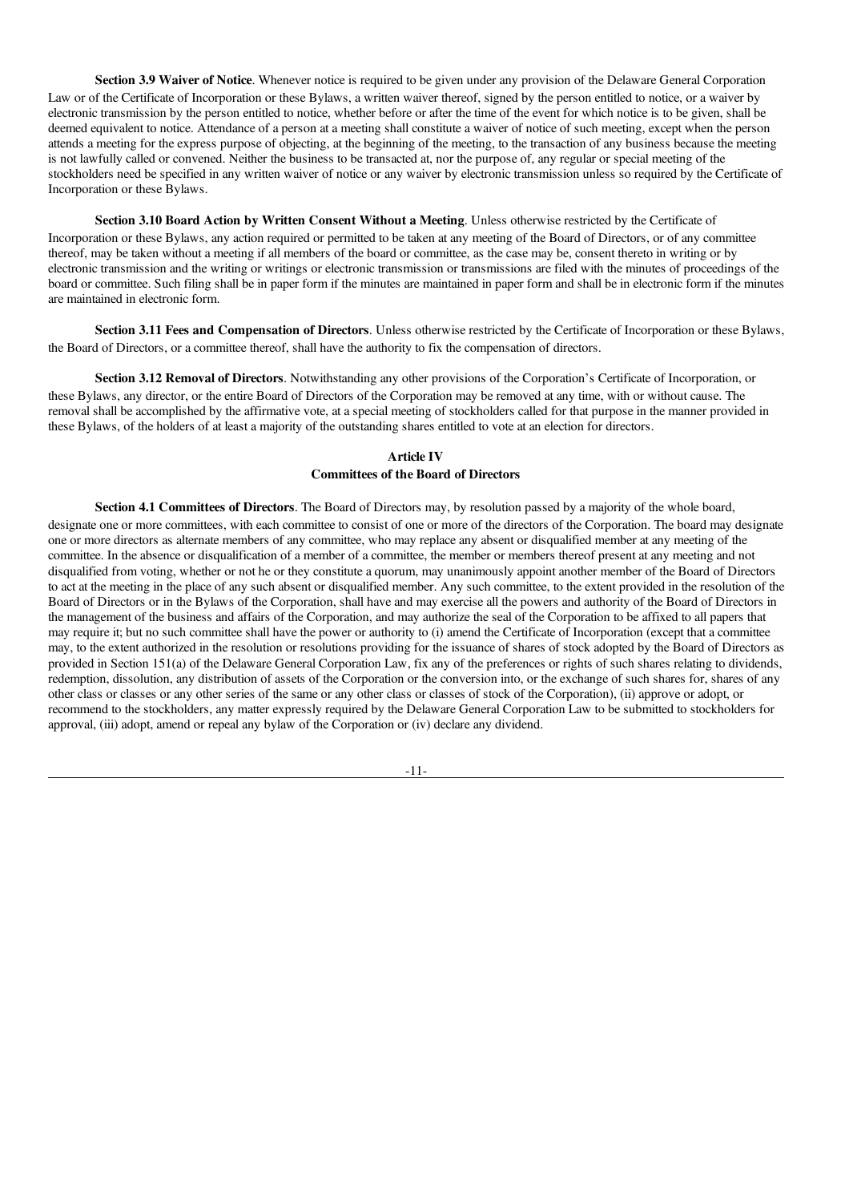**Section 3.9 Waiver of Notice**. Whenever notice is required to be given under any provision of the Delaware General Corporation Law or of the Certificate of Incorporation or these Bylaws, a written waiver thereof, signed by the person entitled to notice, or a waiver by electronic transmission by the person entitled to notice, whether before or after the time of the event for which notice is to be given, shall be deemed equivalent to notice. Attendance of a person at a meeting shall constitute a waiver of notice of such meeting, except when the person attends a meeting for the express purpose of objecting, at the beginning of the meeting, to the transaction of any business because the meeting is not lawfully called or convened. Neither the business to be transacted at, nor the purpose of, any regular or special meeting of the stockholders need be specified in any written waiver of notice or any waiver by electronic transmission unless so required by the Certificate of Incorporation or these Bylaws.

**Section 3.10 Board Action by Written Consent Without a Meeting**. Unless otherwise restricted by the Certificate of Incorporation or these Bylaws, any action required or permitted to be taken at any meeting of the Board of Directors, or of any committee thereof, may be taken without a meeting if all members of the board or committee, as the case may be, consent thereto in writing or by electronic transmission and the writing or writings or electronic transmission or transmissions are filed with the minutes of proceedings of the board or committee. Such filing shall be in paper form if the minutes are maintained in paper form and shall be in electronic form if the minutes are maintained in electronic form.

**Section 3.11 Fees and Compensation of Directors**. Unless otherwise restricted by the Certificate of Incorporation or these Bylaws, the Board of Directors, or a committee thereof, shall have the authority to fix the compensation of directors.

**Section 3.12 Removal of Directors**. Notwithstanding any other provisions of the Corporation's Certificate of Incorporation, or these Bylaws, any director, or the entire Board of Directors of the Corporation may be removed at any time, with or without cause. The removal shall be accomplished by the affirmative vote, at a special meeting of stockholders called for that purpose in the manner provided in these Bylaws, of the holders of at least a majority of the outstanding shares entitled to vote at an election for directors.

## Article IV
## Committees of the Board of Directors

**Section 4.1 Committees of Directors**. The Board of Directors may, by resolution passed by a majority of the whole board, designate one or more committees, with each committee to consist of one or more of the directors of the Corporation. The board may designate one or more directors as alternate members of any committee, who may replace any absent or disqualified member at any meeting of the committee. In the absence or disqualification of a member of a committee, the member or members thereof present at any meeting and not disqualified from voting, whether or not he or they constitute a quorum, may unanimously appoint another member of the Board of Directors to act at the meeting in the place of any such absent or disqualified member. Any such committee, to the extent provided in the resolution of the Board of Directors or in the Bylaws of the Corporation, shall have and may exercise all the powers and authority of the Board of Directors in the management of the business and affairs of the Corporation, and may authorize the seal of the Corporation to be affixed to all papers that may require it; but no such committee shall have the power or authority to (i) amend the Certificate of Incorporation (except that a committee may, to the extent authorized in the resolution or resolutions providing for the issuance of shares of stock adopted by the Board of Directors as provided in Section 151(a) of the Delaware General Corporation Law, fix any of the preferences or rights of such shares relating to dividends, redemption, dissolution, any distribution of assets of the Corporation or the conversion into, or the exchange of such shares for, shares of any other class or classes or any other series of the same or any other class or classes of stock of the Corporation), (ii) approve or adopt, or recommend to the stockholders, any matter expressly required by the Delaware General Corporation Law to be submitted to stockholders for approval, (iii) adopt, amend or repeal any bylaw of the Corporation or (iv) declare any dividend.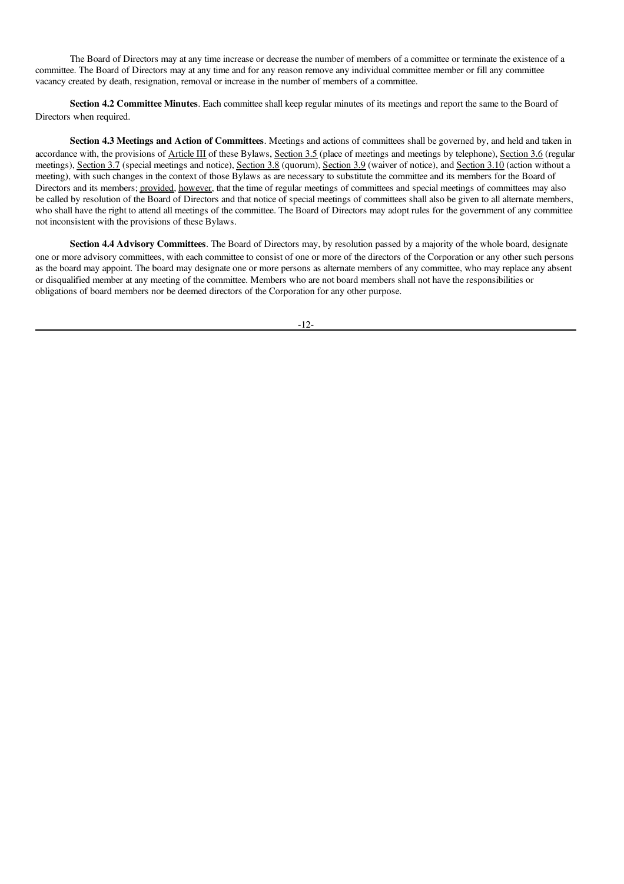The Board of Directors may at any time increase or decrease the number of members of a committee or terminate the existence of a committee. The Board of Directors may at any time and for any reason remove any individual committee member or fill any committee vacancy created by death, resignation, removal or increase in the number of members of a committee.

**Section 4.2 Committee Minutes**. Each committee shall keep regular minutes of its meetings and report the same to the Board of Directors when required.

**Section 4.3 Meetings and Action of Committees**. Meetings and actions of committees shall be governed by, and held and taken in accordance with, the provisions of Article III of these Bylaws, Section 3.5 (place of meetings and meetings by telephone), Section 3.6 (regular meetings), Section 3.7 (special meetings and notice), Section 3.8 (quorum), Section 3.9 (waiver of notice), and Section 3.10 (action without a meeting), with such changes in the context of those Bylaws as are necessary to substitute the committee and its members for the Board of Directors and its members; provided, however, that the time of regular meetings of committees and special meetings of committees may also be called by resolution of the Board of Directors and that notice of special meetings of committees shall also be given to all alternate members, who shall have the right to attend all meetings of the committee. The Board of Directors may adopt rules for the government of any committee not inconsistent with the provisions of these Bylaws.

**Section 4.4 Advisory Committees**. The Board of Directors may, by resolution passed by a majority of the whole board, designate one or more advisory committees, with each committee to consist of one or more of the directors of the Corporation or any other such persons as the board may appoint. The board may designate one or more persons as alternate members of any committee, who may replace any absent or disqualified member at any meeting of the committee. Members who are not board members shall not have the responsibilities or obligations of board members nor be deemed directors of the Corporation for any other purpose.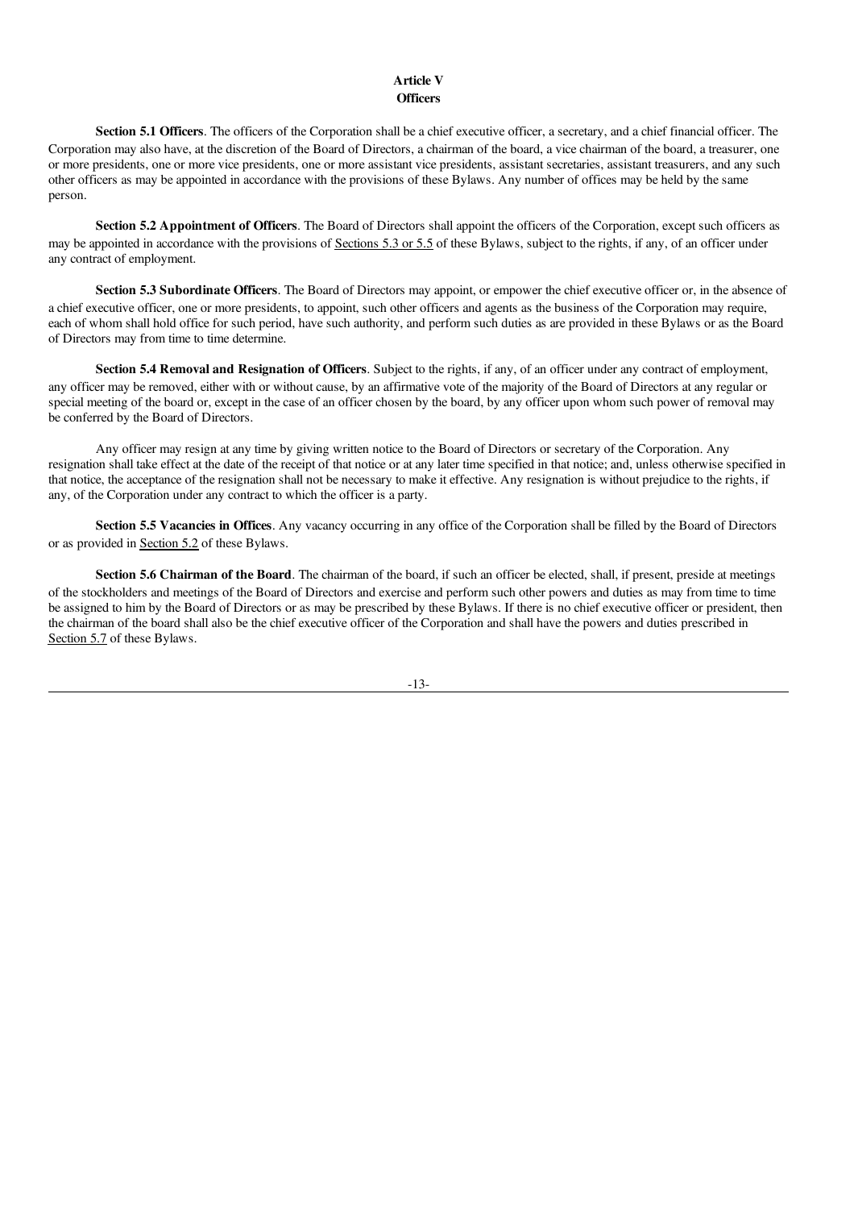# Article V
## Officers

**Section 5.1 Officers**. The officers of the Corporation shall be a chief executive officer, a secretary, and a chief financial officer. The Corporation may also have, at the discretion of the Board of Directors, a chairman of the board, a vice chairman of the board, a treasurer, one or more presidents, one or more vice presidents, one or more assistant vice presidents, assistant secretaries, assistant treasurers, and any such other officers as may be appointed in accordance with the provisions of these Bylaws. Any number of offices may be held by the same person.

**Section 5.2 Appointment of Officers**. The Board of Directors shall appoint the officers of the Corporation, except such officers as may be appointed in accordance with the provisions of Sections 5.3 or 5.5 of these Bylaws, subject to the rights, if any, of an officer under any contract of employment.

**Section 5.3 Subordinate Officers**. The Board of Directors may appoint, or empower the chief executive officer or, in the absence of a chief executive officer, one or more presidents, to appoint, such other officers and agents as the business of the Corporation may require, each of whom shall hold office for such period, have such authority, and perform such duties as are provided in these Bylaws or as the Board of Directors may from time to time determine.

**Section 5.4 Removal and Resignation of Officers**. Subject to the rights, if any, of an officer under any contract of employment, any officer may be removed, either with or without cause, by an affirmative vote of the majority of the Board of Directors at any regular or special meeting of the board or, except in the case of an officer chosen by the board, by any officer upon whom such power of removal may be conferred by the Board of Directors.

Any officer may resign at any time by giving written notice to the Board of Directors or secretary of the Corporation. Any resignation shall take effect at the date of the receipt of that notice or at any later time specified in that notice; and, unless otherwise specified in that notice, the acceptance of the resignation shall not be necessary to make it effective. Any resignation is without prejudice to the rights, if any, of the Corporation under any contract to which the officer is a party.

**Section 5.5 Vacancies in Offices**. Any vacancy occurring in any office of the Corporation shall be filled by the Board of Directors or as provided in Section 5.2 of these Bylaws.

**Section 5.6 Chairman of the Board**. The chairman of the board, if such an officer be elected, shall, if present, preside at meetings of the stockholders and meetings of the Board of Directors and exercise and perform such other powers and duties as may from time to time be assigned to him by the Board of Directors or as may be prescribed by these Bylaws. If there is no chief executive officer or president, then the chairman of the board shall also be the chief executive officer of the Corporation and shall have the powers and duties prescribed in Section 5.7 of these Bylaws.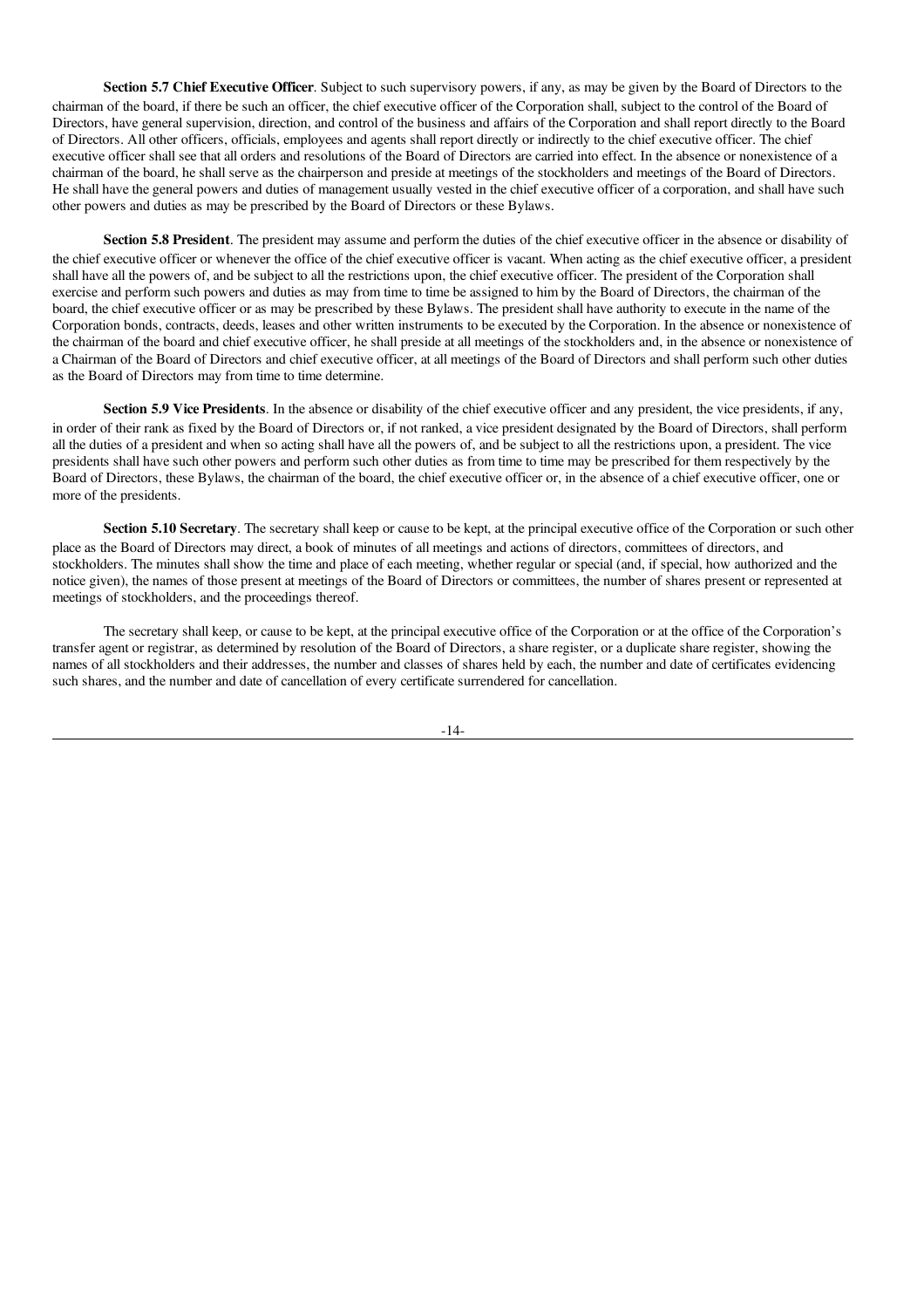**Section 5.7 Chief Executive Officer**. Subject to such supervisory powers, if any, as may be given by the Board of Directors to the chairman of the board, if there be such an officer, the chief executive officer of the Corporation shall, subject to the control of the Board of Directors, have general supervision, direction, and control of the business and affairs of the Corporation and shall report directly to the Board of Directors. All other officers, officials, employees and agents shall report directly or indirectly to the chief executive officer. The chief executive officer shall see that all orders and resolutions of the Board of Directors are carried into effect. In the absence or nonexistence of a chairman of the board, he shall serve as the chairperson and preside at meetings of the stockholders and meetings of the Board of Directors. He shall have the general powers and duties of management usually vested in the chief executive officer of a corporation, and shall have such other powers and duties as may be prescribed by the Board of Directors or these Bylaws.

**Section 5.8 President**. The president may assume and perform the duties of the chief executive officer in the absence or disability of the chief executive officer or whenever the office of the chief executive officer is vacant. When acting as the chief executive officer, a president shall have all the powers of, and be subject to all the restrictions upon, the chief executive officer. The president of the Corporation shall exercise and perform such powers and duties as may from time to time be assigned to him by the Board of Directors, the chairman of the board, the chief executive officer or as may be prescribed by these Bylaws. The president shall have authority to execute in the name of the Corporation bonds, contracts, deeds, leases and other written instruments to be executed by the Corporation. In the absence or nonexistence of the chairman of the board and chief executive officer, he shall preside at all meetings of the stockholders and, in the absence or nonexistence of a Chairman of the Board of Directors and chief executive officer, at all meetings of the Board of Directors and shall perform such other duties as the Board of Directors may from time to time determine.

**Section 5.9 Vice Presidents**. In the absence or disability of the chief executive officer and any president, the vice presidents, if any, in order of their rank as fixed by the Board of Directors or, if not ranked, a vice president designated by the Board of Directors, shall perform all the duties of a president and when so acting shall have all the powers of, and be subject to all the restrictions upon, a president. The vice presidents shall have such other powers and perform such other duties as from time to time may be prescribed for them respectively by the Board of Directors, these Bylaws, the chairman of the board, the chief executive officer or, in the absence of a chief executive officer, one or more of the presidents.

**Section 5.10 Secretary**. The secretary shall keep or cause to be kept, at the principal executive office of the Corporation or such other place as the Board of Directors may direct, a book of minutes of all meetings and actions of directors, committees of directors, and stockholders. The minutes shall show the time and place of each meeting, whether regular or special (and, if special, how authorized and the notice given), the names of those present at meetings of the Board of Directors or committees, the number of shares present or represented at meetings of stockholders, and the proceedings thereof.

The secretary shall keep, or cause to be kept, at the principal executive office of the Corporation or at the office of the Corporation's transfer agent or registrar, as determined by resolution of the Board of Directors, a share register, or a duplicate share register, showing the names of all stockholders and their addresses, the number and classes of shares held by each, the number and date of certificates evidencing such shares, and the number and date of cancellation of every certificate surrendered for cancellation.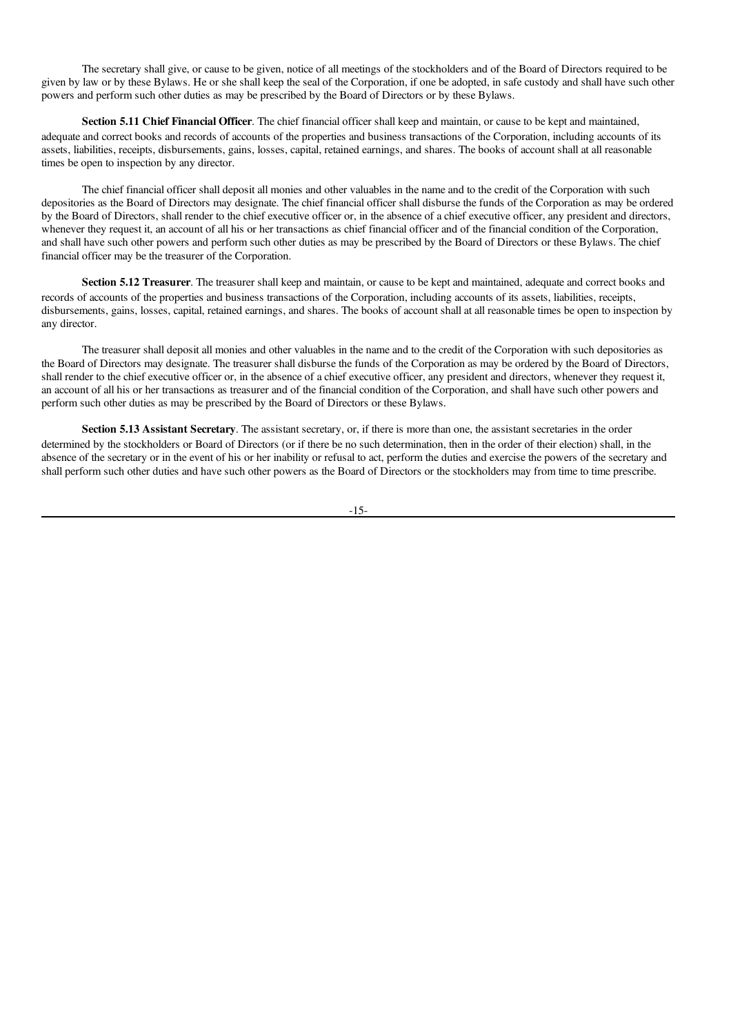The secretary shall give, or cause to be given, notice of all meetings of the stockholders and of the Board of Directors required to be given by law or by these Bylaws. He or she shall keep the seal of the Corporation, if one be adopted, in safe custody and shall have such other powers and perform such other duties as may be prescribed by the Board of Directors or by these Bylaws.

**Section 5.11 Chief Financial Officer**. The chief financial officer shall keep and maintain, or cause to be kept and maintained, adequate and correct books and records of accounts of the properties and business transactions of the Corporation, including accounts of its assets, liabilities, receipts, disbursements, gains, losses, capital, retained earnings, and shares. The books of account shall at all reasonable times be open to inspection by any director.

The chief financial officer shall deposit all monies and other valuables in the name and to the credit of the Corporation with such depositories as the Board of Directors may designate. The chief financial officer shall disburse the funds of the Corporation as may be ordered by the Board of Directors, shall render to the chief executive officer or, in the absence of a chief executive officer, any president and directors, whenever they request it, an account of all his or her transactions as chief financial officer and of the financial condition of the Corporation, and shall have such other powers and perform such other duties as may be prescribed by the Board of Directors or these Bylaws. The chief financial officer may be the treasurer of the Corporation.

**Section 5.12 Treasurer**. The treasurer shall keep and maintain, or cause to be kept and maintained, adequate and correct books and records of accounts of the properties and business transactions of the Corporation, including accounts of its assets, liabilities, receipts, disbursements, gains, losses, capital, retained earnings, and shares. The books of account shall at all reasonable times be open to inspection by any director.

The treasurer shall deposit all monies and other valuables in the name and to the credit of the Corporation with such depositories as the Board of Directors may designate. The treasurer shall disburse the funds of the Corporation as may be ordered by the Board of Directors, shall render to the chief executive officer or, in the absence of a chief executive officer, any president and directors, whenever they request it, an account of all his or her transactions as treasurer and of the financial condition of the Corporation, and shall have such other powers and perform such other duties as may be prescribed by the Board of Directors or these Bylaws.

**Section 5.13 Assistant Secretary**. The assistant secretary, or, if there is more than one, the assistant secretaries in the order determined by the stockholders or Board of Directors (or if there be no such determination, then in the order of their election) shall, in the absence of the secretary or in the event of his or her inability or refusal to act, perform the duties and exercise the powers of the secretary and shall perform such other duties and have such other powers as the Board of Directors or the stockholders may from time to time prescribe.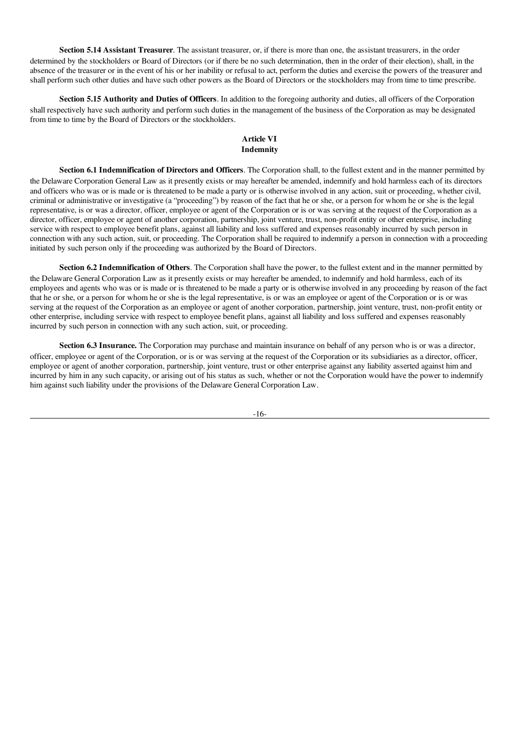**Section 5.14 Assistant Treasurer**. The assistant treasurer, or, if there is more than one, the assistant treasurers, in the order determined by the stockholders or Board of Directors (or if there be no such determination, then in the order of their election), shall, in the absence of the treasurer or in the event of his or her inability or refusal to act, perform the duties and exercise the powers of the treasurer and shall perform such other duties and have such other powers as the Board of Directors or the stockholders may from time to time prescribe.

**Section 5.15 Authority and Duties of Officers**. In addition to the foregoing authority and duties, all officers of the Corporation shall respectively have such authority and perform such duties in the management of the business of the Corporation as may be designated from time to time by the Board of Directors or the stockholders.

## Article VI
## Indemnity

**Section 6.1 Indemnification of Directors and Officers**. The Corporation shall, to the fullest extent and in the manner permitted by the Delaware Corporation General Law as it presently exists or may hereafter be amended, indemnify and hold harmless each of its directors and officers who was or is made or is threatened to be made a party or is otherwise involved in any action, suit or proceeding, whether civil, criminal or administrative or investigative (a "proceeding") by reason of the fact that he or she, or a person for whom he or she is the legal representative, is or was a director, officer, employee or agent of the Corporation or is or was serving at the request of the Corporation as a director, officer, employee or agent of another corporation, partnership, joint venture, trust, non-profit entity or other enterprise, including service with respect to employee benefit plans, against all liability and loss suffered and expenses reasonably incurred by such person in connection with any such action, suit, or proceeding. The Corporation shall be required to indemnify a person in connection with a proceeding initiated by such person only if the proceeding was authorized by the Board of Directors.

**Section 6.2 Indemnification of Others**. The Corporation shall have the power, to the fullest extent and in the manner permitted by the Delaware General Corporation Law as it presently exists or may hereafter be amended, to indemnify and hold harmless, each of its employees and agents who was or is made or is threatened to be made a party or is otherwise involved in any proceeding by reason of the fact that he or she, or a person for whom he or she is the legal representative, is or was an employee or agent of the Corporation or is or was serving at the request of the Corporation as an employee or agent of another corporation, partnership, joint venture, trust, non-profit entity or other enterprise, including service with respect to employee benefit plans, against all liability and loss suffered and expenses reasonably incurred by such person in connection with any such action, suit, or proceeding.

**Section 6.3 Insurance.** The Corporation may purchase and maintain insurance on behalf of any person who is or was a director, officer, employee or agent of the Corporation, or is or was serving at the request of the Corporation or its subsidiaries as a director, officer, employee or agent of another corporation, partnership, joint venture, trust or other enterprise against any liability asserted against him and incurred by him in any such capacity, or arising out of his status as such, whether or not the Corporation would have the power to indemnify him against such liability under the provisions of the Delaware General Corporation Law.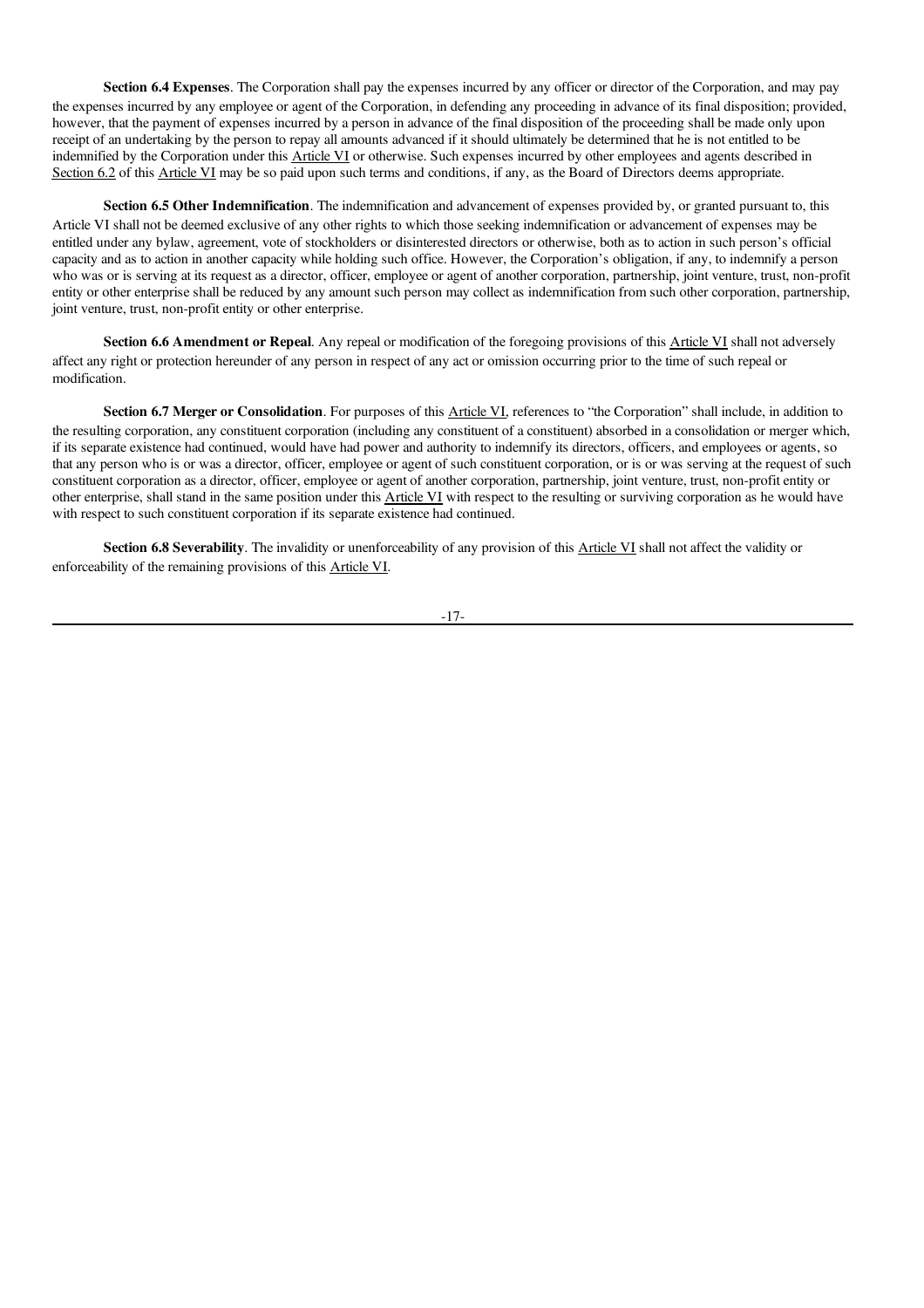**Section 6.4 Expenses**. The Corporation shall pay the expenses incurred by any officer or director of the Corporation, and may pay the expenses incurred by any employee or agent of the Corporation, in defending any proceeding in advance of its final disposition; provided, however, that the payment of expenses incurred by a person in advance of the final disposition of the proceeding shall be made only upon receipt of an undertaking by the person to repay all amounts advanced if it should ultimately be determined that he is not entitled to be indemnified by the Corporation under this Article VI or otherwise. Such expenses incurred by other employees and agents described in Section 6.2 of this Article VI may be so paid upon such terms and conditions, if any, as the Board of Directors deems appropriate.

**Section 6.5 Other Indemnification**. The indemnification and advancement of expenses provided by, or granted pursuant to, this Article VI shall not be deemed exclusive of any other rights to which those seeking indemnification or advancement of expenses may be entitled under any bylaw, agreement, vote of stockholders or disinterested directors or otherwise, both as to action in such person's official capacity and as to action in another capacity while holding such office. However, the Corporation's obligation, if any, to indemnify a person who was or is serving at its request as a director, officer, employee or agent of another corporation, partnership, joint venture, trust, non-profit entity or other enterprise shall be reduced by any amount such person may collect as indemnification from such other corporation, partnership, joint venture, trust, non-profit entity or other enterprise.

**Section 6.6 Amendment or Repeal**. Any repeal or modification of the foregoing provisions of this Article VI shall not adversely affect any right or protection hereunder of any person in respect of any act or omission occurring prior to the time of such repeal or modification.

**Section 6.7 Merger or Consolidation**. For purposes of this Article VI, references to "the Corporation" shall include, in addition to the resulting corporation, any constituent corporation (including any constituent of a constituent) absorbed in a consolidation or merger which, if its separate existence had continued, would have had power and authority to indemnify its directors, officers, and employees or agents, so that any person who is or was a director, officer, employee or agent of such constituent corporation, or is or was serving at the request of such constituent corporation as a director, officer, employee or agent of another corporation, partnership, joint venture, trust, non-profit entity or other enterprise, shall stand in the same position under this Article VI with respect to the resulting or surviving corporation as he would have with respect to such constituent corporation if its separate existence had continued.

**Section 6.8 Severability**. The invalidity or unenforceability of any provision of this Article VI shall not affect the validity or enforceability of the remaining provisions of this Article VI.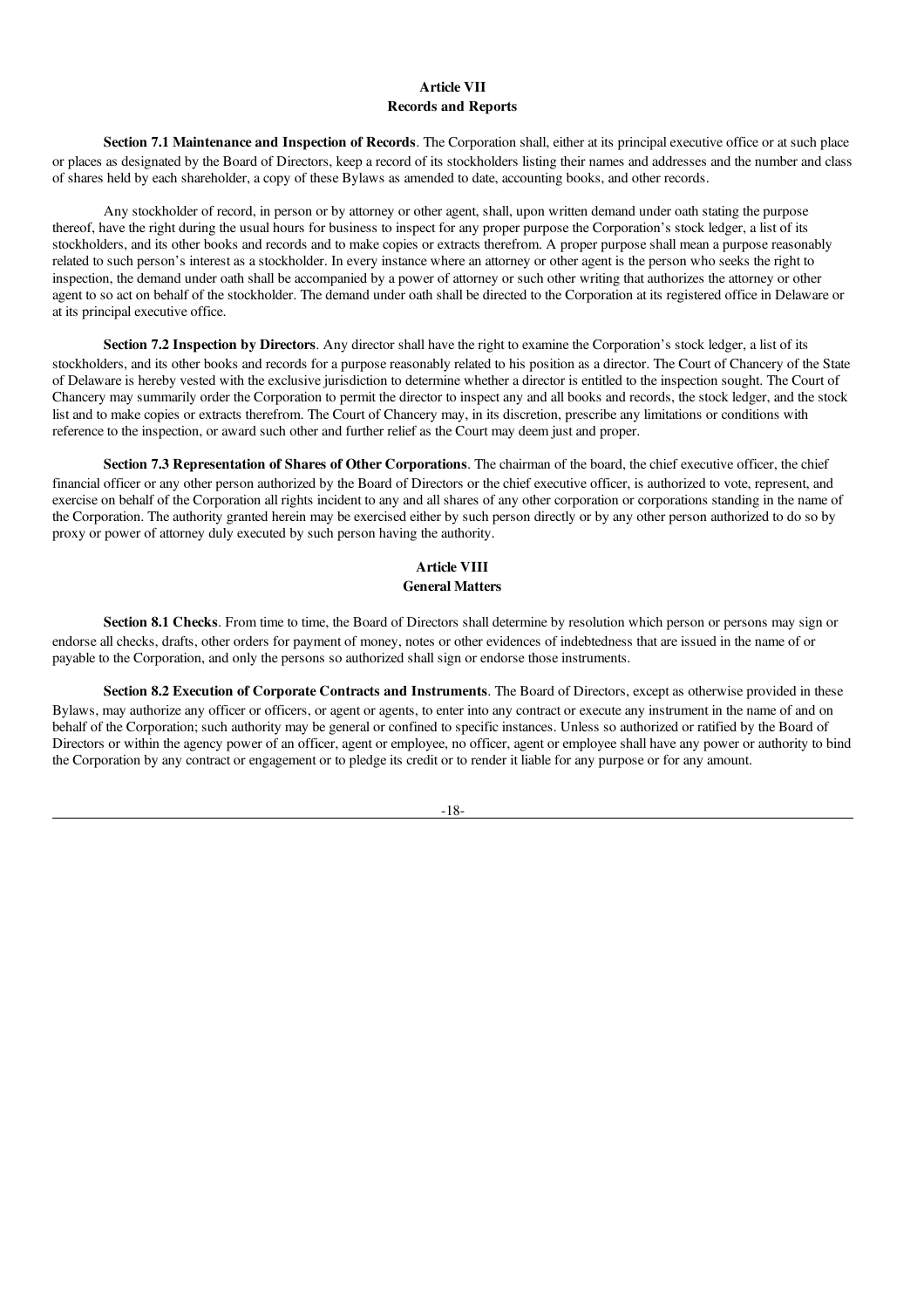## Article VII
## Records and Reports

**Section 7.1 Maintenance and Inspection of Records**. The Corporation shall, either at its principal executive office or at such place or places as designated by the Board of Directors, keep a record of its stockholders listing their names and addresses and the number and class of shares held by each shareholder, a copy of these Bylaws as amended to date, accounting books, and other records.

Any stockholder of record, in person or by attorney or other agent, shall, upon written demand under oath stating the purpose thereof, have the right during the usual hours for business to inspect for any proper purpose the Corporation's stock ledger, a list of its stockholders, and its other books and records and to make copies or extracts therefrom. A proper purpose shall mean a purpose reasonably related to such person's interest as a stockholder. In every instance where an attorney or other agent is the person who seeks the right to inspection, the demand under oath shall be accompanied by a power of attorney or such other writing that authorizes the attorney or other agent to so act on behalf of the stockholder. The demand under oath shall be directed to the Corporation at its registered office in Delaware or at its principal executive office.

**Section 7.2 Inspection by Directors**. Any director shall have the right to examine the Corporation's stock ledger, a list of its stockholders, and its other books and records for a purpose reasonably related to his position as a director. The Court of Chancery of the State of Delaware is hereby vested with the exclusive jurisdiction to determine whether a director is entitled to the inspection sought. The Court of Chancery may summarily order the Corporation to permit the director to inspect any and all books and records, the stock ledger, and the stock list and to make copies or extracts therefrom. The Court of Chancery may, in its discretion, prescribe any limitations or conditions with reference to the inspection, or award such other and further relief as the Court may deem just and proper.

**Section 7.3 Representation of Shares of Other Corporations**. The chairman of the board, the chief executive officer, the chief financial officer or any other person authorized by the Board of Directors or the chief executive officer, is authorized to vote, represent, and exercise on behalf of the Corporation all rights incident to any and all shares of any other corporation or corporations standing in the name of the Corporation. The authority granted herein may be exercised either by such person directly or by any other person authorized to do so by proxy or power of attorney duly executed by such person having the authority.

## Article VIII
## General Matters

**Section 8.1 Checks**. From time to time, the Board of Directors shall determine by resolution which person or persons may sign or endorse all checks, drafts, other orders for payment of money, notes or other evidences of indebtedness that are issued in the name of or payable to the Corporation, and only the persons so authorized shall sign or endorse those instruments.

**Section 8.2 Execution of Corporate Contracts and Instruments**. The Board of Directors, except as otherwise provided in these Bylaws, may authorize any officer or officers, or agent or agents, to enter into any contract or execute any instrument in the name of and on behalf of the Corporation; such authority may be general or confined to specific instances. Unless so authorized or ratified by the Board of Directors or within the agency power of an officer, agent or employee, no officer, agent or employee shall have any power or authority to bind the Corporation by any contract or engagement or to pledge its credit or to render it liable for any purpose or for any amount.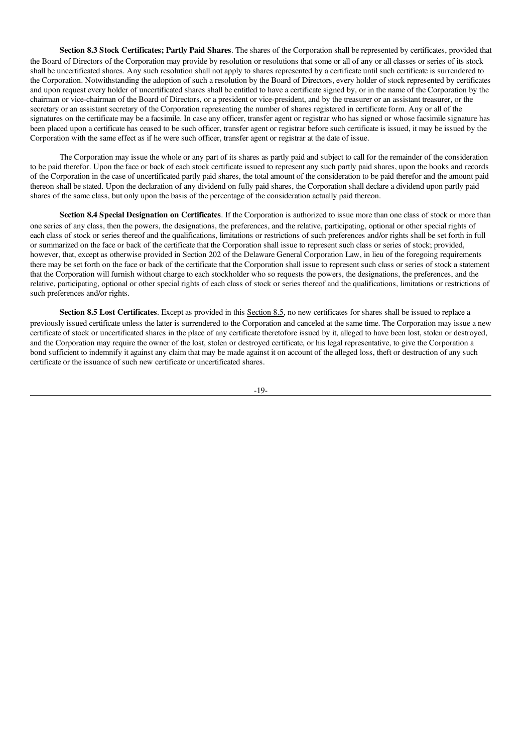**Section 8.3 Stock Certificates; Partly Paid Shares**. The shares of the Corporation shall be represented by certificates, provided that the Board of Directors of the Corporation may provide by resolution or resolutions that some or all of any or all classes or series of its stock shall be uncertificated shares. Any such resolution shall not apply to shares represented by a certificate until such certificate is surrendered to the Corporation. Notwithstanding the adoption of such a resolution by the Board of Directors, every holder of stock represented by certificates and upon request every holder of uncertificated shares shall be entitled to have a certificate signed by, or in the name of the Corporation by the chairman or vice-chairman of the Board of Directors, or a president or vice-president, and by the treasurer or an assistant treasurer, or the secretary or an assistant secretary of the Corporation representing the number of shares registered in certificate form. Any or all of the signatures on the certificate may be a facsimile. In case any officer, transfer agent or registrar who has signed or whose facsimile signature has been placed upon a certificate has ceased to be such officer, transfer agent or registrar before such certificate is issued, it may be issued by the Corporation with the same effect as if he were such officer, transfer agent or registrar at the date of issue.

The Corporation may issue the whole or any part of its shares as partly paid and subject to call for the remainder of the consideration to be paid therefor. Upon the face or back of each stock certificate issued to represent any such partly paid shares, upon the books and records of the Corporation in the case of uncertificated partly paid shares, the total amount of the consideration to be paid therefor and the amount paid thereon shall be stated. Upon the declaration of any dividend on fully paid shares, the Corporation shall declare a dividend upon partly paid shares of the same class, but only upon the basis of the percentage of the consideration actually paid thereon.

**Section 8.4 Special Designation on Certificates**. If the Corporation is authorized to issue more than one class of stock or more than one series of any class, then the powers, the designations, the preferences, and the relative, participating, optional or other special rights of each class of stock or series thereof and the qualifications, limitations or restrictions of such preferences and/or rights shall be set forth in full or summarized on the face or back of the certificate that the Corporation shall issue to represent such class or series of stock; provided, however, that, except as otherwise provided in Section 202 of the Delaware General Corporation Law, in lieu of the foregoing requirements there may be set forth on the face or back of the certificate that the Corporation shall issue to represent such class or series of stock a statement that the Corporation will furnish without charge to each stockholder who so requests the powers, the designations, the preferences, and the relative, participating, optional or other special rights of each class of stock or series thereof and the qualifications, limitations or restrictions of such preferences and/or rights.

**Section 8.5 Lost Certificates**. Except as provided in this Section 8.5, no new certificates for shares shall be issued to replace a previously issued certificate unless the latter is surrendered to the Corporation and canceled at the same time. The Corporation may issue a new certificate of stock or uncertificated shares in the place of any certificate theretofore issued by it, alleged to have been lost, stolen or destroyed, and the Corporation may require the owner of the lost, stolen or destroyed certificate, or his legal representative, to give the Corporation a bond sufficient to indemnify it against any claim that may be made against it on account of the alleged loss, theft or destruction of any such certificate or the issuance of such new certificate or uncertificated shares.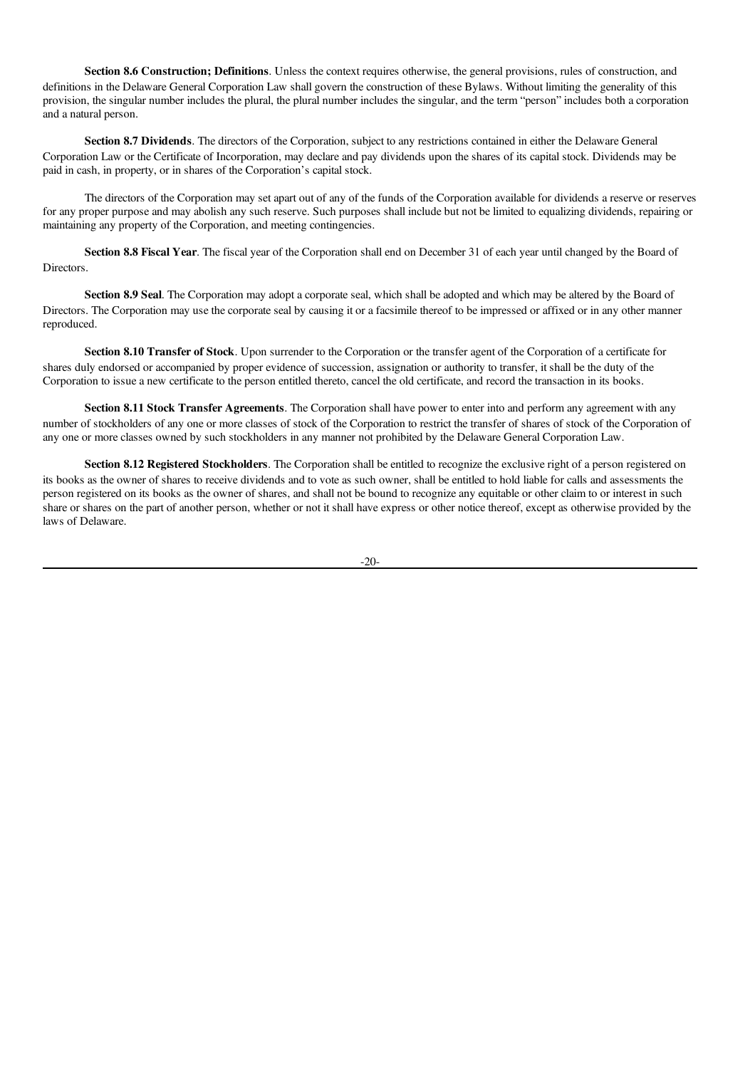**Section 8.6 Construction; Definitions**. Unless the context requires otherwise, the general provisions, rules of construction, and definitions in the Delaware General Corporation Law shall govern the construction of these Bylaws. Without limiting the generality of this provision, the singular number includes the plural, the plural number includes the singular, and the term "person" includes both a corporation and a natural person.

**Section 8.7 Dividends**. The directors of the Corporation, subject to any restrictions contained in either the Delaware General Corporation Law or the Certificate of Incorporation, may declare and pay dividends upon the shares of its capital stock. Dividends may be paid in cash, in property, or in shares of the Corporation's capital stock.

The directors of the Corporation may set apart out of any of the funds of the Corporation available for dividends a reserve or reserves for any proper purpose and may abolish any such reserve. Such purposes shall include but not be limited to equalizing dividends, repairing or maintaining any property of the Corporation, and meeting contingencies.

**Section 8.8 Fiscal Year**. The fiscal year of the Corporation shall end on December 31 of each year until changed by the Board of Directors.

**Section 8.9 Seal**. The Corporation may adopt a corporate seal, which shall be adopted and which may be altered by the Board of Directors. The Corporation may use the corporate seal by causing it or a facsimile thereof to be impressed or affixed or in any other manner reproduced.

**Section 8.10 Transfer of Stock**. Upon surrender to the Corporation or the transfer agent of the Corporation of a certificate for shares duly endorsed or accompanied by proper evidence of succession, assignation or authority to transfer, it shall be the duty of the Corporation to issue a new certificate to the person entitled thereto, cancel the old certificate, and record the transaction in its books.

**Section 8.11 Stock Transfer Agreements**. The Corporation shall have power to enter into and perform any agreement with any number of stockholders of any one or more classes of stock of the Corporation to restrict the transfer of shares of stock of the Corporation of any one or more classes owned by such stockholders in any manner not prohibited by the Delaware General Corporation Law.

**Section 8.12 Registered Stockholders**. The Corporation shall be entitled to recognize the exclusive right of a person registered on its books as the owner of shares to receive dividends and to vote as such owner, shall be entitled to hold liable for calls and assessments the person registered on its books as the owner of shares, and shall not be bound to recognize any equitable or other claim to or interest in such share or shares on the part of another person, whether or not it shall have express or other notice thereof, except as otherwise provided by the laws of Delaware.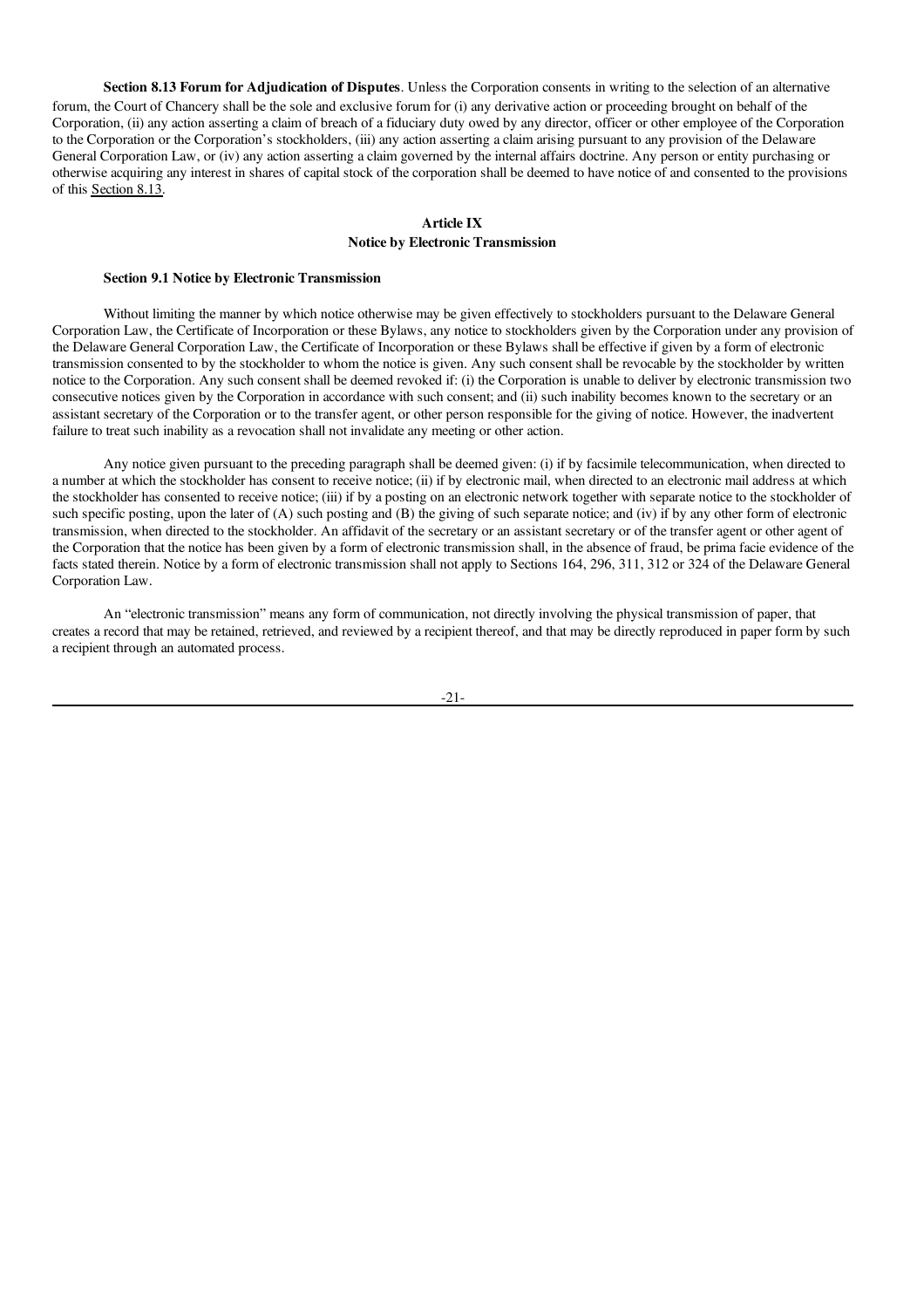**Section 8.13 Forum for Adjudication of Disputes**. Unless the Corporation consents in writing to the selection of an alternative forum, the Court of Chancery shall be the sole and exclusive forum for (i) any derivative action or proceeding brought on behalf of the Corporation, (ii) any action asserting a claim of breach of a fiduciary duty owed by any director, officer or other employee of the Corporation to the Corporation or the Corporation's stockholders, (iii) any action asserting a claim arising pursuant to any provision of the Delaware General Corporation Law, or (iv) any action asserting a claim governed by the internal affairs doctrine. Any person or entity purchasing or otherwise acquiring any interest in shares of capital stock of the corporation shall be deemed to have notice of and consented to the provisions of this Section 8.13.

## Article IX
## Notice by Electronic Transmission

**Section 9.1 Notice by Electronic Transmission**

Without limiting the manner by which notice otherwise may be given effectively to stockholders pursuant to the Delaware General Corporation Law, the Certificate of Incorporation or these Bylaws, any notice to stockholders given by the Corporation under any provision of the Delaware General Corporation Law, the Certificate of Incorporation or these Bylaws shall be effective if given by a form of electronic transmission consented to by the stockholder to whom the notice is given. Any such consent shall be revocable by the stockholder by written notice to the Corporation. Any such consent shall be deemed revoked if: (i) the Corporation is unable to deliver by electronic transmission two consecutive notices given by the Corporation in accordance with such consent; and (ii) such inability becomes known to the secretary or an assistant secretary of the Corporation or to the transfer agent, or other person responsible for the giving of notice. However, the inadvertent failure to treat such inability as a revocation shall not invalidate any meeting or other action.

Any notice given pursuant to the preceding paragraph shall be deemed given: (i) if by facsimile telecommunication, when directed to a number at which the stockholder has consent to receive notice; (ii) if by electronic mail, when directed to an electronic mail address at which the stockholder has consented to receive notice; (iii) if by a posting on an electronic network together with separate notice to the stockholder of such specific posting, upon the later of (A) such posting and (B) the giving of such separate notice; and (iv) if by any other form of electronic transmission, when directed to the stockholder. An affidavit of the secretary or an assistant secretary or of the transfer agent or other agent of the Corporation that the notice has been given by a form of electronic transmission shall, in the absence of fraud, be prima facie evidence of the facts stated therein. Notice by a form of electronic transmission shall not apply to Sections 164, 296, 311, 312 or 324 of the Delaware General Corporation Law.

An "electronic transmission" means any form of communication, not directly involving the physical transmission of paper, that creates a record that may be retained, retrieved, and reviewed by a recipient thereof, and that may be directly reproduced in paper form by such a recipient through an automated process.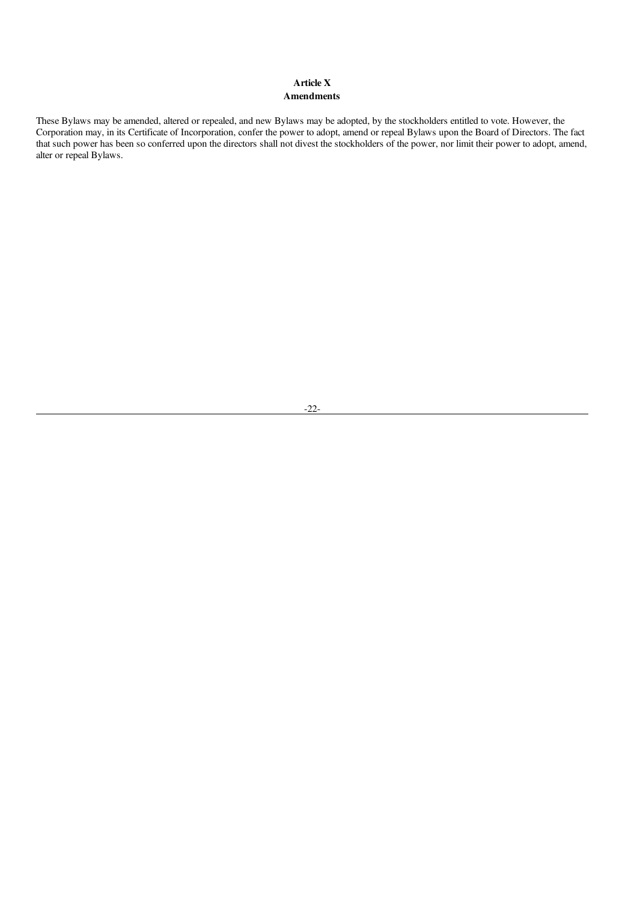## Article X
## Amendments

These Bylaws may be amended, altered or repealed, and new Bylaws may be adopted, by the stockholders entitled to vote. However, the Corporation may, in its Certificate of Incorporation, confer the power to adopt, amend or repeal Bylaws upon the Board of Directors. The fact that such power has been so conferred upon the directors shall not divest the stockholders of the power, nor limit their power to adopt, amend, alter or repeal Bylaws.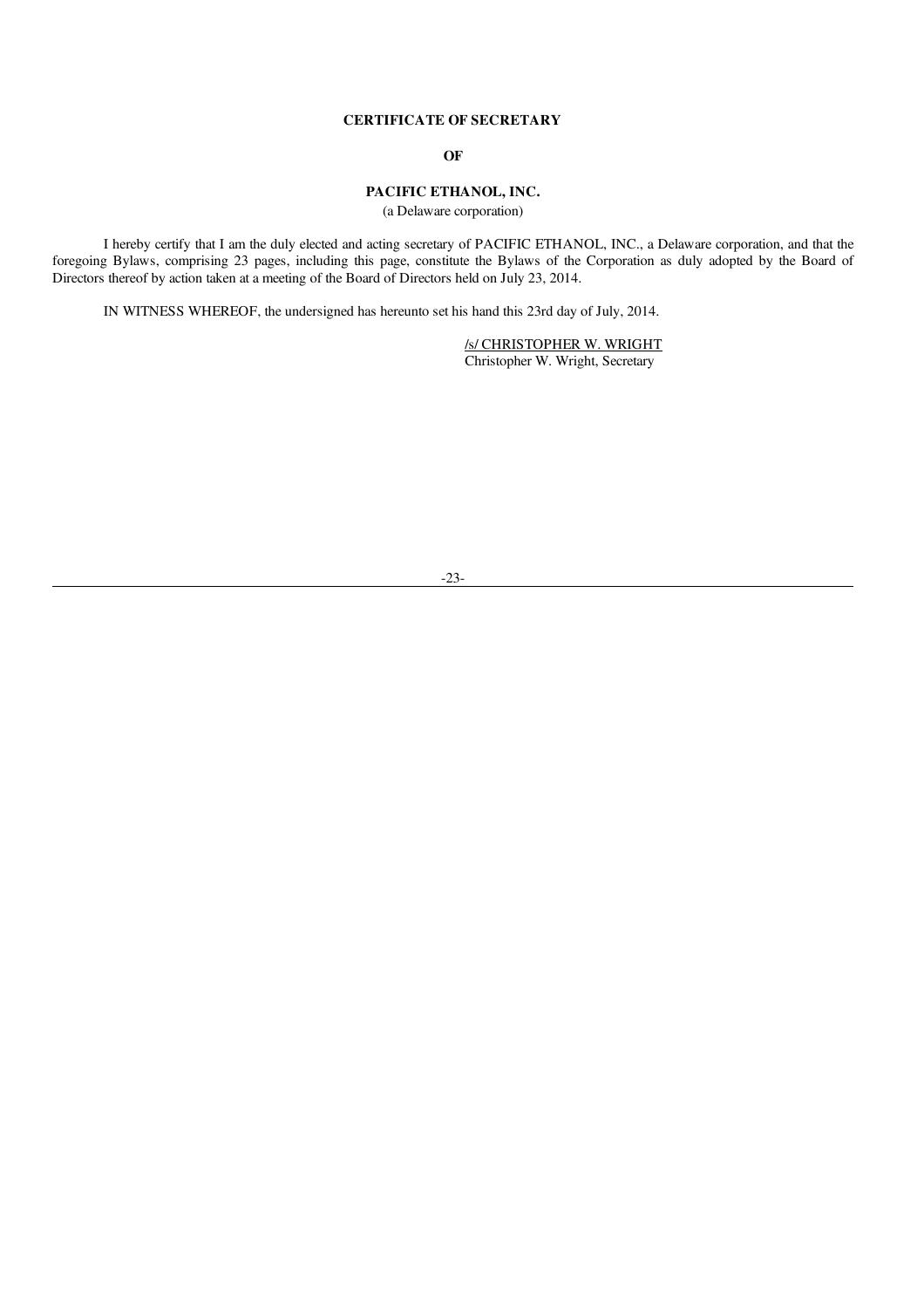**CERTIFICATE OF SECRETARY**

**OF**

**PACIFIC ETHANOL, INC.**

(a Delaware corporation)

I hereby certify that I am the duly elected and acting secretary of PACIFIC ETHANOL, INC., a Delaware corporation, and that the foregoing Bylaws, comprising 23 pages, including this page, constitute the Bylaws of the Corporation as duly adopted by the Board of Directors thereof by action taken at a meeting of the Board of Directors held on July 23, 2014.

IN WITNESS WHEREOF, the undersigned has hereunto set his hand this 23rd day of July, 2014.

/s/ CHRISTOPHER W. WRIGHT
Christopher W. Wright, Secretary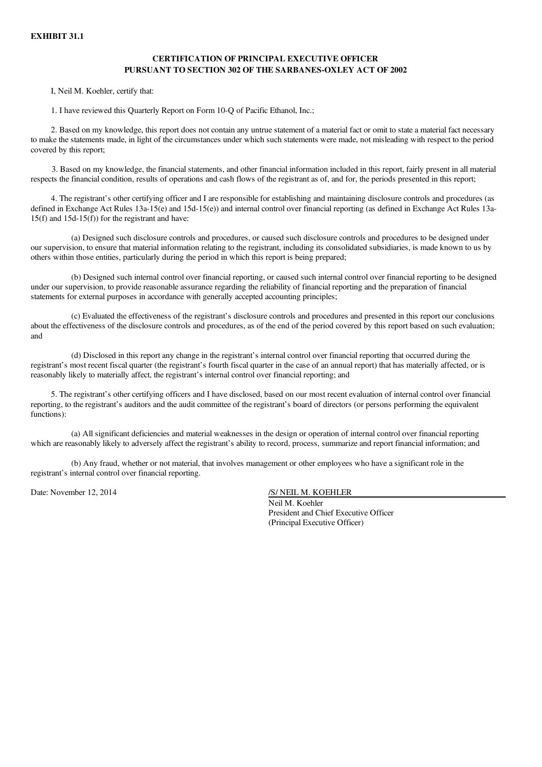**EXHIBIT 31.1**

**CERTIFICATION OF PRINCIPAL EXECUTIVE OFFICER**
**PURSUANT TO SECTION 302 OF THE SARBANES-OXLEY ACT OF 2002**

I, Neil M. Koehler, certify that:

1. I have reviewed this Quarterly Report on Form 10-Q of Pacific Ethanol, Inc.;

2. Based on my knowledge, this report does not contain any untrue statement of a material fact or omit to state a material fact necessary to make the statements made, in light of the circumstances under which such statements were made, not misleading with respect to the period covered by this report;

3. Based on my knowledge, the financial statements, and other financial information included in this report, fairly present in all material respects the financial condition, results of operations and cash flows of the registrant as of, and for, the periods presented in this report;

4. The registrant's other certifying officer and I are responsible for establishing and maintaining disclosure controls and procedures (as defined in Exchange Act Rules 13a-15(e) and 15d-15(e)) and internal control over financial reporting (as defined in Exchange Act Rules 13a-15(f) and 15d-15(f)) for the registrant and have:

(a) Designed such disclosure controls and procedures, or caused such disclosure controls and procedures to be designed under our supervision, to ensure that material information relating to the registrant, including its consolidated subsidiaries, is made known to us by others within those entities, particularly during the period in which this report is being prepared;

(b) Designed such internal control over financial reporting, or caused such internal control over financial reporting to be designed under our supervision, to provide reasonable assurance regarding the reliability of financial reporting and the preparation of financial statements for external purposes in accordance with generally accepted accounting principles;

(c) Evaluated the effectiveness of the registrant's disclosure controls and procedures and presented in this report our conclusions about the effectiveness of the disclosure controls and procedures, as of the end of the period covered by this report based on such evaluation; and

(d) Disclosed in this report any change in the registrant's internal control over financial reporting that occurred during the registrant's most recent fiscal quarter (the registrant's fourth fiscal quarter in the case of an annual report) that has materially affected, or is reasonably likely to materially affect, the registrant's internal control over financial reporting; and

5. The registrant's other certifying officers and I have disclosed, based on our most recent evaluation of internal control over financial reporting, to the registrant's auditors and the audit committee of the registrant's board of directors (or persons performing the equivalent functions):

(a) All significant deficiencies and material weaknesses in the design or operation of internal control over financial reporting which are reasonably likely to adversely affect the registrant's ability to record, process, summarize and report financial information; and

(b) Any fraud, whether or not material, that involves management or other employees who have a significant role in the registrant's internal control over financial reporting.

Date: November 12, 2014

/S/ NEIL M. KOEHLER
Neil M. Koehler
President and Chief Executive Officer
(Principal Executive Officer)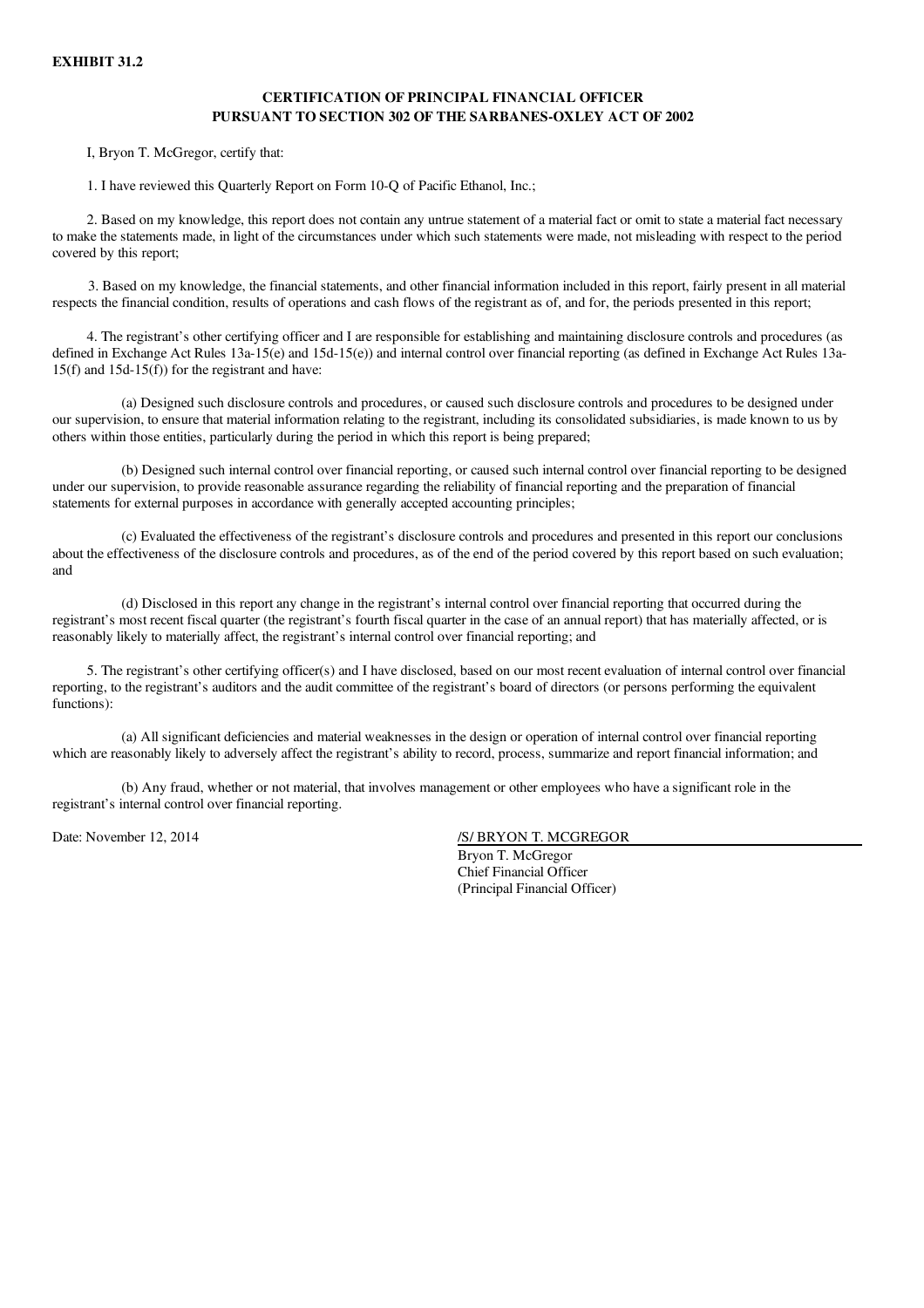**EXHIBIT 31.2**

**CERTIFICATION OF PRINCIPAL FINANCIAL OFFICER**
**PURSUANT TO SECTION 302 OF THE SARBANES-OXLEY ACT OF 2002**

I, Bryon T. McGregor, certify that:

1. I have reviewed this Quarterly Report on Form 10-Q of Pacific Ethanol, Inc.;

2. Based on my knowledge, this report does not contain any untrue statement of a material fact or omit to state a material fact necessary to make the statements made, in light of the circumstances under which such statements were made, not misleading with respect to the period covered by this report;

3. Based on my knowledge, the financial statements, and other financial information included in this report, fairly present in all material respects the financial condition, results of operations and cash flows of the registrant as of, and for, the periods presented in this report;

4. The registrant's other certifying officer and I are responsible for establishing and maintaining disclosure controls and procedures (as defined in Exchange Act Rules 13a-15(e) and 15d-15(e)) and internal control over financial reporting (as defined in Exchange Act Rules 13a-15(f) and 15d-15(f)) for the registrant and have:

(a) Designed such disclosure controls and procedures, or caused such disclosure controls and procedures to be designed under our supervision, to ensure that material information relating to the registrant, including its consolidated subsidiaries, is made known to us by others within those entities, particularly during the period in which this report is being prepared;

(b) Designed such internal control over financial reporting, or caused such internal control over financial reporting to be designed under our supervision, to provide reasonable assurance regarding the reliability of financial reporting and the preparation of financial statements for external purposes in accordance with generally accepted accounting principles;

(c) Evaluated the effectiveness of the registrant's disclosure controls and procedures and presented in this report our conclusions about the effectiveness of the disclosure controls and procedures, as of the end of the period covered by this report based on such evaluation; and

(d) Disclosed in this report any change in the registrant's internal control over financial reporting that occurred during the registrant's most recent fiscal quarter (the registrant's fourth fiscal quarter in the case of an annual report) that has materially affected, or is reasonably likely to materially affect, the registrant's internal control over financial reporting; and

5. The registrant's other certifying officer(s) and I have disclosed, based on our most recent evaluation of internal control over financial reporting, to the registrant's auditors and the audit committee of the registrant's board of directors (or persons performing the equivalent functions):

(a) All significant deficiencies and material weaknesses in the design or operation of internal control over financial reporting which are reasonably likely to adversely affect the registrant's ability to record, process, summarize and report financial information; and

(b) Any fraud, whether or not material, that involves management or other employees who have a significant role in the registrant's internal control over financial reporting.

Date: November 12, 2014

/S/ BRYON T. MCGREGOR
Bryon T. McGregor
Chief Financial Officer
(Principal Financial Officer)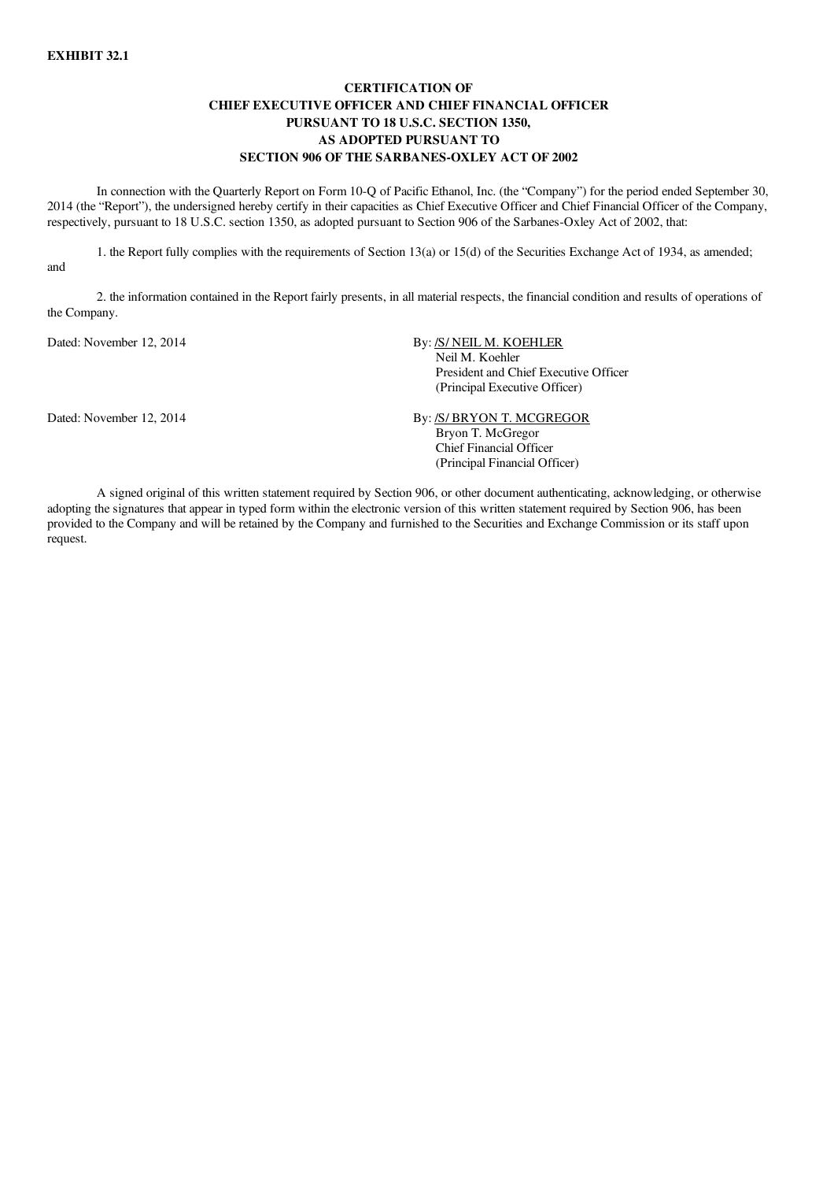**EXHIBIT 32.1**

**CERTIFICATION OF**
**CHIEF EXECUTIVE OFFICER AND CHIEF FINANCIAL OFFICER**
**PURSUANT TO 18 U.S.C. SECTION 1350,**
**AS ADOPTED PURSUANT TO**
**SECTION 906 OF THE SARBANES-OXLEY ACT OF 2002**

In connection with the Quarterly Report on Form 10-Q of Pacific Ethanol, Inc. (the "Company") for the period ended September 30, 2014 (the "Report"), the undersigned hereby certify in their capacities as Chief Executive Officer and Chief Financial Officer of the Company, respectively, pursuant to 18 U.S.C. section 1350, as adopted pursuant to Section 906 of the Sarbanes-Oxley Act of 2002, that:

1. the Report fully complies with the requirements of Section 13(a) or 15(d) of the Securities Exchange Act of 1934, as amended; and

2. the information contained in the Report fairly presents, in all material respects, the financial condition and results of operations of the Company.

Dated: November 12, 2014

By: /S/ NEIL M. KOEHLER
Neil M. Koehler
President and Chief Executive Officer
(Principal Executive Officer)

Dated: November 12, 2014

By: /S/ BRYON T. MCGREGOR
Bryon T. McGregor
Chief Financial Officer
(Principal Financial Officer)

A signed original of this written statement required by Section 906, or other document authenticating, acknowledging, or otherwise adopting the signatures that appear in typed form within the electronic version of this written statement required by Section 906, has been provided to the Company and will be retained by the Company and furnished to the Securities and Exchange Commission or its staff upon request.